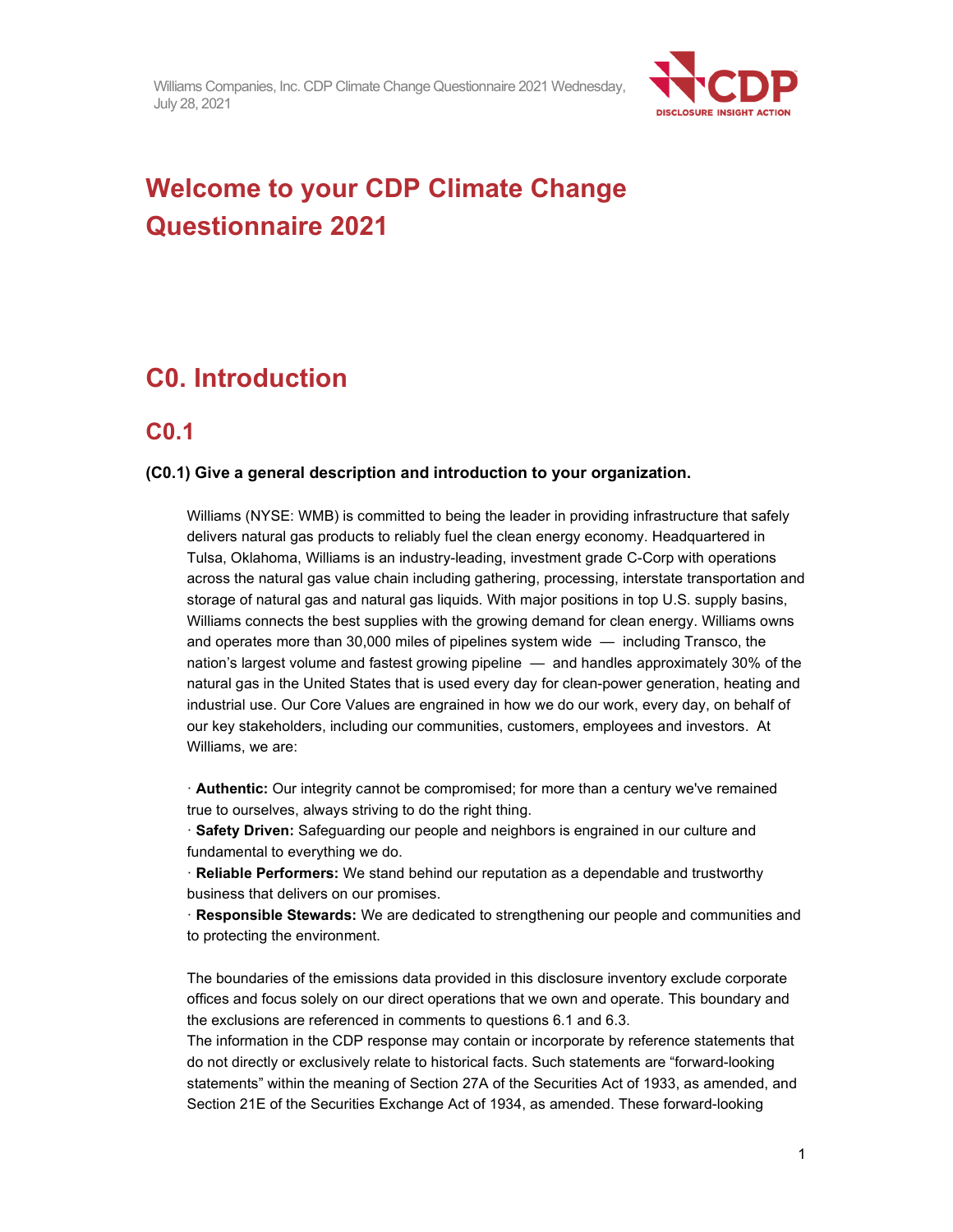# Welcome to your CDP Climate Change Questionnaire 2021

## C0. Introduction

### C0.1

**(C0.1) Give a general description and introduction to your organization.**

Williams (NYSE: WMB) is committed to being the leader in providing infrastructure that safely delivers natural gas products to reliably fuel the clean energy economy. Headquartered in Tulsa, Oklahoma, Williams is an industry-leading, investment grade C-Corp with operations across the natural gas value chain including gathering, processing, interstate transportation and storage of natural gas and natural gas liquids. With major positions in top U.S. supply basins, Williams connects the best supplies with the growing demand for clean energy. Williams owns and operates more than 30,000 miles of pipelines system wide — including Transco, the nation's largest volume and fastest growing pipeline — and handles approximately 30% of the natural gas in the United States that is used every day for clean-power generation, heating and industrial use. Our Core Values are engrained in how we do our work, every day, on behalf of our key stakeholders, including our communities, customers, employees and investors. At Williams, we are:

· **Authentic:** Our integrity cannot be compromised; for more than a century we've remained true to ourselves, always striving to do the right thing.
· **Safety Driven:** Safeguarding our people and neighbors is engrained in our culture and fundamental to everything we do.
· **Reliable Performers:** We stand behind our reputation as a dependable and trustworthy business that delivers on our promises.
· **Responsible Stewards:** We are dedicated to strengthening our people and communities and to protecting the environment.

The boundaries of the emissions data provided in this disclosure inventory exclude corporate offices and focus solely on our direct operations that we own and operate. This boundary and the exclusions are referenced in comments to questions 6.1 and 6.3.
The information in the CDP response may contain or incorporate by reference statements that do not directly or exclusively relate to historical facts. Such statements are "forward-looking statements" within the meaning of Section 27A of the Securities Act of 1933, as amended, and Section 21E of the Securities Exchange Act of 1934, as amended. These forward-looking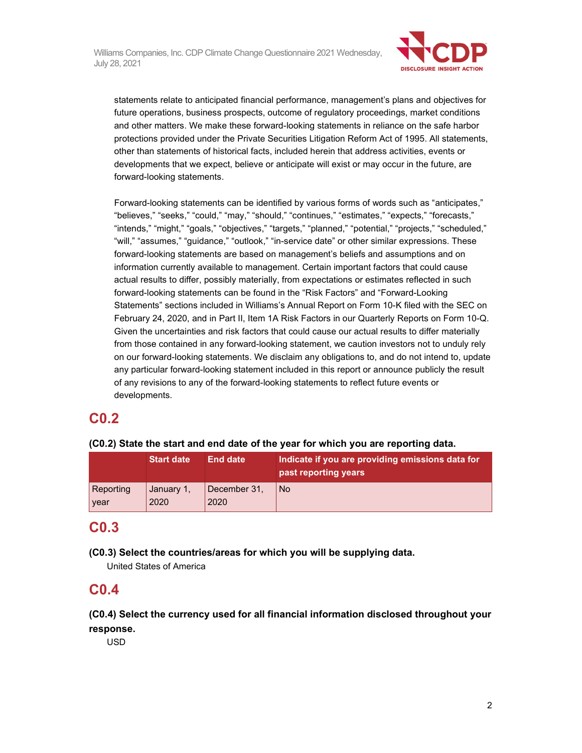statements relate to anticipated financial performance, management's plans and objectives for future operations, business prospects, outcome of regulatory proceedings, market conditions and other matters. We make these forward-looking statements in reliance on the safe harbor protections provided under the Private Securities Litigation Reform Act of 1995. All statements, other than statements of historical facts, included herein that address activities, events or developments that we expect, believe or anticipate will exist or may occur in the future, are forward-looking statements.

Forward-looking statements can be identified by various forms of words such as "anticipates," "believes," "seeks," "could," "may," "should," "continues," "estimates," "expects," "forecasts," "intends," "might," "goals," "objectives," "targets," "planned," "potential," "projects," "scheduled," "will," "assumes," "guidance," "outlook," "in-service date" or other similar expressions. These forward-looking statements are based on management's beliefs and assumptions and on information currently available to management. Certain important factors that could cause actual results to differ, possibly materially, from expectations or estimates reflected in such forward-looking statements can be found in the "Risk Factors" and "Forward-Looking Statements" sections included in Williams's Annual Report on Form 10-K filed with the SEC on February 24, 2020, and in Part II, Item 1A Risk Factors in our Quarterly Reports on Form 10-Q. Given the uncertainties and risk factors that could cause our actual results to differ materially from those contained in any forward-looking statement, we caution investors not to unduly rely on our forward-looking statements. We disclaim any obligations to, and do not intend to, update any particular forward-looking statement included in this report or announce publicly the result of any revisions to any of the forward-looking statements to reflect future events or developments.

## C0.2

**(C0.2) State the start and end date of the year for which you are reporting data.**

| | Start date | End date | Indicate if you are providing emissions data for past reporting years |
|---|---|---|---|
| Reporting year | January 1, 2020 | December 31, 2020 | No |

## C0.3

**(C0.3) Select the countries/areas for which you will be supplying data.**

United States of America

## C0.4

**(C0.4) Select the currency used for all financial information disclosed throughout your response.**

USD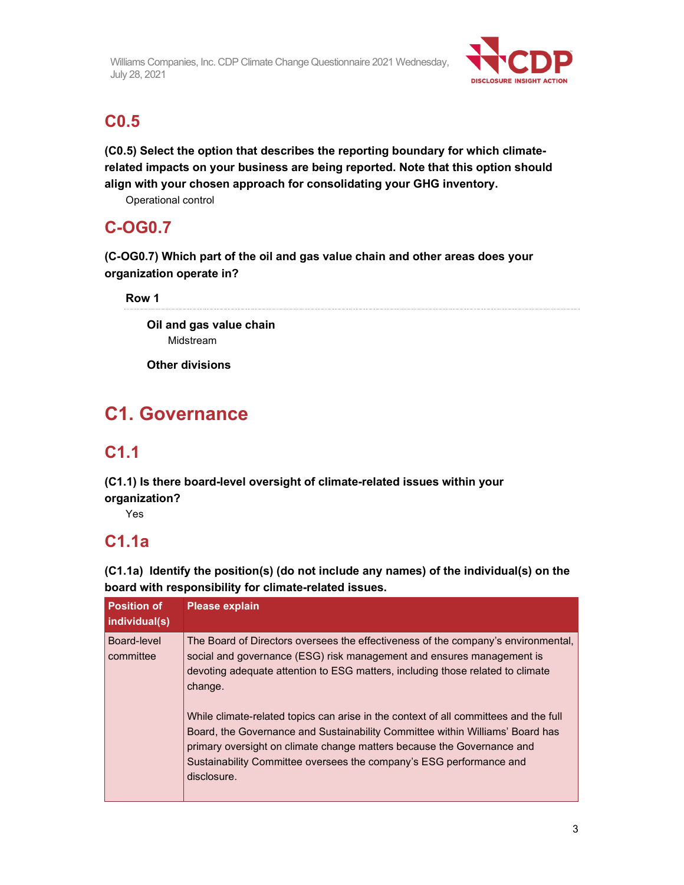## C0.5

**(C0.5) Select the option that describes the reporting boundary for which climate-related impacts on your business are being reported. Note that this option should align with your chosen approach for consolidating your GHG inventory.**

Operational control

## C-OG0.7

**(C-OG0.7) Which part of the oil and gas value chain and other areas does your organization operate in?**

**Row 1**

**Oil and gas value chain**

Midstream

**Other divisions**

# C1. Governance

## C1.1

**(C1.1) Is there board-level oversight of climate-related issues within your organization?**

Yes

## C1.1a

**(C1.1a) Identify the position(s) (do not include any names) of the individual(s) on the board with responsibility for climate-related issues.**

| Position of individual(s) | Please explain |
|---|---|
| Board-level committee | The Board of Directors oversees the effectiveness of the company's environmental, social and governance (ESG) risk management and ensures management is devoting adequate attention to ESG matters, including those related to climate change.<br><br>While climate-related topics can arise in the context of all committees and the full Board, the Governance and Sustainability Committee within Williams' Board has primary oversight on climate change matters because the Governance and Sustainability Committee oversees the company's ESG performance and disclosure. |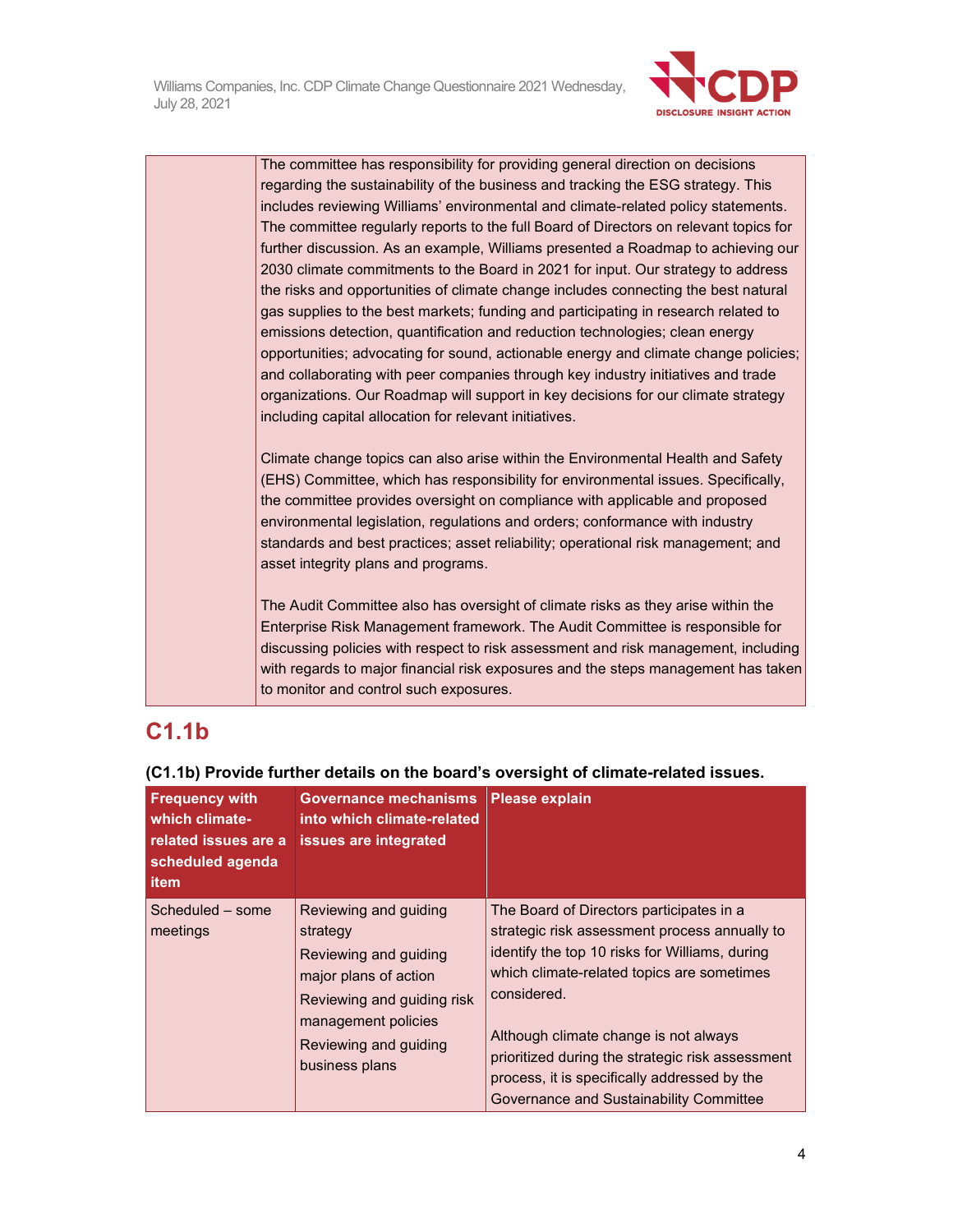| | |
|---|---|
| | The committee has responsibility for providing general direction on decisions regarding the sustainability of the business and tracking the ESG strategy. This includes reviewing Williams' environmental and climate-related policy statements. The committee regularly reports to the full Board of Directors on relevant topics for further discussion. As an example, Williams presented a Roadmap to achieving our 2030 climate commitments to the Board in 2021 for input. Our strategy to address the risks and opportunities of climate change includes connecting the best natural gas supplies to the best markets; funding and participating in research related to emissions detection, quantification and reduction technologies; clean energy opportunities; advocating for sound, actionable energy and climate change policies; and collaborating with peer companies through key industry initiatives and trade organizations. Our Roadmap will support in key decisions for our climate strategy including capital allocation for relevant initiatives.<br><br>Climate change topics can also arise within the Environmental Health and Safety (EHS) Committee, which has responsibility for environmental issues. Specifically, the committee provides oversight on compliance with applicable and proposed environmental legislation, regulations and orders; conformance with industry standards and best practices; asset reliability; operational risk management; and asset integrity plans and programs.<br><br>The Audit Committee also has oversight of climate risks as they arise within the Enterprise Risk Management framework. The Audit Committee is responsible for discussing policies with respect to risk assessment and risk management, including with regards to major financial risk exposures and the steps management has taken to monitor and control such exposures. |

## C1.1b

**(C1.1b) Provide further details on the board's oversight of climate-related issues.**

| Frequency with which climate-related issues are a scheduled agenda item | Governance mechanisms into which climate-related issues are integrated | Please explain |
|---|---|---|
| Scheduled – some meetings | Reviewing and guiding strategy<br>Reviewing and guiding major plans of action<br>Reviewing and guiding risk management policies<br>Reviewing and guiding business plans | The Board of Directors participates in a strategic risk assessment process annually to identify the top 10 risks for Williams, during which climate-related topics are sometimes considered.<br><br>Although climate change is not always prioritized during the strategic risk assessment process, it is specifically addressed by the Governance and Sustainability Committee |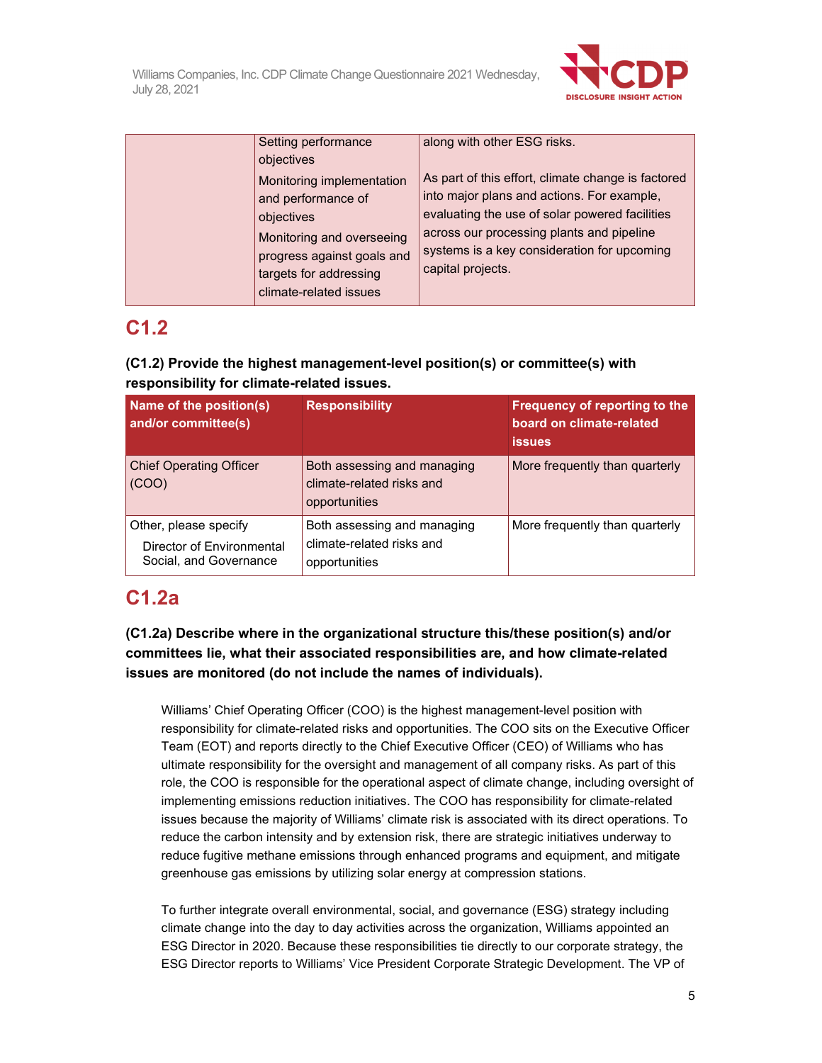|  | Setting performance objectives<br>Monitoring implementation and performance of objectives<br>Monitoring and overseeing progress against goals and targets for addressing climate-related issues | along with other ESG risks.<br><br>As part of this effort, climate change is factored into major plans and actions. For example, evaluating the use of solar powered facilities across our processing plants and pipeline systems is a key consideration for upcoming capital projects. |
|---|---|---|

## C1.2

**(C1.2) Provide the highest management-level position(s) or committee(s) with responsibility for climate-related issues.**

| Name of the position(s) and/or committee(s) | Responsibility | Frequency of reporting to the board on climate-related issues |
|---|---|---|
| Chief Operating Officer (COO) | Both assessing and managing climate-related risks and opportunities | More frequently than quarterly |
| Other, please specify<br>Director of Environmental Social, and Governance | Both assessing and managing climate-related risks and opportunities | More frequently than quarterly |

## C1.2a

**(C1.2a) Describe where in the organizational structure this/these position(s) and/or committees lie, what their associated responsibilities are, and how climate-related issues are monitored (do not include the names of individuals).**

Williams' Chief Operating Officer (COO) is the highest management-level position with responsibility for climate-related risks and opportunities. The COO sits on the Executive Officer Team (EOT) and reports directly to the Chief Executive Officer (CEO) of Williams who has ultimate responsibility for the oversight and management of all company risks. As part of this role, the COO is responsible for the operational aspect of climate change, including oversight of implementing emissions reduction initiatives. The COO has responsibility for climate-related issues because the majority of Williams' climate risk is associated with its direct operations. To reduce the carbon intensity and by extension risk, there are strategic initiatives underway to reduce fugitive methane emissions through enhanced programs and equipment, and mitigate greenhouse gas emissions by utilizing solar energy at compression stations.

To further integrate overall environmental, social, and governance (ESG) strategy including climate change into the day to day activities across the organization, Williams appointed an ESG Director in 2020. Because these responsibilities tie directly to our corporate strategy, the ESG Director reports to Williams' Vice President Corporate Strategic Development. The VP of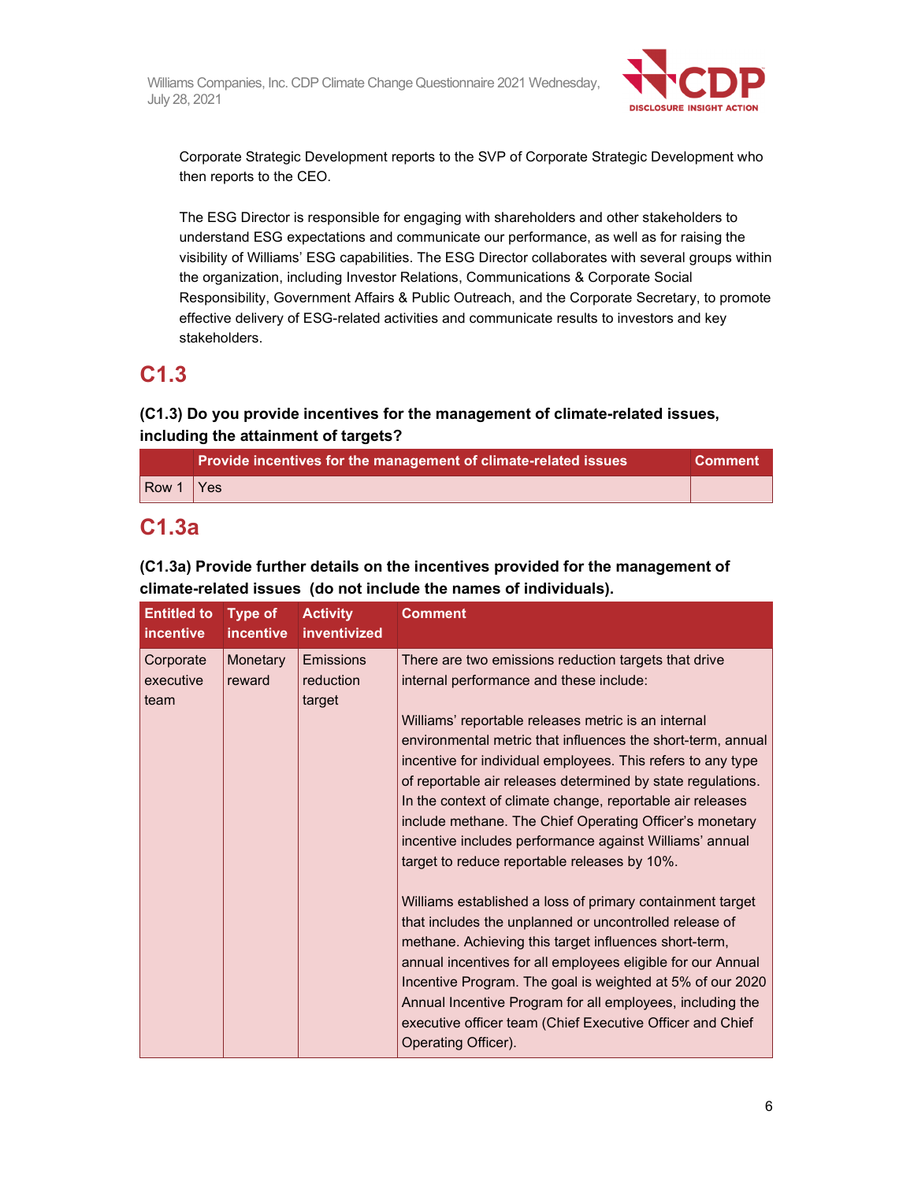Corporate Strategic Development reports to the SVP of Corporate Strategic Development who then reports to the CEO.

The ESG Director is responsible for engaging with shareholders and other stakeholders to understand ESG expectations and communicate our performance, as well as for raising the visibility of Williams' ESG capabilities. The ESG Director collaborates with several groups within the organization, including Investor Relations, Communications & Corporate Social Responsibility, Government Affairs & Public Outreach, and the Corporate Secretary, to promote effective delivery of ESG-related activities and communicate results to investors and key stakeholders.

# C1.3

### (C1.3) Do you provide incentives for the management of climate-related issues, including the attainment of targets?

| | Provide incentives for the management of climate-related issues | Comment |
|---|---|---|
| Row 1 | Yes | |

# C1.3a

### (C1.3a) Provide further details on the incentives provided for the management of climate-related issues (do not include the names of individuals).

| Entitled to incentive | Type of incentive | Activity inventivized | Comment |
|---|---|---|---|
| Corporate executive team | Monetary reward | Emissions reduction target | There are two emissions reduction targets that drive internal performance and these include:<br><br>Williams' reportable releases metric is an internal environmental metric that influences the short-term, annual incentive for individual employees. This refers to any type of reportable air releases determined by state regulations. In the context of climate change, reportable air releases include methane. The Chief Operating Officer's monetary incentive includes performance against Williams' annual target to reduce reportable releases by 10%.<br><br>Williams established a loss of primary containment target that includes the unplanned or uncontrolled release of methane. Achieving this target influences short-term, annual incentives for all employees eligible for our Annual Incentive Program. The goal is weighted at 5% of our 2020 Annual Incentive Program for all employees, including the executive officer team (Chief Executive Officer and Chief Operating Officer). |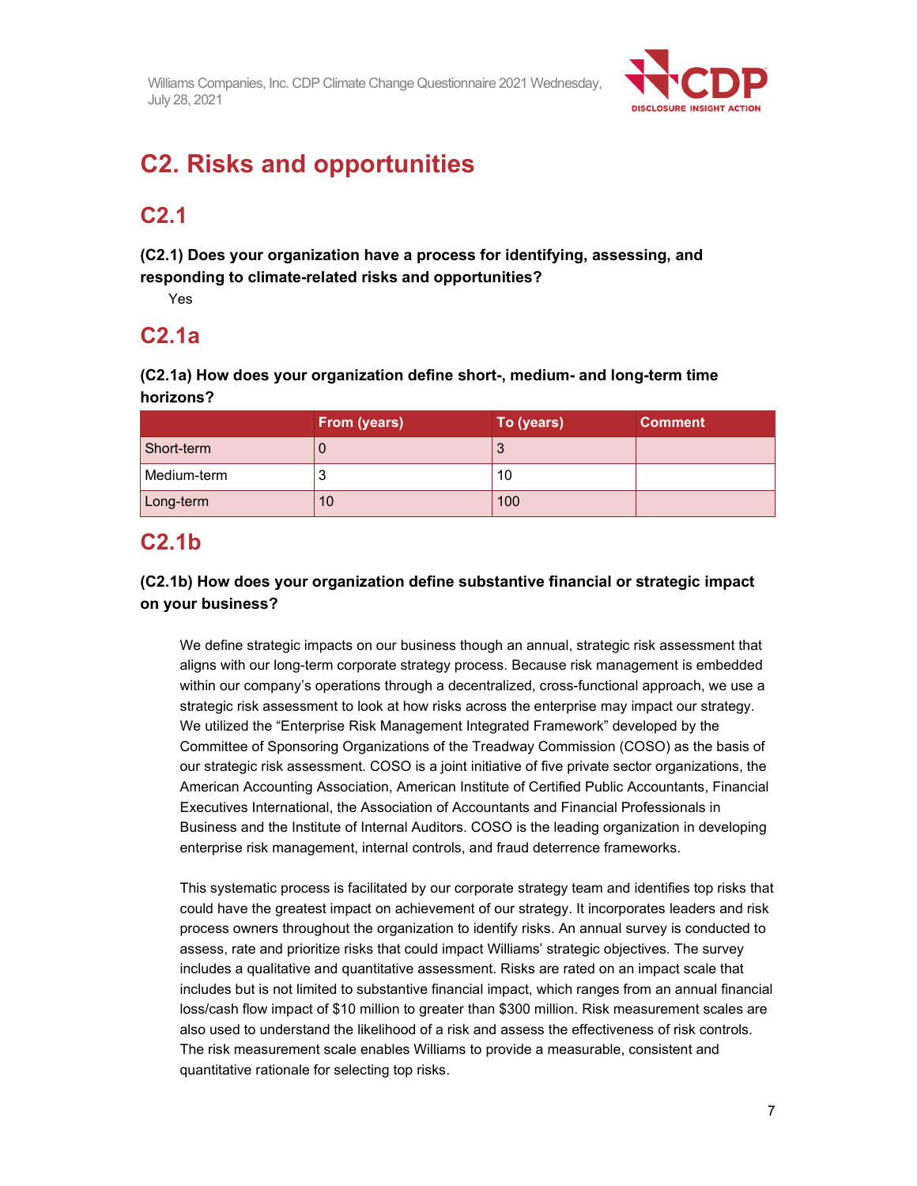# C2. Risks and opportunities

## C2.1

**(C2.1) Does your organization have a process for identifying, assessing, and responding to climate-related risks and opportunities?**

Yes

## C2.1a

**(C2.1a) How does your organization define short-, medium- and long-term time horizons?**

| | From (years) | To (years) | Comment |
|---|---|---|---|
| Short-term | 0 | 3 | |
| Medium-term | 3 | 10 | |
| Long-term | 10 | 100 | |

## C2.1b

**(C2.1b) How does your organization define substantive financial or strategic impact on your business?**

We define strategic impacts on our business though an annual, strategic risk assessment that aligns with our long-term corporate strategy process. Because risk management is embedded within our company's operations through a decentralized, cross-functional approach, we use a strategic risk assessment to look at how risks across the enterprise may impact our strategy. We utilized the "Enterprise Risk Management Integrated Framework" developed by the Committee of Sponsoring Organizations of the Treadway Commission (COSO) as the basis of our strategic risk assessment. COSO is a joint initiative of five private sector organizations, the American Accounting Association, American Institute of Certified Public Accountants, Financial Executives International, the Association of Accountants and Financial Professionals in Business and the Institute of Internal Auditors. COSO is the leading organization in developing enterprise risk management, internal controls, and fraud deterrence frameworks.

This systematic process is facilitated by our corporate strategy team and identifies top risks that could have the greatest impact on achievement of our strategy. It incorporates leaders and risk process owners throughout the organization to identify risks. An annual survey is conducted to assess, rate and prioritize risks that could impact Williams' strategic objectives. The survey includes a qualitative and quantitative assessment. Risks are rated on an impact scale that includes but is not limited to substantive financial impact, which ranges from an annual financial loss/cash flow impact of $10 million to greater than $300 million. Risk measurement scales are also used to understand the likelihood of a risk and assess the effectiveness of risk controls. The risk measurement scale enables Williams to provide a measurable, consistent and quantitative rationale for selecting top risks.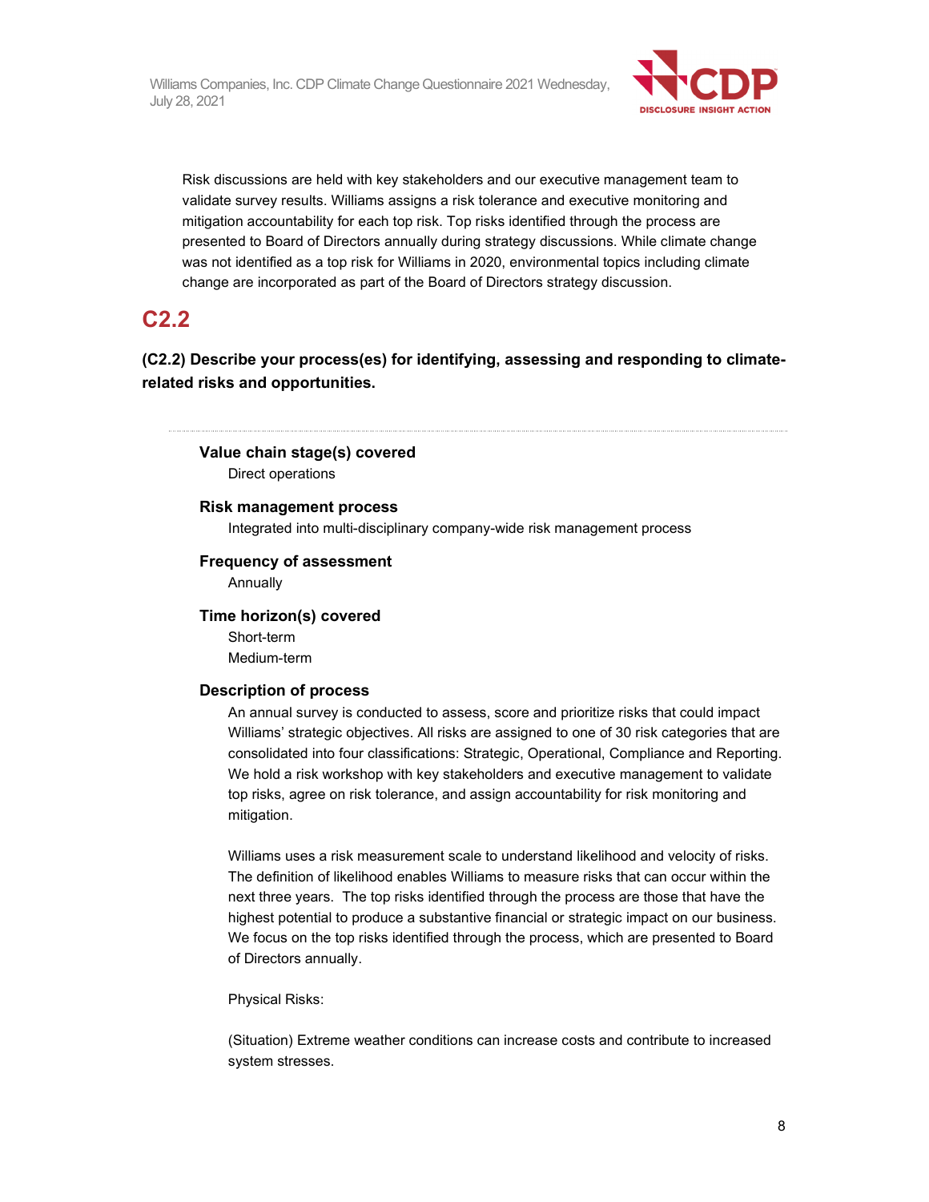Risk discussions are held with key stakeholders and our executive management team to validate survey results. Williams assigns a risk tolerance and executive monitoring and mitigation accountability for each top risk. Top risks identified through the process are presented to Board of Directors annually during strategy discussions. While climate change was not identified as a top risk for Williams in 2020, environmental topics including climate change are incorporated as part of the Board of Directors strategy discussion.

## C2.2

**(C2.2) Describe your process(es) for identifying, assessing and responding to climate-related risks and opportunities.**

**Value chain stage(s) covered**

Direct operations

**Risk management process**

Integrated into multi-disciplinary company-wide risk management process

**Frequency of assessment**

Annually

**Time horizon(s) covered**

Short-term
Medium-term

**Description of process**

An annual survey is conducted to assess, score and prioritize risks that could impact Williams' strategic objectives. All risks are assigned to one of 30 risk categories that are consolidated into four classifications: Strategic, Operational, Compliance and Reporting. We hold a risk workshop with key stakeholders and executive management to validate top risks, agree on risk tolerance, and assign accountability for risk monitoring and mitigation.

Williams uses a risk measurement scale to understand likelihood and velocity of risks. The definition of likelihood enables Williams to measure risks that can occur within the next three years. The top risks identified through the process are those that have the highest potential to produce a substantive financial or strategic impact on our business. We focus on the top risks identified through the process, which are presented to Board of Directors annually.

Physical Risks:

(Situation) Extreme weather conditions can increase costs and contribute to increased system stresses.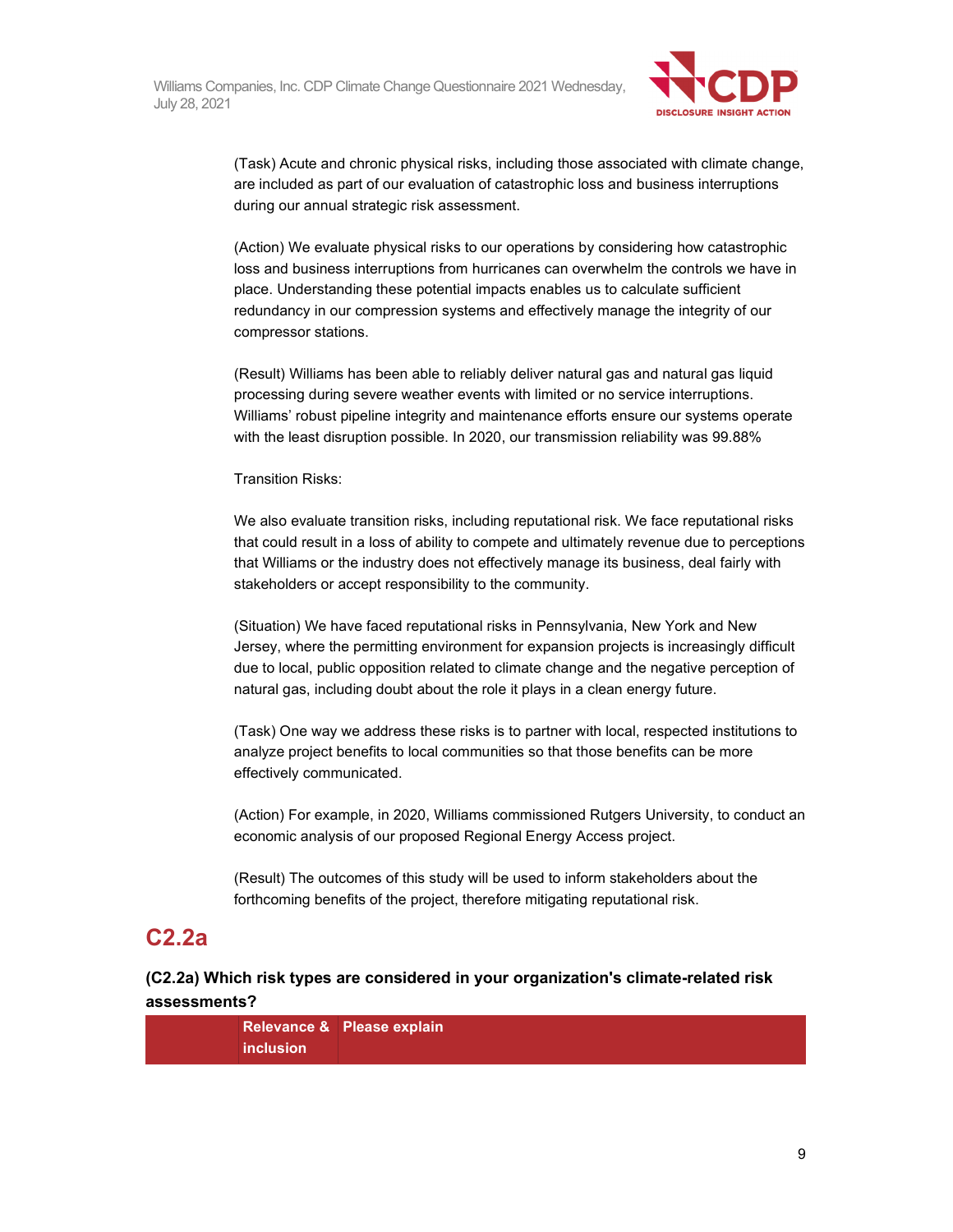(Task) Acute and chronic physical risks, including those associated with climate change, are included as part of our evaluation of catastrophic loss and business interruptions during our annual strategic risk assessment.

(Action) We evaluate physical risks to our operations by considering how catastrophic loss and business interruptions from hurricanes can overwhelm the controls we have in place. Understanding these potential impacts enables us to calculate sufficient redundancy in our compression systems and effectively manage the integrity of our compressor stations.

(Result) Williams has been able to reliably deliver natural gas and natural gas liquid processing during severe weather events with limited or no service interruptions. Williams' robust pipeline integrity and maintenance efforts ensure our systems operate with the least disruption possible. In 2020, our transmission reliability was 99.88%

Transition Risks:

We also evaluate transition risks, including reputational risk. We face reputational risks that could result in a loss of ability to compete and ultimately revenue due to perceptions that Williams or the industry does not effectively manage its business, deal fairly with stakeholders or accept responsibility to the community.

(Situation) We have faced reputational risks in Pennsylvania, New York and New Jersey, where the permitting environment for expansion projects is increasingly difficult due to local, public opposition related to climate change and the negative perception of natural gas, including doubt about the role it plays in a clean energy future.

(Task) One way we address these risks is to partner with local, respected institutions to analyze project benefits to local communities so that those benefits can be more effectively communicated.

(Action) For example, in 2020, Williams commissioned Rutgers University, to conduct an economic analysis of our proposed Regional Energy Access project.

(Result) The outcomes of this study will be used to inform stakeholders about the forthcoming benefits of the project, therefore mitigating reputational risk.

## C2.2a

### (C2.2a) Which risk types are considered in your organization's climate-related risk assessments?

| | Relevance & inclusion | Please explain |
|---|---|---|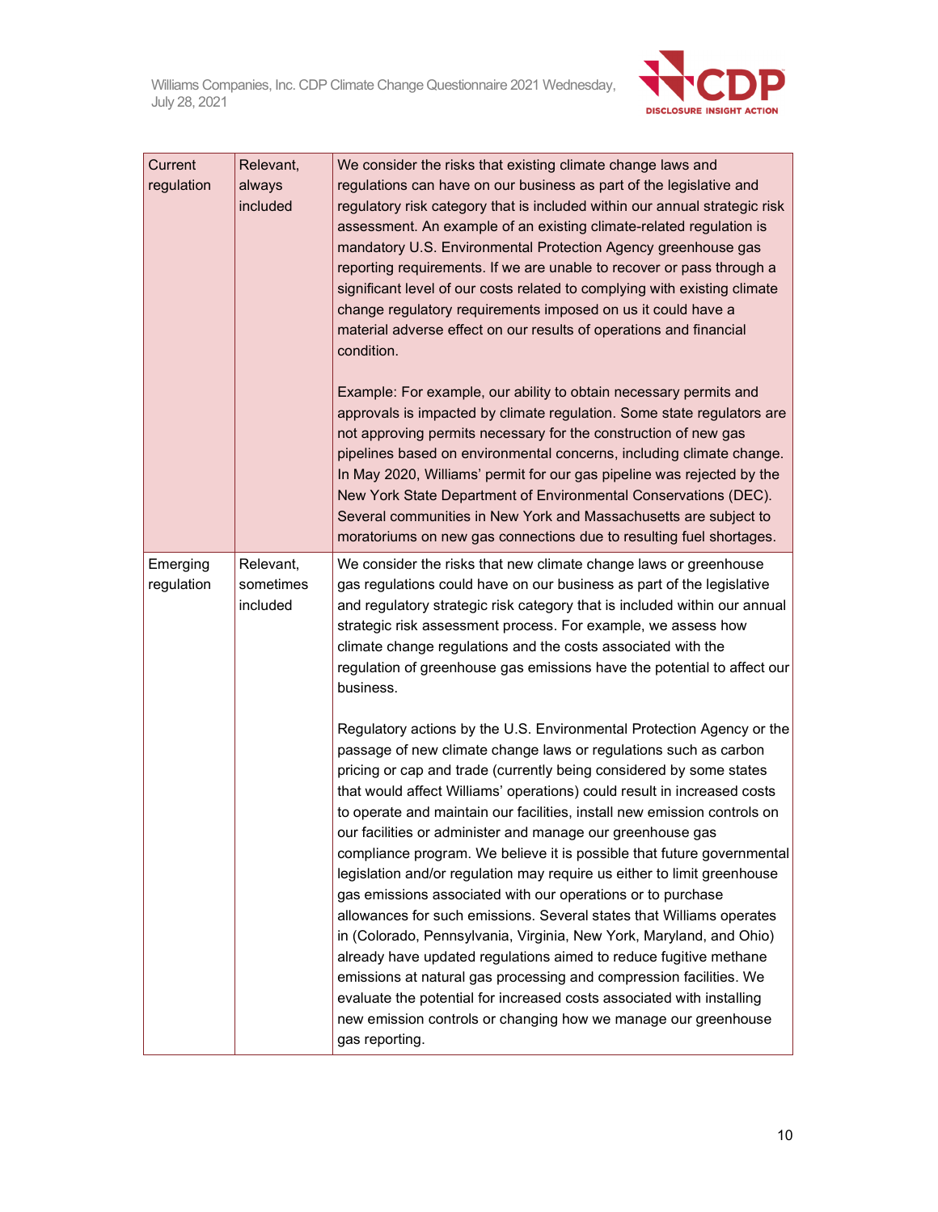| Current regulation | Relevant, always included | We consider the risks that existing climate change laws and regulations can have on our business as part of the legislative and regulatory risk category that is included within our annual strategic risk assessment. An example of an existing climate-related regulation is mandatory U.S. Environmental Protection Agency greenhouse gas reporting requirements. If we are unable to recover or pass through a significant level of our costs related to complying with existing climate change regulatory requirements imposed on us it could have a material adverse effect on our results of operations and financial condition.<br><br>Example: For example, our ability to obtain necessary permits and approvals is impacted by climate regulation. Some state regulators are not approving permits necessary for the construction of new gas pipelines based on environmental concerns, including climate change. In May 2020, Williams' permit for our gas pipeline was rejected by the New York State Department of Environmental Conservations (DEC). Several communities in New York and Massachusetts are subject to moratoriums on new gas connections due to resulting fuel shortages. |
|---|---|---|
| Emerging regulation | Relevant, sometimes included | We consider the risks that new climate change laws or greenhouse gas regulations could have on our business as part of the legislative and regulatory strategic risk category that is included within our annual strategic risk assessment process. For example, we assess how climate change regulations and the costs associated with the regulation of greenhouse gas emissions have the potential to affect our business.<br><br>Regulatory actions by the U.S. Environmental Protection Agency or the passage of new climate change laws or regulations such as carbon pricing or cap and trade (currently being considered by some states that would affect Williams' operations) could result in increased costs to operate and maintain our facilities, install new emission controls on our facilities or administer and manage our greenhouse gas compliance program. We believe it is possible that future governmental legislation and/or regulation may require us either to limit greenhouse gas emissions associated with our operations or to purchase allowances for such emissions. Several states that Williams operates in (Colorado, Pennsylvania, Virginia, New York, Maryland, and Ohio) already have updated regulations aimed to reduce fugitive methane emissions at natural gas processing and compression facilities. We evaluate the potential for increased costs associated with installing new emission controls or changing how we manage our greenhouse gas reporting. |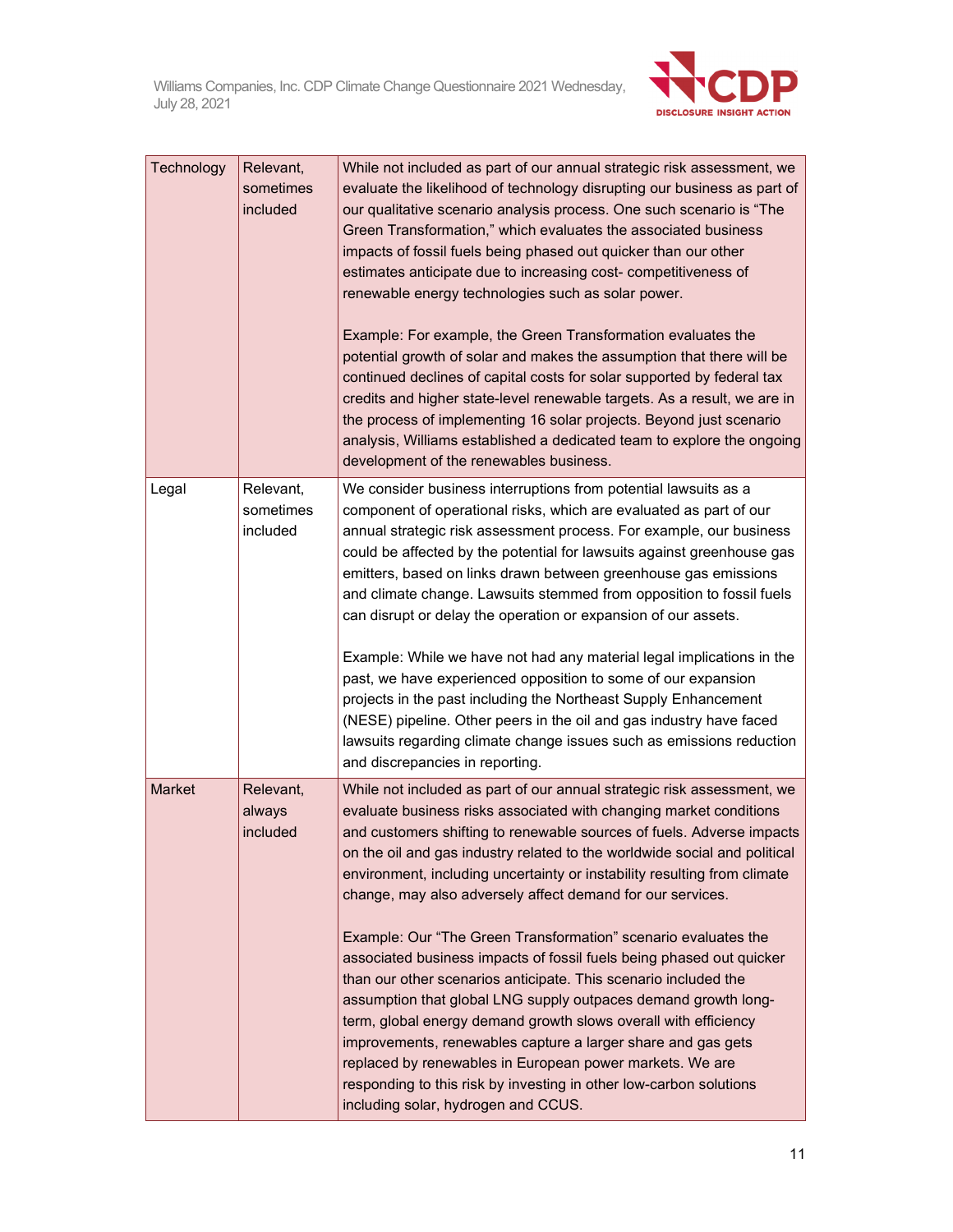| | | |
|---|---|---|
| Technology | Relevant, sometimes included | While not included as part of our annual strategic risk assessment, we evaluate the likelihood of technology disrupting our business as part of our qualitative scenario analysis process. One such scenario is "The Green Transformation," which evaluates the associated business impacts of fossil fuels being phased out quicker than our other estimates anticipate due to increasing cost- competitiveness of renewable energy technologies such as solar power.<br><br>Example: For example, the Green Transformation evaluates the potential growth of solar and makes the assumption that there will be continued declines of capital costs for solar supported by federal tax credits and higher state-level renewable targets. As a result, we are in the process of implementing 16 solar projects. Beyond just scenario analysis, Williams established a dedicated team to explore the ongoing development of the renewables business. |
| Legal | Relevant, sometimes included | We consider business interruptions from potential lawsuits as a component of operational risks, which are evaluated as part of our annual strategic risk assessment process. For example, our business could be affected by the potential for lawsuits against greenhouse gas emitters, based on links drawn between greenhouse gas emissions and climate change. Lawsuits stemmed from opposition to fossil fuels can disrupt or delay the operation or expansion of our assets.<br><br>Example: While we have not had any material legal implications in the past, we have experienced opposition to some of our expansion projects in the past including the Northeast Supply Enhancement (NESE) pipeline. Other peers in the oil and gas industry have faced lawsuits regarding climate change issues such as emissions reduction and discrepancies in reporting. |
| Market | Relevant, always included | While not included as part of our annual strategic risk assessment, we evaluate business risks associated with changing market conditions and customers shifting to renewable sources of fuels. Adverse impacts on the oil and gas industry related to the worldwide social and political environment, including uncertainty or instability resulting from climate change, may also adversely affect demand for our services.<br><br>Example: Our "The Green Transformation" scenario evaluates the associated business impacts of fossil fuels being phased out quicker than our other scenarios anticipate. This scenario included the assumption that global LNG supply outpaces demand growth long-term, global energy demand growth slows overall with efficiency improvements, renewables capture a larger share and gas gets replaced by renewables in European power markets. We are responding to this risk by investing in other low-carbon solutions including solar, hydrogen and CCUS. |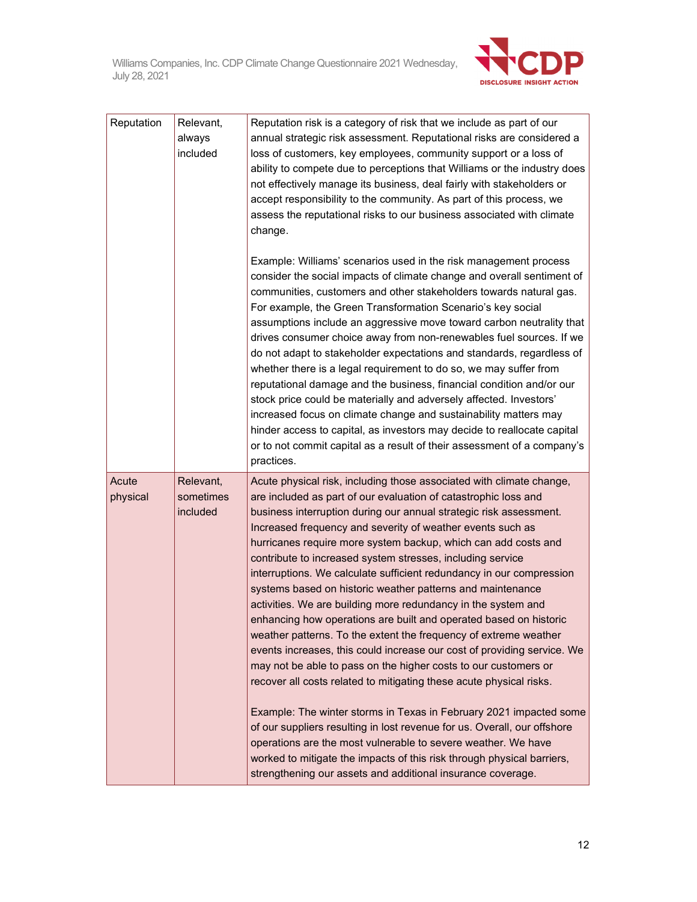| | | |
|---|---|---|
| Reputation | Relevant, always included | Reputation risk is a category of risk that we include as part of our annual strategic risk assessment. Reputational risks are considered a loss of customers, key employees, community support or a loss of ability to compete due to perceptions that Williams or the industry does not effectively manage its business, deal fairly with stakeholders or accept responsibility to the community. As part of this process, we assess the reputational risks to our business associated with climate change.<br><br>Example: Williams' scenarios used in the risk management process consider the social impacts of climate change and overall sentiment of communities, customers and other stakeholders towards natural gas. For example, the Green Transformation Scenario's key social assumptions include an aggressive move toward carbon neutrality that drives consumer choice away from non-renewables fuel sources. If we do not adapt to stakeholder expectations and standards, regardless of whether there is a legal requirement to do so, we may suffer from reputational damage and the business, financial condition and/or our stock price could be materially and adversely affected. Investors' increased focus on climate change and sustainability matters may hinder access to capital, as investors may decide to reallocate capital or to not commit capital as a result of their assessment of a company's practices. |
| Acute physical | Relevant, sometimes included | Acute physical risk, including those associated with climate change, are included as part of our evaluation of catastrophic loss and business interruption during our annual strategic risk assessment. Increased frequency and severity of weather events such as hurricanes require more system backup, which can add costs and contribute to increased system stresses, including service interruptions. We calculate sufficient redundancy in our compression systems based on historic weather patterns and maintenance activities. We are building more redundancy in the system and enhancing how operations are built and operated based on historic weather patterns. To the extent the frequency of extreme weather events increases, this could increase our cost of providing service. We may not be able to pass on the higher costs to our customers or recover all costs related to mitigating these acute physical risks.<br><br>Example: The winter storms in Texas in February 2021 impacted some of our suppliers resulting in lost revenue for us. Overall, our offshore operations are the most vulnerable to severe weather. We have worked to mitigate the impacts of this risk through physical barriers, strengthening our assets and additional insurance coverage. |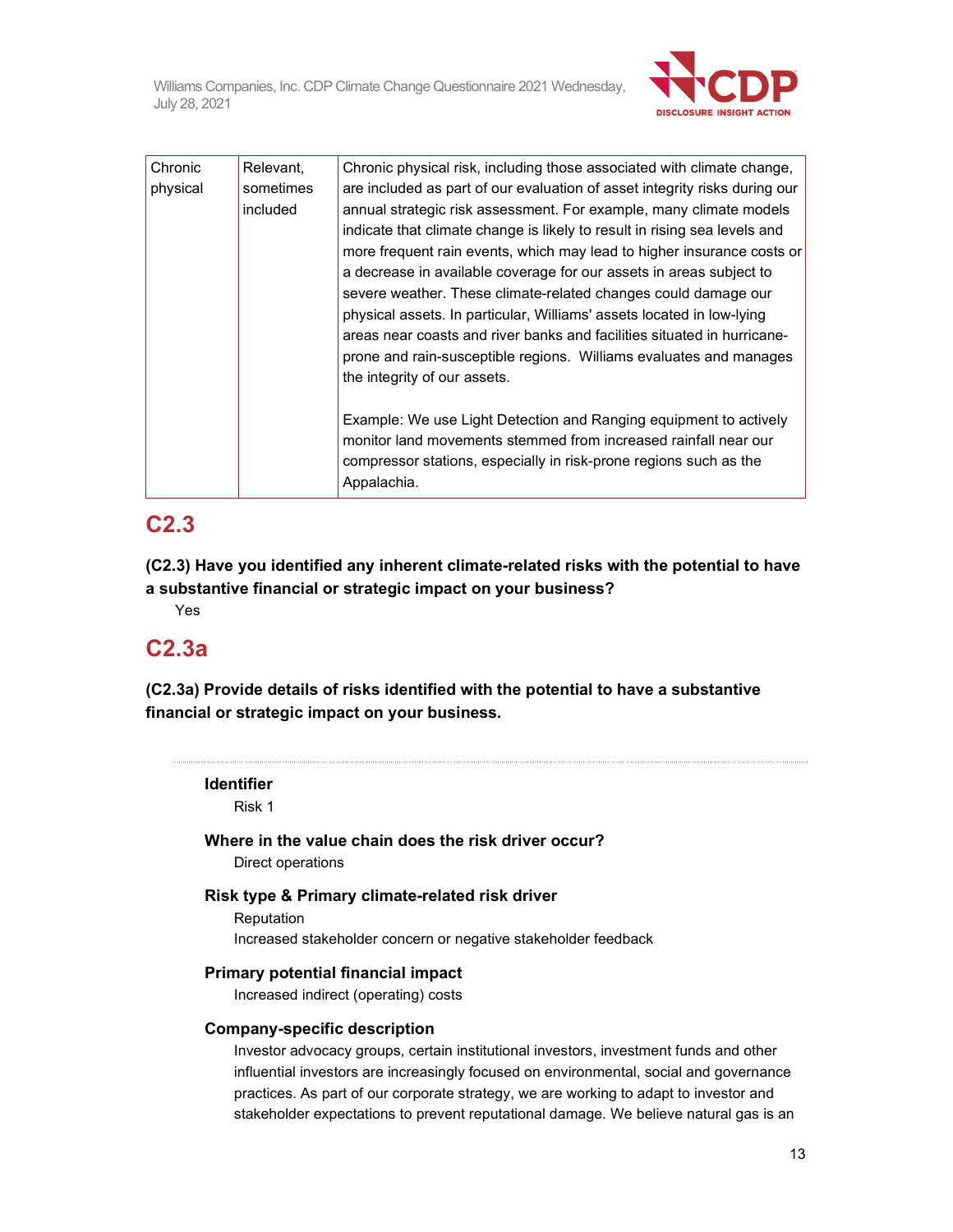| Chronic physical | Relevant, sometimes included | Chronic physical risk, including those associated with climate change, are included as part of our evaluation of asset integrity risks during our annual strategic risk assessment. For example, many climate models indicate that climate change is likely to result in rising sea levels and more frequent rain events, which may lead to higher insurance costs or a decrease in available coverage for our assets in areas subject to severe weather. These climate-related changes could damage our physical assets. In particular, Williams' assets located in low-lying areas near coasts and river banks and facilities situated in hurricane-prone and rain-susceptible regions. Williams evaluates and manages the integrity of our assets.<br><br>Example: We use Light Detection and Ranging equipment to actively monitor land movements stemmed from increased rainfall near our compressor stations, especially in risk-prone regions such as the Appalachia. |
|---|---|---|

## C2.3

**(C2.3) Have you identified any inherent climate-related risks with the potential to have a substantive financial or strategic impact on your business?**

Yes

## C2.3a

**(C2.3a) Provide details of risks identified with the potential to have a substantive financial or strategic impact on your business.**

---

**Identifier**

Risk 1

**Where in the value chain does the risk driver occur?**

Direct operations

**Risk type & Primary climate-related risk driver**

Reputation

Increased stakeholder concern or negative stakeholder feedback

**Primary potential financial impact**

Increased indirect (operating) costs

**Company-specific description**

Investor advocacy groups, certain institutional investors, investment funds and other influential investors are increasingly focused on environmental, social and governance practices. As part of our corporate strategy, we are working to adapt to investor and stakeholder expectations to prevent reputational damage. We believe natural gas is an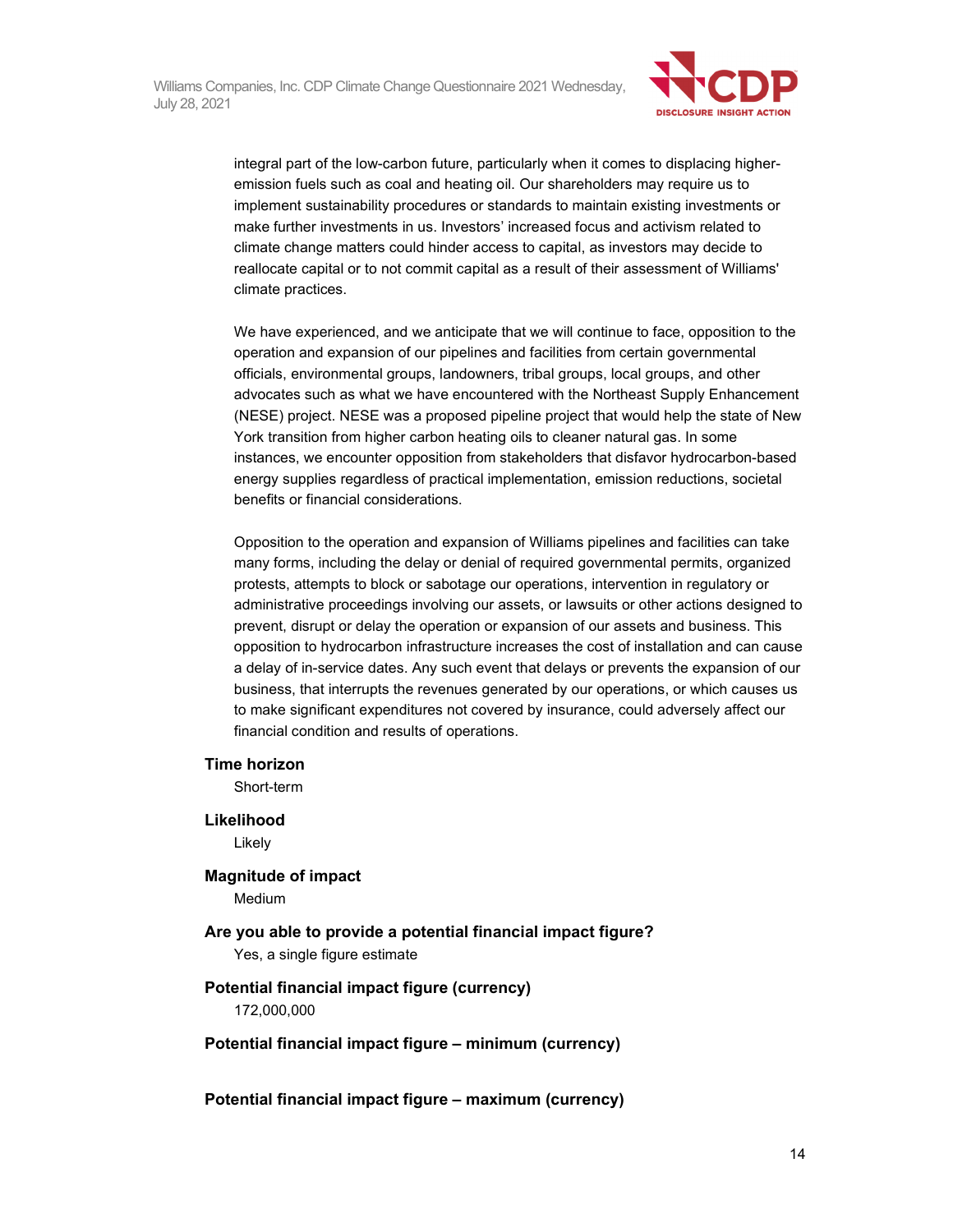integral part of the low-carbon future, particularly when it comes to displacing higher-emission fuels such as coal and heating oil. Our shareholders may require us to implement sustainability procedures or standards to maintain existing investments or make further investments in us. Investors' increased focus and activism related to climate change matters could hinder access to capital, as investors may decide to reallocate capital or to not commit capital as a result of their assessment of Williams' climate practices.

We have experienced, and we anticipate that we will continue to face, opposition to the operation and expansion of our pipelines and facilities from certain governmental officials, environmental groups, landowners, tribal groups, local groups, and other advocates such as what we have encountered with the Northeast Supply Enhancement (NESE) project. NESE was a proposed pipeline project that would help the state of New York transition from higher carbon heating oils to cleaner natural gas. In some instances, we encounter opposition from stakeholders that disfavor hydrocarbon-based energy supplies regardless of practical implementation, emission reductions, societal benefits or financial considerations.

Opposition to the operation and expansion of Williams pipelines and facilities can take many forms, including the delay or denial of required governmental permits, organized protests, attempts to block or sabotage our operations, intervention in regulatory or administrative proceedings involving our assets, or lawsuits or other actions designed to prevent, disrupt or delay the operation or expansion of our assets and business. This opposition to hydrocarbon infrastructure increases the cost of installation and can cause a delay of in-service dates. Any such event that delays or prevents the expansion of our business, that interrupts the revenues generated by our operations, or which causes us to make significant expenditures not covered by insurance, could adversely affect our financial condition and results of operations.

**Time horizon**

Short-term

**Likelihood**

Likely

**Magnitude of impact**

Medium

**Are you able to provide a potential financial impact figure?**

Yes, a single figure estimate

**Potential financial impact figure (currency)**

172,000,000

**Potential financial impact figure – minimum (currency)**

**Potential financial impact figure – maximum (currency)**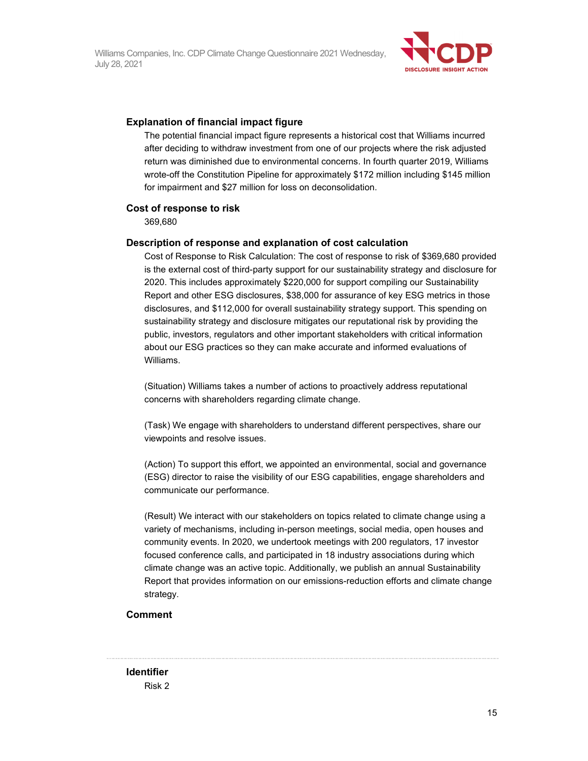**Explanation of financial impact figure**

The potential financial impact figure represents a historical cost that Williams incurred after deciding to withdraw investment from one of our projects where the risk adjusted return was diminished due to environmental concerns. In fourth quarter 2019, Williams wrote-off the Constitution Pipeline for approximately $172 million including $145 million for impairment and $27 million for loss on deconsolidation.

**Cost of response to risk**

369,680

**Description of response and explanation of cost calculation**

Cost of Response to Risk Calculation: The cost of response to risk of $369,680 provided is the external cost of third-party support for our sustainability strategy and disclosure for 2020. This includes approximately $220,000 for support compiling our Sustainability Report and other ESG disclosures, $38,000 for assurance of key ESG metrics in those disclosures, and $112,000 for overall sustainability strategy support. This spending on sustainability strategy and disclosure mitigates our reputational risk by providing the public, investors, regulators and other important stakeholders with critical information about our ESG practices so they can make accurate and informed evaluations of Williams.

(Situation) Williams takes a number of actions to proactively address reputational concerns with shareholders regarding climate change.

(Task) We engage with shareholders to understand different perspectives, share our viewpoints and resolve issues.

(Action) To support this effort, we appointed an environmental, social and governance (ESG) director to raise the visibility of our ESG capabilities, engage shareholders and communicate our performance.

(Result) We interact with our stakeholders on topics related to climate change using a variety of mechanisms, including in-person meetings, social media, open houses and community events. In 2020, we undertook meetings with 200 regulators, 17 investor focused conference calls, and participated in 18 industry associations during which climate change was an active topic. Additionally, we publish an annual Sustainability Report that provides information on our emissions-reduction efforts and climate change strategy.

**Comment**

---

**Identifier**

Risk 2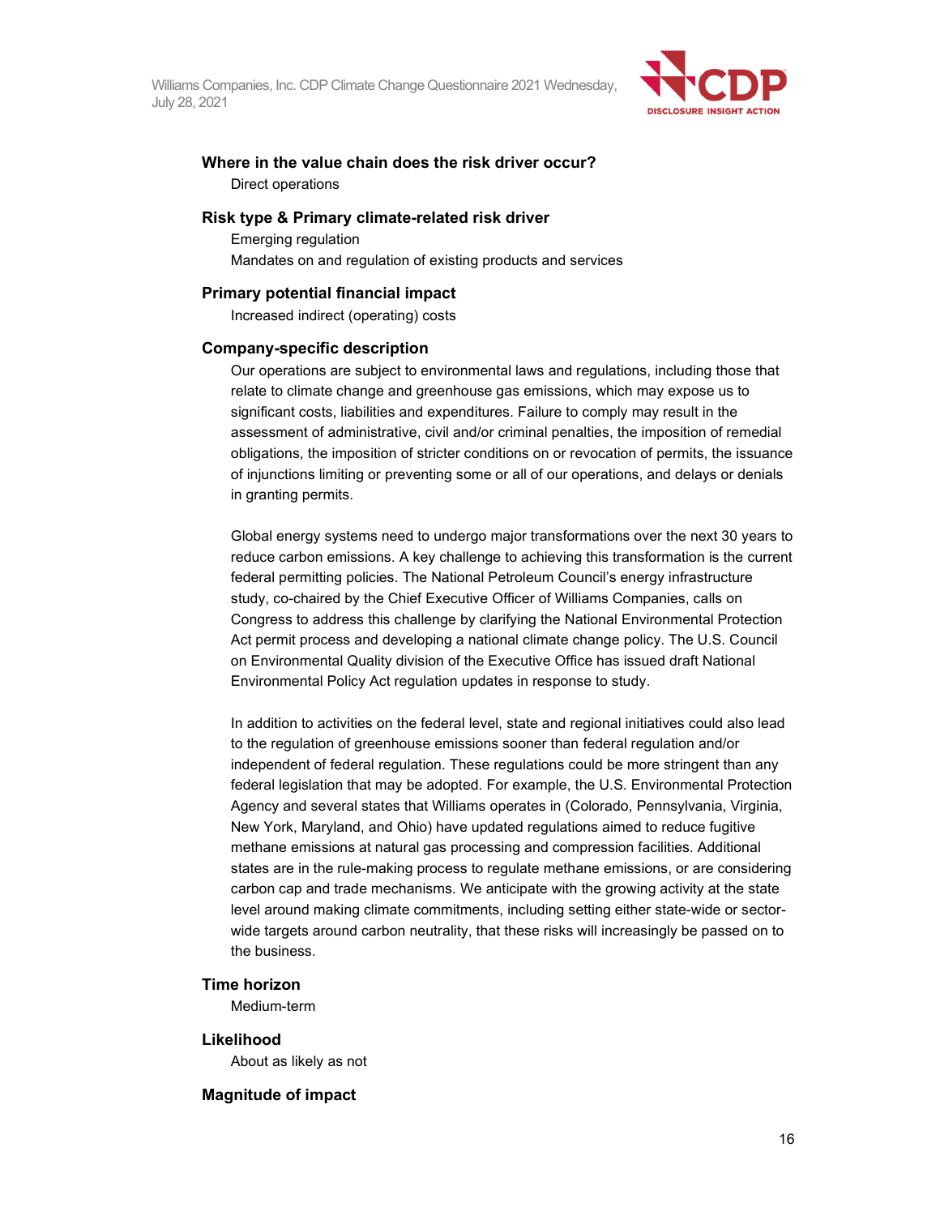**Where in the value chain does the risk driver occur?**

Direct operations

**Risk type & Primary climate-related risk driver**

Emerging regulation

Mandates on and regulation of existing products and services

**Primary potential financial impact**

Increased indirect (operating) costs

**Company-specific description**

Our operations are subject to environmental laws and regulations, including those that relate to climate change and greenhouse gas emissions, which may expose us to significant costs, liabilities and expenditures. Failure to comply may result in the assessment of administrative, civil and/or criminal penalties, the imposition of remedial obligations, the imposition of stricter conditions on or revocation of permits, the issuance of injunctions limiting or preventing some or all of our operations, and delays or denials in granting permits.

Global energy systems need to undergo major transformations over the next 30 years to reduce carbon emissions. A key challenge to achieving this transformation is the current federal permitting policies. The National Petroleum Council's energy infrastructure study, co-chaired by the Chief Executive Officer of Williams Companies, calls on Congress to address this challenge by clarifying the National Environmental Protection Act permit process and developing a national climate change policy. The U.S. Council on Environmental Quality division of the Executive Office has issued draft National Environmental Policy Act regulation updates in response to study.

In addition to activities on the federal level, state and regional initiatives could also lead to the regulation of greenhouse emissions sooner than federal regulation and/or independent of federal regulation. These regulations could be more stringent than any federal legislation that may be adopted. For example, the U.S. Environmental Protection Agency and several states that Williams operates in (Colorado, Pennsylvania, Virginia, New York, Maryland, and Ohio) have updated regulations aimed to reduce fugitive methane emissions at natural gas processing and compression facilities. Additional states are in the rule-making process to regulate methane emissions, or are considering carbon cap and trade mechanisms. We anticipate with the growing activity at the state level around making climate commitments, including setting either state-wide or sector-wide targets around carbon neutrality, that these risks will increasingly be passed on to the business.

**Time horizon**

Medium-term

**Likelihood**

About as likely as not

**Magnitude of impact**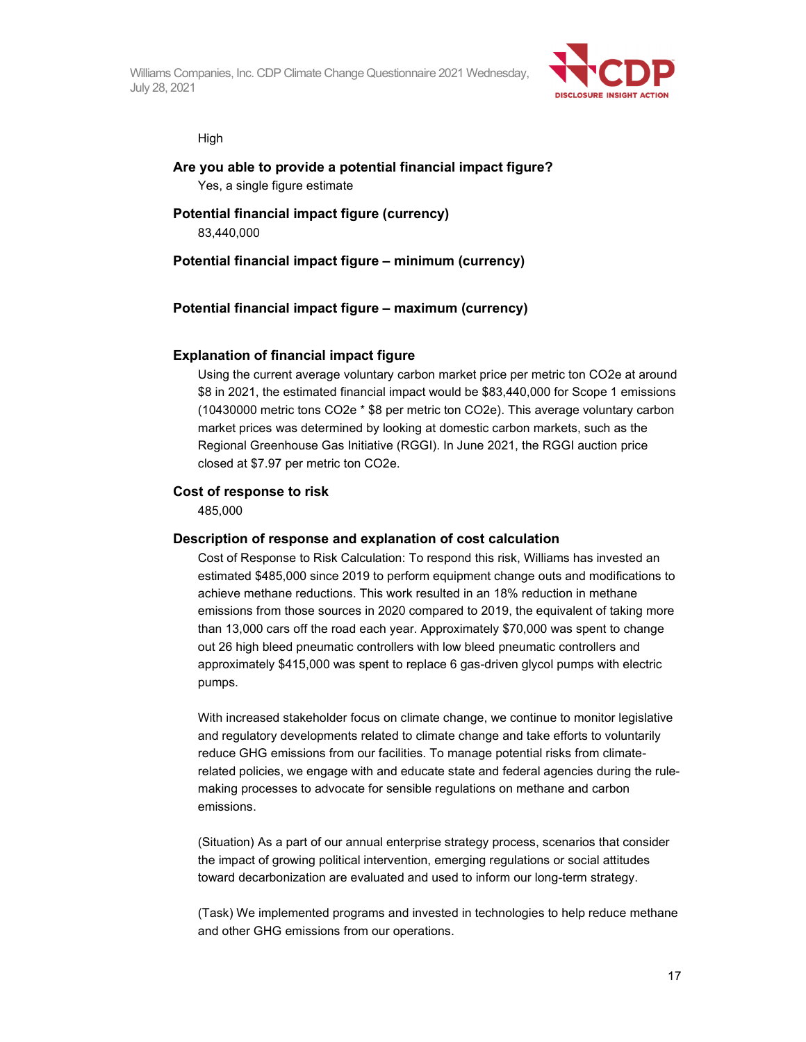High

**Are you able to provide a potential financial impact figure?**

Yes, a single figure estimate

**Potential financial impact figure (currency)**

83,440,000

**Potential financial impact figure – minimum (currency)**

**Potential financial impact figure – maximum (currency)**

**Explanation of financial impact figure**

Using the current average voluntary carbon market price per metric ton CO2e at around $8 in 2021, the estimated financial impact would be $83,440,000 for Scope 1 emissions (10430000 metric tons CO2e * $8 per metric ton CO2e). This average voluntary carbon market prices was determined by looking at domestic carbon markets, such as the Regional Greenhouse Gas Initiative (RGGI). In June 2021, the RGGI auction price closed at $7.97 per metric ton CO2e.

**Cost of response to risk**

485,000

**Description of response and explanation of cost calculation**

Cost of Response to Risk Calculation: To respond this risk, Williams has invested an estimated $485,000 since 2019 to perform equipment change outs and modifications to achieve methane reductions. This work resulted in an 18% reduction in methane emissions from those sources in 2020 compared to 2019, the equivalent of taking more than 13,000 cars off the road each year. Approximately $70,000 was spent to change out 26 high bleed pneumatic controllers with low bleed pneumatic controllers and approximately $415,000 was spent to replace 6 gas-driven glycol pumps with electric pumps.

With increased stakeholder focus on climate change, we continue to monitor legislative and regulatory developments related to climate change and take efforts to voluntarily reduce GHG emissions from our facilities. To manage potential risks from climate-related policies, we engage with and educate state and federal agencies during the rule-making processes to advocate for sensible regulations on methane and carbon emissions.

(Situation) As a part of our annual enterprise strategy process, scenarios that consider the impact of growing political intervention, emerging regulations or social attitudes toward decarbonization are evaluated and used to inform our long-term strategy.

(Task) We implemented programs and invested in technologies to help reduce methane and other GHG emissions from our operations.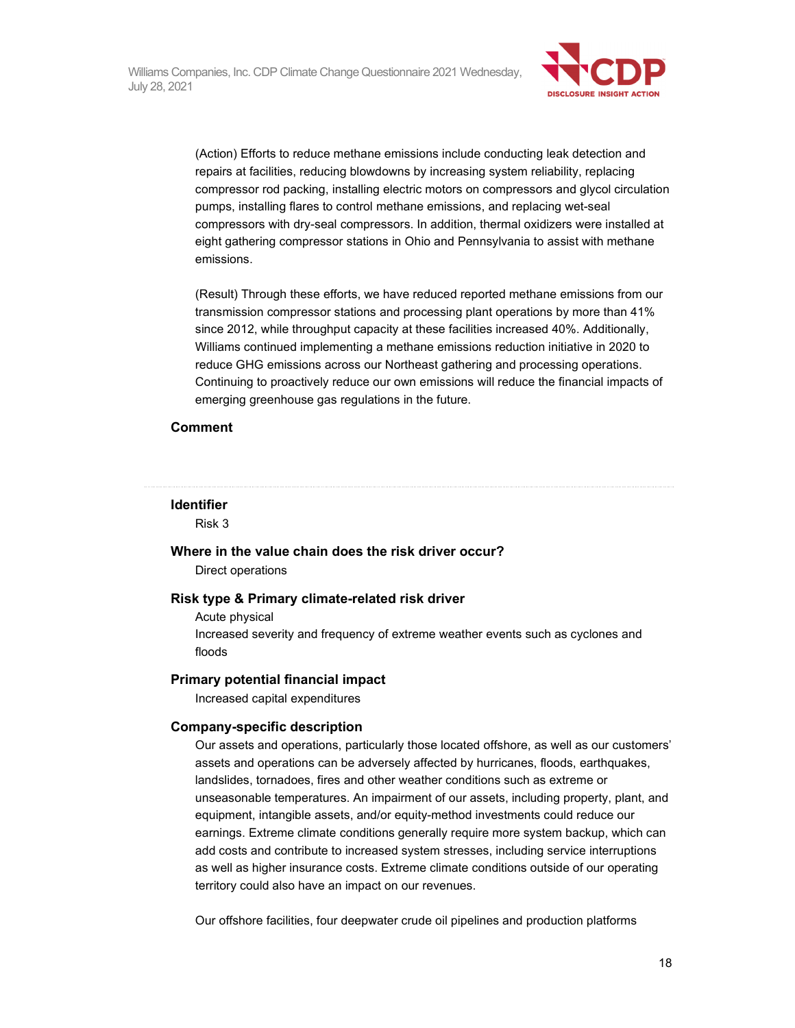(Action) Efforts to reduce methane emissions include conducting leak detection and repairs at facilities, reducing blowdowns by increasing system reliability, replacing compressor rod packing, installing electric motors on compressors and glycol circulation pumps, installing flares to control methane emissions, and replacing wet-seal compressors with dry-seal compressors. In addition, thermal oxidizers were installed at eight gathering compressor stations in Ohio and Pennsylvania to assist with methane emissions.

(Result) Through these efforts, we have reduced reported methane emissions from our transmission compressor stations and processing plant operations by more than 41% since 2012, while throughput capacity at these facilities increased 40%. Additionally, Williams continued implementing a methane emissions reduction initiative in 2020 to reduce GHG emissions across our Northeast gathering and processing operations. Continuing to proactively reduce our own emissions will reduce the financial impacts of emerging greenhouse gas regulations in the future.

**Comment**

---

**Identifier**

Risk 3

**Where in the value chain does the risk driver occur?**

Direct operations

**Risk type & Primary climate-related risk driver**

Acute physical

Increased severity and frequency of extreme weather events such as cyclones and floods

**Primary potential financial impact**

Increased capital expenditures

**Company-specific description**

Our assets and operations, particularly those located offshore, as well as our customers' assets and operations can be adversely affected by hurricanes, floods, earthquakes, landslides, tornadoes, fires and other weather conditions such as extreme or unseasonable temperatures. An impairment of our assets, including property, plant, and equipment, intangible assets, and/or equity-method investments could reduce our earnings. Extreme climate conditions generally require more system backup, which can add costs and contribute to increased system stresses, including service interruptions as well as higher insurance costs. Extreme climate conditions outside of our operating territory could also have an impact on our revenues.

Our offshore facilities, four deepwater crude oil pipelines and production platforms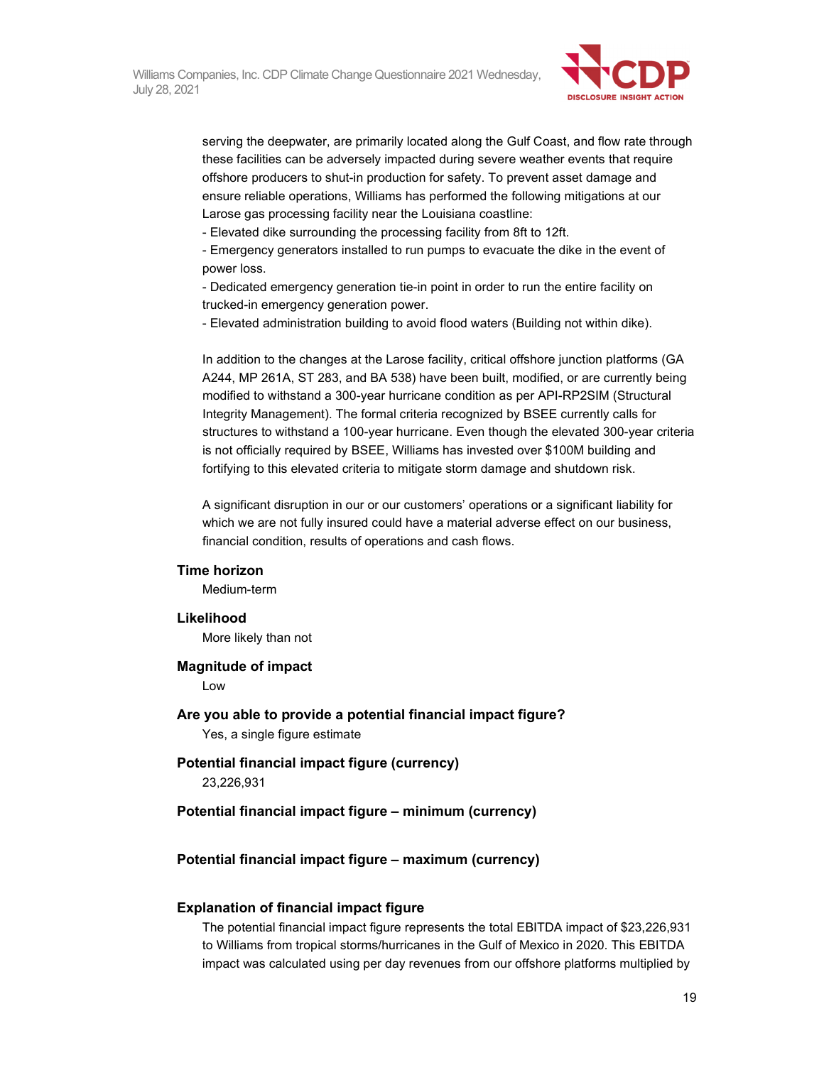serving the deepwater, are primarily located along the Gulf Coast, and flow rate through these facilities can be adversely impacted during severe weather events that require offshore producers to shut-in production for safety. To prevent asset damage and ensure reliable operations, Williams has performed the following mitigations at our Larose gas processing facility near the Louisiana coastline:

- Elevated dike surrounding the processing facility from 8ft to 12ft.
- Emergency generators installed to run pumps to evacuate the dike in the event of power loss.
- Dedicated emergency generation tie-in point in order to run the entire facility on trucked-in emergency generation power.
- Elevated administration building to avoid flood waters (Building not within dike).

In addition to the changes at the Larose facility, critical offshore junction platforms (GA A244, MP 261A, ST 283, and BA 538) have been built, modified, or are currently being modified to withstand a 300-year hurricane condition as per API-RP2SIM (Structural Integrity Management). The formal criteria recognized by BSEE currently calls for structures to withstand a 100-year hurricane. Even though the elevated 300-year criteria is not officially required by BSEE, Williams has invested over $100M building and fortifying to this elevated criteria to mitigate storm damage and shutdown risk.

A significant disruption in our or our customers' operations or a significant liability for which we are not fully insured could have a material adverse effect on our business, financial condition, results of operations and cash flows.

**Time horizon**

Medium-term

**Likelihood**

More likely than not

**Magnitude of impact**

Low

**Are you able to provide a potential financial impact figure?**

Yes, a single figure estimate

**Potential financial impact figure (currency)**

23,226,931

**Potential financial impact figure – minimum (currency)**

**Potential financial impact figure – maximum (currency)**

**Explanation of financial impact figure**

The potential financial impact figure represents the total EBITDA impact of $23,226,931 to Williams from tropical storms/hurricanes in the Gulf of Mexico in 2020. This EBITDA impact was calculated using per day revenues from our offshore platforms multiplied by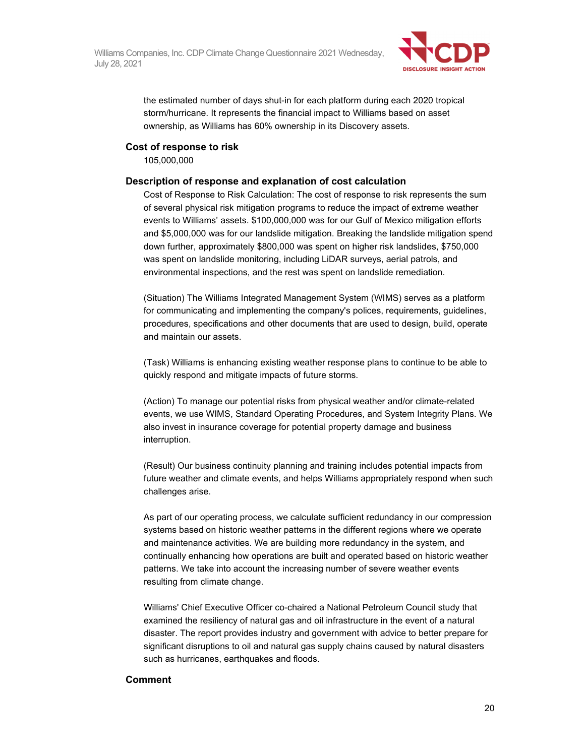the estimated number of days shut-in for each platform during each 2020 tropical storm/hurricane. It represents the financial impact to Williams based on asset ownership, as Williams has 60% ownership in its Discovery assets.

**Cost of response to risk**

105,000,000

**Description of response and explanation of cost calculation**

Cost of Response to Risk Calculation: The cost of response to risk represents the sum of several physical risk mitigation programs to reduce the impact of extreme weather events to Williams' assets. $100,000,000 was for our Gulf of Mexico mitigation efforts and $5,000,000 was for our landslide mitigation. Breaking the landslide mitigation spend down further, approximately $800,000 was spent on higher risk landslides, $750,000 was spent on landslide monitoring, including LiDAR surveys, aerial patrols, and environmental inspections, and the rest was spent on landslide remediation.

(Situation) The Williams Integrated Management System (WIMS) serves as a platform for communicating and implementing the company's polices, requirements, guidelines, procedures, specifications and other documents that are used to design, build, operate and maintain our assets.

(Task) Williams is enhancing existing weather response plans to continue to be able to quickly respond and mitigate impacts of future storms.

(Action) To manage our potential risks from physical weather and/or climate-related events, we use WIMS, Standard Operating Procedures, and System Integrity Plans. We also invest in insurance coverage for potential property damage and business interruption.

(Result) Our business continuity planning and training includes potential impacts from future weather and climate events, and helps Williams appropriately respond when such challenges arise.

As part of our operating process, we calculate sufficient redundancy in our compression systems based on historic weather patterns in the different regions where we operate and maintenance activities. We are building more redundancy in the system, and continually enhancing how operations are built and operated based on historic weather patterns. We take into account the increasing number of severe weather events resulting from climate change.

Williams' Chief Executive Officer co-chaired a National Petroleum Council study that examined the resiliency of natural gas and oil infrastructure in the event of a natural disaster. The report provides industry and government with advice to better prepare for significant disruptions to oil and natural gas supply chains caused by natural disasters such as hurricanes, earthquakes and floods.

**Comment**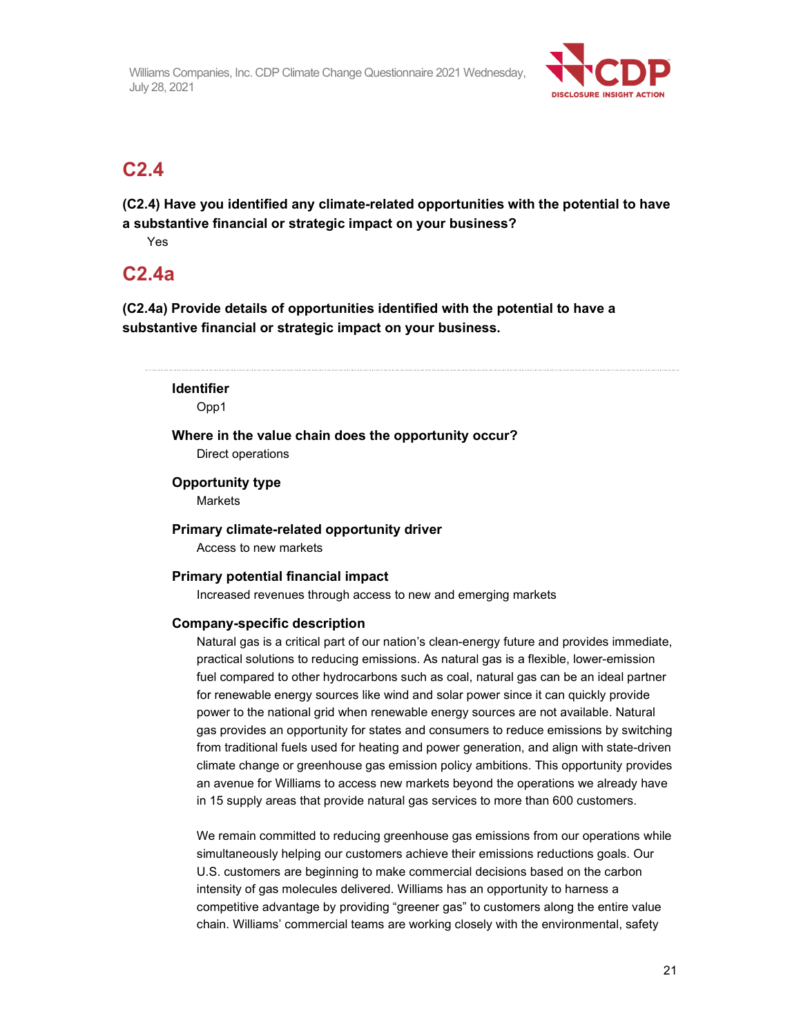## C2.4

**(C2.4) Have you identified any climate-related opportunities with the potential to have a substantive financial or strategic impact on your business?**

Yes

## C2.4a

**(C2.4a) Provide details of opportunities identified with the potential to have a substantive financial or strategic impact on your business.**

---

**Identifier**

Opp1

**Where in the value chain does the opportunity occur?**

Direct operations

**Opportunity type**

Markets

**Primary climate-related opportunity driver**

Access to new markets

**Primary potential financial impact**

Increased revenues through access to new and emerging markets

**Company-specific description**

Natural gas is a critical part of our nation's clean-energy future and provides immediate, practical solutions to reducing emissions. As natural gas is a flexible, lower-emission fuel compared to other hydrocarbons such as coal, natural gas can be an ideal partner for renewable energy sources like wind and solar power since it can quickly provide power to the national grid when renewable energy sources are not available. Natural gas provides an opportunity for states and consumers to reduce emissions by switching from traditional fuels used for heating and power generation, and align with state-driven climate change or greenhouse gas emission policy ambitions. This opportunity provides an avenue for Williams to access new markets beyond the operations we already have in 15 supply areas that provide natural gas services to more than 600 customers.

We remain committed to reducing greenhouse gas emissions from our operations while simultaneously helping our customers achieve their emissions reductions goals. Our U.S. customers are beginning to make commercial decisions based on the carbon intensity of gas molecules delivered. Williams has an opportunity to harness a competitive advantage by providing "greener gas" to customers along the entire value chain. Williams' commercial teams are working closely with the environmental, safety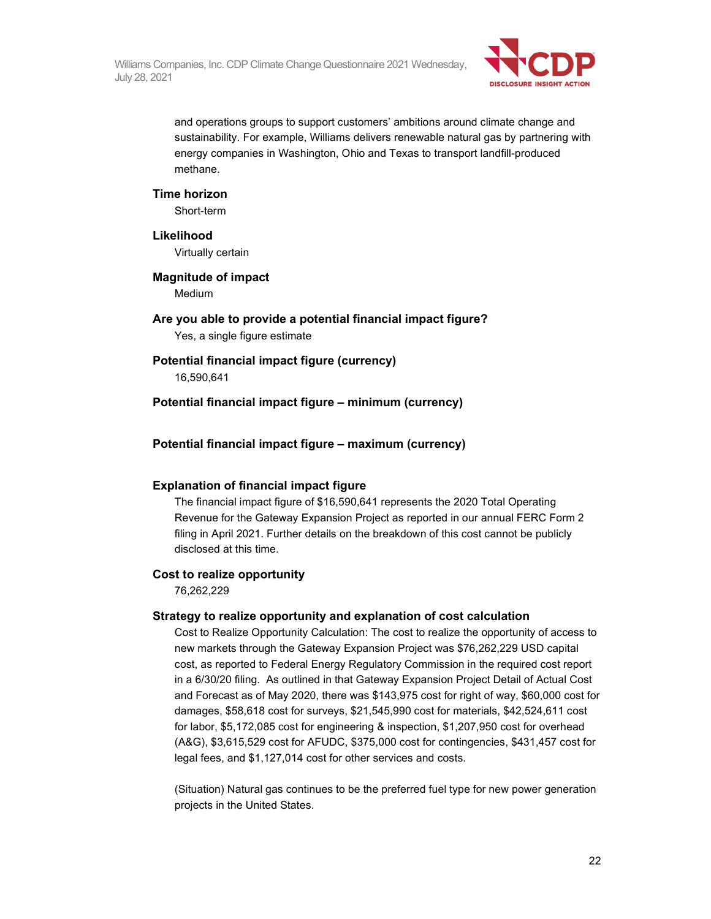and operations groups to support customers' ambitions around climate change and sustainability. For example, Williams delivers renewable natural gas by partnering with energy companies in Washington, Ohio and Texas to transport landfill-produced methane.

**Time horizon**

Short-term

**Likelihood**

Virtually certain

**Magnitude of impact**

Medium

**Are you able to provide a potential financial impact figure?**

Yes, a single figure estimate

**Potential financial impact figure (currency)**

16,590,641

**Potential financial impact figure – minimum (currency)**

**Potential financial impact figure – maximum (currency)**

**Explanation of financial impact figure**

The financial impact figure of $16,590,641 represents the 2020 Total Operating Revenue for the Gateway Expansion Project as reported in our annual FERC Form 2 filing in April 2021. Further details on the breakdown of this cost cannot be publicly disclosed at this time.

**Cost to realize opportunity**

76,262,229

**Strategy to realize opportunity and explanation of cost calculation**

Cost to Realize Opportunity Calculation: The cost to realize the opportunity of access to new markets through the Gateway Expansion Project was $76,262,229 USD capital cost, as reported to Federal Energy Regulatory Commission in the required cost report in a 6/30/20 filing. As outlined in that Gateway Expansion Project Detail of Actual Cost and Forecast as of May 2020, there was $143,975 cost for right of way, $60,000 cost for damages, $58,618 cost for surveys, $21,545,990 cost for materials, $42,524,611 cost for labor, $5,172,085 cost for engineering & inspection, $1,207,950 cost for overhead (A&G), $3,615,529 cost for AFUDC, $375,000 cost for contingencies, $431,457 cost for legal fees, and $1,127,014 cost for other services and costs.

(Situation) Natural gas continues to be the preferred fuel type for new power generation projects in the United States.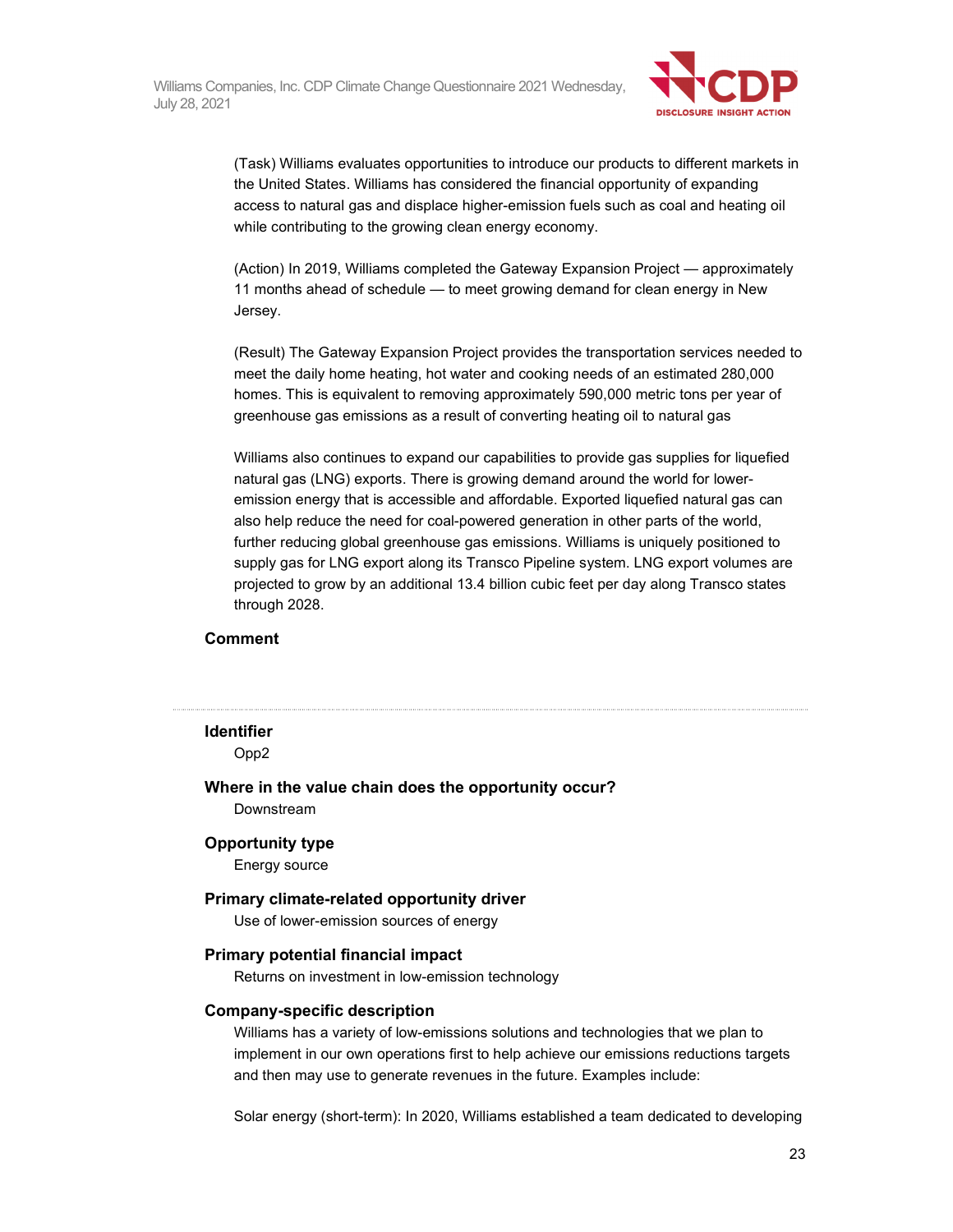(Task) Williams evaluates opportunities to introduce our products to different markets in the United States. Williams has considered the financial opportunity of expanding access to natural gas and displace higher-emission fuels such as coal and heating oil while contributing to the growing clean energy economy.

(Action) In 2019, Williams completed the Gateway Expansion Project — approximately 11 months ahead of schedule — to meet growing demand for clean energy in New Jersey.

(Result) The Gateway Expansion Project provides the transportation services needed to meet the daily home heating, hot water and cooking needs of an estimated 280,000 homes. This is equivalent to removing approximately 590,000 metric tons per year of greenhouse gas emissions as a result of converting heating oil to natural gas

Williams also continues to expand our capabilities to provide gas supplies for liquefied natural gas (LNG) exports. There is growing demand around the world for lower-emission energy that is accessible and affordable. Exported liquefied natural gas can also help reduce the need for coal-powered generation in other parts of the world, further reducing global greenhouse gas emissions. Williams is uniquely positioned to supply gas for LNG export along its Transco Pipeline system. LNG export volumes are projected to grow by an additional 13.4 billion cubic feet per day along Transco states through 2028.

**Comment**

---

**Identifier**

Opp2

**Where in the value chain does the opportunity occur?**

Downstream

**Opportunity type**

Energy source

**Primary climate-related opportunity driver**

Use of lower-emission sources of energy

**Primary potential financial impact**

Returns on investment in low-emission technology

**Company-specific description**

Williams has a variety of low-emissions solutions and technologies that we plan to implement in our own operations first to help achieve our emissions reductions targets and then may use to generate revenues in the future. Examples include:

Solar energy (short-term): In 2020, Williams established a team dedicated to developing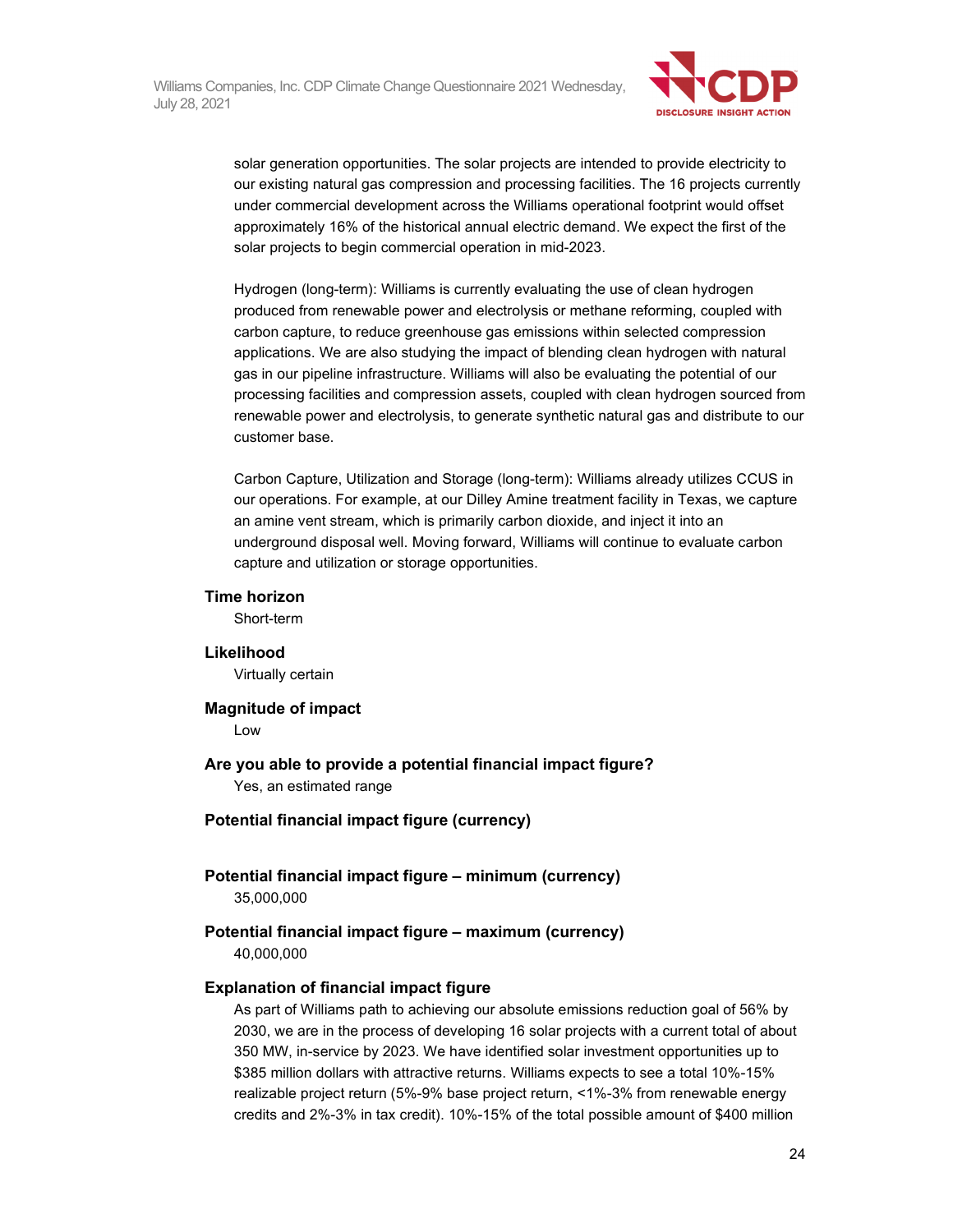solar generation opportunities. The solar projects are intended to provide electricity to our existing natural gas compression and processing facilities. The 16 projects currently under commercial development across the Williams operational footprint would offset approximately 16% of the historical annual electric demand. We expect the first of the solar projects to begin commercial operation in mid-2023.

Hydrogen (long-term): Williams is currently evaluating the use of clean hydrogen produced from renewable power and electrolysis or methane reforming, coupled with carbon capture, to reduce greenhouse gas emissions within selected compression applications. We are also studying the impact of blending clean hydrogen with natural gas in our pipeline infrastructure. Williams will also be evaluating the potential of our processing facilities and compression assets, coupled with clean hydrogen sourced from renewable power and electrolysis, to generate synthetic natural gas and distribute to our customer base.

Carbon Capture, Utilization and Storage (long-term): Williams already utilizes CCUS in our operations. For example, at our Dilley Amine treatment facility in Texas, we capture an amine vent stream, which is primarily carbon dioxide, and inject it into an underground disposal well. Moving forward, Williams will continue to evaluate carbon capture and utilization or storage opportunities.

**Time horizon**

Short-term

**Likelihood**

Virtually certain

**Magnitude of impact**

Low

**Are you able to provide a potential financial impact figure?**

Yes, an estimated range

**Potential financial impact figure (currency)**

**Potential financial impact figure – minimum (currency)**

35,000,000

**Potential financial impact figure – maximum (currency)**

40,000,000

**Explanation of financial impact figure**

As part of Williams path to achieving our absolute emissions reduction goal of 56% by 2030, we are in the process of developing 16 solar projects with a current total of about 350 MW, in-service by 2023. We have identified solar investment opportunities up to $385 million dollars with attractive returns. Williams expects to see a total 10%-15% realizable project return (5%-9% base project return, <1%-3% from renewable energy credits and 2%-3% in tax credit). 10%-15% of the total possible amount of $400 million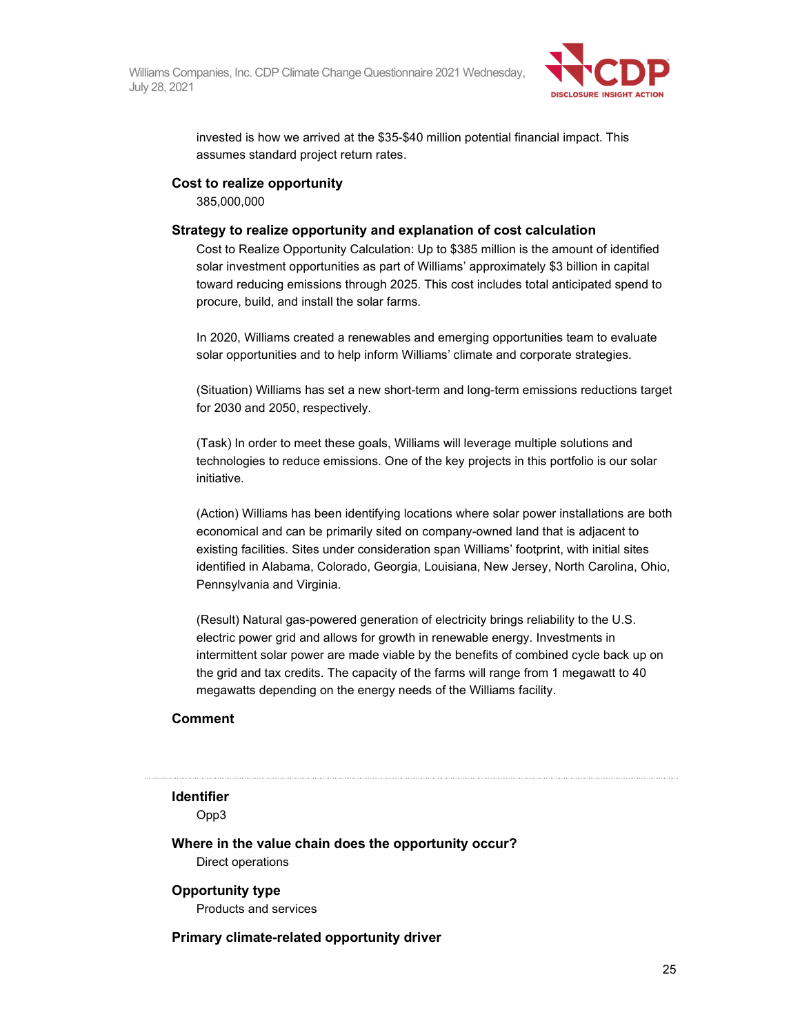invested is how we arrived at the $35-$40 million potential financial impact. This assumes standard project return rates.

**Cost to realize opportunity**

385,000,000

**Strategy to realize opportunity and explanation of cost calculation**

Cost to Realize Opportunity Calculation: Up to $385 million is the amount of identified solar investment opportunities as part of Williams' approximately $3 billion in capital toward reducing emissions through 2025. This cost includes total anticipated spend to procure, build, and install the solar farms.

In 2020, Williams created a renewables and emerging opportunities team to evaluate solar opportunities and to help inform Williams' climate and corporate strategies.

(Situation) Williams has set a new short-term and long-term emissions reductions target for 2030 and 2050, respectively.

(Task) In order to meet these goals, Williams will leverage multiple solutions and technologies to reduce emissions. One of the key projects in this portfolio is our solar initiative.

(Action) Williams has been identifying locations where solar power installations are both economical and can be primarily sited on company-owned land that is adjacent to existing facilities. Sites under consideration span Williams' footprint, with initial sites identified in Alabama, Colorado, Georgia, Louisiana, New Jersey, North Carolina, Ohio, Pennsylvania and Virginia.

(Result) Natural gas-powered generation of electricity brings reliability to the U.S. electric power grid and allows for growth in renewable energy. Investments in intermittent solar power are made viable by the benefits of combined cycle back up on the grid and tax credits. The capacity of the farms will range from 1 megawatt to 40 megawatts depending on the energy needs of the Williams facility.

**Comment**

---

**Identifier**

Opp3

**Where in the value chain does the opportunity occur?**

Direct operations

**Opportunity type**

Products and services

**Primary climate-related opportunity driver**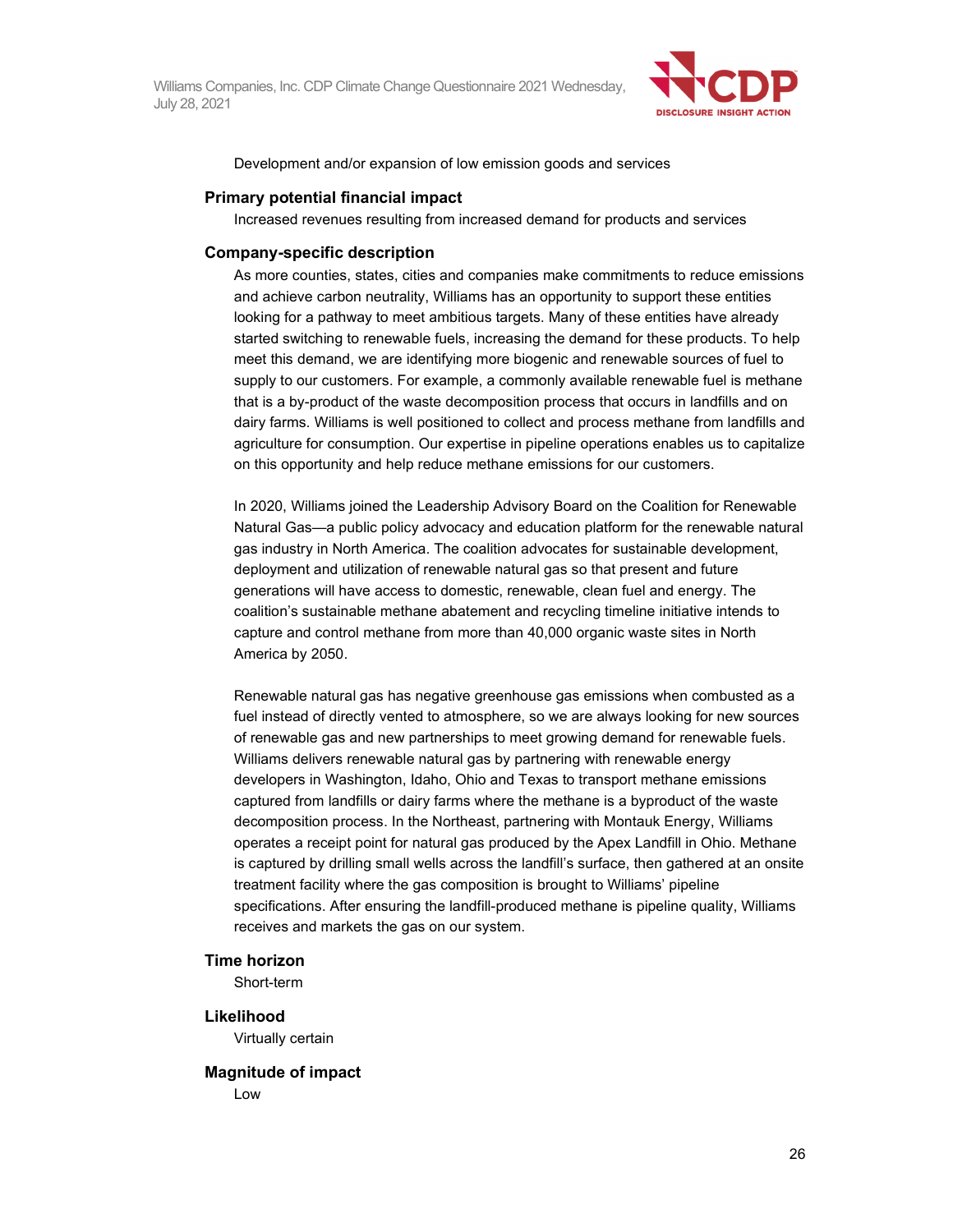Development and/or expansion of low emission goods and services

### Primary potential financial impact

Increased revenues resulting from increased demand for products and services

### Company-specific description

As more counties, states, cities and companies make commitments to reduce emissions and achieve carbon neutrality, Williams has an opportunity to support these entities looking for a pathway to meet ambitious targets. Many of these entities have already started switching to renewable fuels, increasing the demand for these products. To help meet this demand, we are identifying more biogenic and renewable sources of fuel to supply to our customers. For example, a commonly available renewable fuel is methane that is a by-product of the waste decomposition process that occurs in landfills and on dairy farms. Williams is well positioned to collect and process methane from landfills and agriculture for consumption. Our expertise in pipeline operations enables us to capitalize on this opportunity and help reduce methane emissions for our customers.

In 2020, Williams joined the Leadership Advisory Board on the Coalition for Renewable Natural Gas—a public policy advocacy and education platform for the renewable natural gas industry in North America. The coalition advocates for sustainable development, deployment and utilization of renewable natural gas so that present and future generations will have access to domestic, renewable, clean fuel and energy. The coalition's sustainable methane abatement and recycling timeline initiative intends to capture and control methane from more than 40,000 organic waste sites in North America by 2050.

Renewable natural gas has negative greenhouse gas emissions when combusted as a fuel instead of directly vented to atmosphere, so we are always looking for new sources of renewable gas and new partnerships to meet growing demand for renewable fuels. Williams delivers renewable natural gas by partnering with renewable energy developers in Washington, Idaho, Ohio and Texas to transport methane emissions captured from landfills or dairy farms where the methane is a byproduct of the waste decomposition process. In the Northeast, partnering with Montauk Energy, Williams operates a receipt point for natural gas produced by the Apex Landfill in Ohio. Methane is captured by drilling small wells across the landfill's surface, then gathered at an onsite treatment facility where the gas composition is brought to Williams' pipeline specifications. After ensuring the landfill-produced methane is pipeline quality, Williams receives and markets the gas on our system.

### Time horizon

Short-term

### Likelihood

Virtually certain

### Magnitude of impact

Low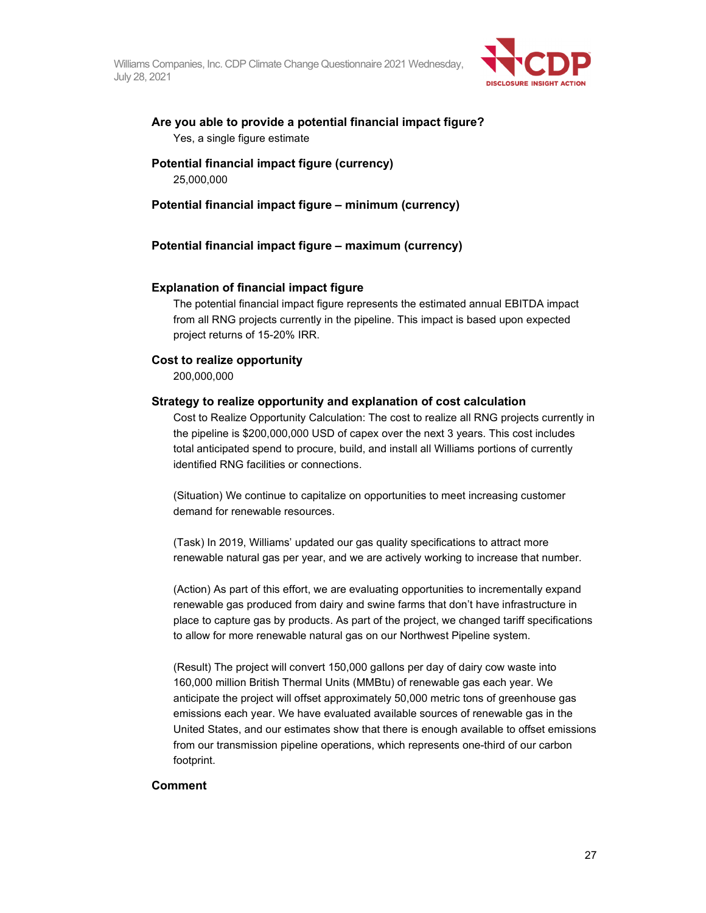**Are you able to provide a potential financial impact figure?**

Yes, a single figure estimate

**Potential financial impact figure (currency)**

25,000,000

**Potential financial impact figure – minimum (currency)**

**Potential financial impact figure – maximum (currency)**

**Explanation of financial impact figure**

The potential financial impact figure represents the estimated annual EBITDA impact from all RNG projects currently in the pipeline. This impact is based upon expected project returns of 15-20% IRR.

**Cost to realize opportunity**

200,000,000

**Strategy to realize opportunity and explanation of cost calculation**

Cost to Realize Opportunity Calculation: The cost to realize all RNG projects currently in the pipeline is $200,000,000 USD of capex over the next 3 years. This cost includes total anticipated spend to procure, build, and install all Williams portions of currently identified RNG facilities or connections.

(Situation) We continue to capitalize on opportunities to meet increasing customer demand for renewable resources.

(Task) In 2019, Williams' updated our gas quality specifications to attract more renewable natural gas per year, and we are actively working to increase that number.

(Action) As part of this effort, we are evaluating opportunities to incrementally expand renewable gas produced from dairy and swine farms that don't have infrastructure in place to capture gas by products. As part of the project, we changed tariff specifications to allow for more renewable natural gas on our Northwest Pipeline system.

(Result) The project will convert 150,000 gallons per day of dairy cow waste into 160,000 million British Thermal Units (MMBtu) of renewable gas each year. We anticipate the project will offset approximately 50,000 metric tons of greenhouse gas emissions each year. We have evaluated available sources of renewable gas in the United States, and our estimates show that there is enough available to offset emissions from our transmission pipeline operations, which represents one-third of our carbon footprint.

**Comment**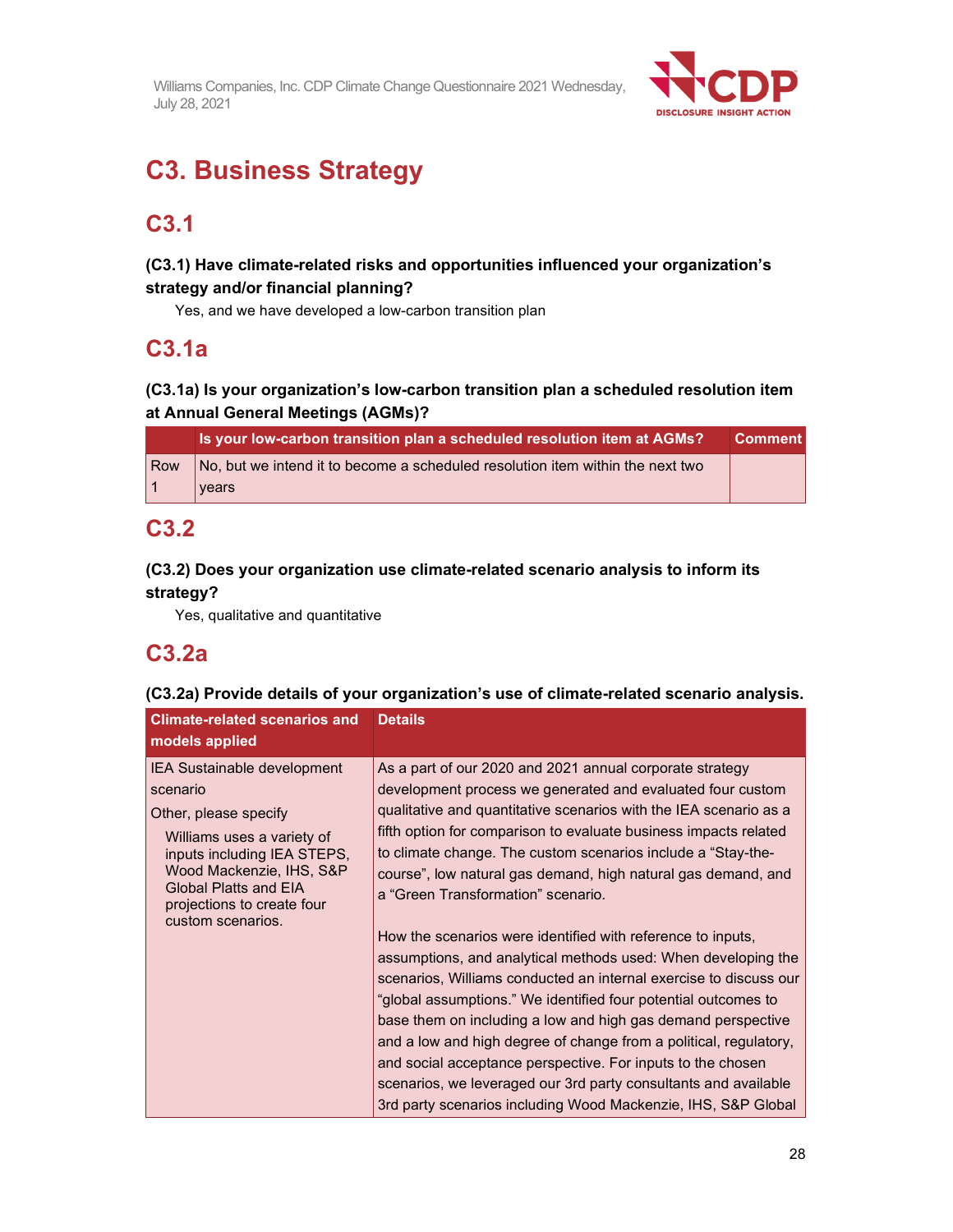# C3. Business Strategy

## C3.1

**(C3.1) Have climate-related risks and opportunities influenced your organization's strategy and/or financial planning?**

Yes, and we have developed a low-carbon transition plan

## C3.1a

**(C3.1a) Is your organization's low-carbon transition plan a scheduled resolution item at Annual General Meetings (AGMs)?**

| | Is your low-carbon transition plan a scheduled resolution item at AGMs? | Comment |
|---|---|---|
| Row 1 | No, but we intend it to become a scheduled resolution item within the next two years | |

## C3.2

**(C3.2) Does your organization use climate-related scenario analysis to inform its strategy?**

Yes, qualitative and quantitative

## C3.2a

**(C3.2a) Provide details of your organization's use of climate-related scenario analysis.**

| Climate-related scenarios and models applied | Details |
|---|---|
| IEA Sustainable development scenario<br><br>Other, please specify<br><br>Williams uses a variety of inputs including IEA STEPS, Wood Mackenzie, IHS, S&P Global Platts and EIA projections to create four custom scenarios. | As a part of our 2020 and 2021 annual corporate strategy development process we generated and evaluated four custom qualitative and quantitative scenarios with the IEA scenario as a fifth option for comparison to evaluate business impacts related to climate change. The custom scenarios include a "Stay-the-course", low natural gas demand, high natural gas demand, and a "Green Transformation" scenario.<br><br>How the scenarios were identified with reference to inputs, assumptions, and analytical methods used: When developing the scenarios, Williams conducted an internal exercise to discuss our "global assumptions." We identified four potential outcomes to base them on including a low and high gas demand perspective and a low and high degree of change from a political, regulatory, and social acceptance perspective. For inputs to the chosen scenarios, we leveraged our 3rd party consultants and available 3rd party scenarios including Wood Mackenzie, IHS, S&P Global |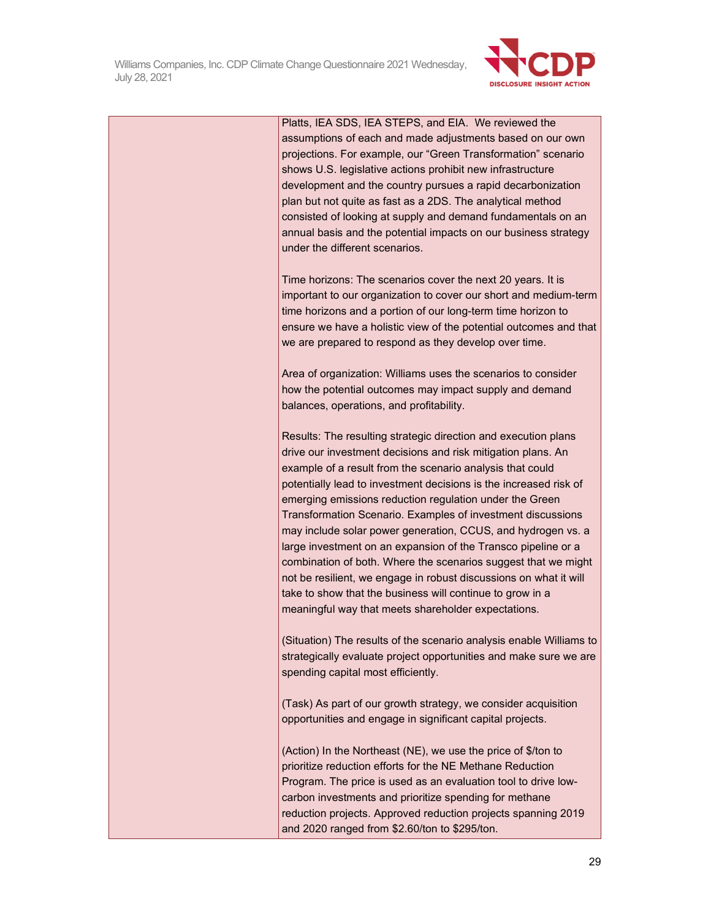| | Platts, IEA SDS, IEA STEPS, and EIA. We reviewed the assumptions of each and made adjustments based on our own projections. For example, our "Green Transformation" scenario shows U.S. legislative actions prohibit new infrastructure development and the country pursues a rapid decarbonization plan but not quite as fast as a 2DS. The analytical method consisted of looking at supply and demand fundamentals on an annual basis and the potential impacts on our business strategy under the different scenarios.<br><br>Time horizons: The scenarios cover the next 20 years. It is important to our organization to cover our short and medium-term time horizons and a portion of our long-term time horizon to ensure we have a holistic view of the potential outcomes and that we are prepared to respond as they develop over time.<br><br>Area of organization: Williams uses the scenarios to consider how the potential outcomes may impact supply and demand balances, operations, and profitability.<br><br>Results: The resulting strategic direction and execution plans drive our investment decisions and risk mitigation plans. An example of a result from the scenario analysis that could potentially lead to investment decisions is the increased risk of emerging emissions reduction regulation under the Green Transformation Scenario. Examples of investment discussions may include solar power generation, CCUS, and hydrogen vs. a large investment on an expansion of the Transco pipeline or a combination of both. Where the scenarios suggest that we might not be resilient, we engage in robust discussions on what it will take to show that the business will continue to grow in a meaningful way that meets shareholder expectations.<br><br>(Situation) The results of the scenario analysis enable Williams to strategically evaluate project opportunities and make sure we are spending capital most efficiently.<br><br>(Task) As part of our growth strategy, we consider acquisition opportunities and engage in significant capital projects.<br><br>(Action) In the Northeast (NE), we use the price of $/ton to prioritize reduction efforts for the NE Methane Reduction Program. The price is used as an evaluation tool to drive low-carbon investments and prioritize spending for methane reduction projects. Approved reduction projects spanning 2019 and 2020 ranged from $2.60/ton to $295/ton. |
|---|---|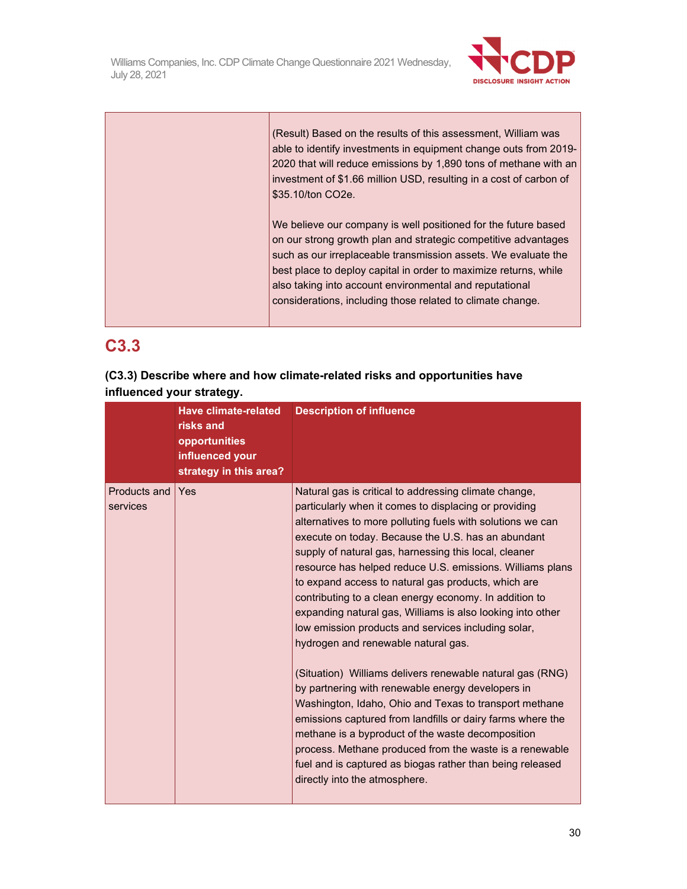| | |
|---|---|
| | (Result) Based on the results of this assessment, William was able to identify investments in equipment change outs from 2019-2020 that will reduce emissions by 1,890 tons of methane with an investment of $1.66 million USD, resulting in a cost of carbon of $35.10/ton CO2e.<br><br>We believe our company is well positioned for the future based on our strong growth plan and strategic competitive advantages such as our irreplaceable transmission assets. We evaluate the best place to deploy capital in order to maximize returns, while also taking into account environmental and reputational considerations, including those related to climate change. |

## C3.3

**(C3.3) Describe where and how climate-related risks and opportunities have influenced your strategy.**

| | Have climate-related risks and opportunities influenced your strategy in this area? | Description of influence |
|---|---|---|
| Products and services | Yes | Natural gas is critical to addressing climate change, particularly when it comes to displacing or providing alternatives to more polluting fuels with solutions we can execute on today. Because the U.S. has an abundant supply of natural gas, harnessing this local, cleaner resource has helped reduce U.S. emissions. Williams plans to expand access to natural gas products, which are contributing to a clean energy economy. In addition to expanding natural gas, Williams is also looking into other low emission products and services including solar, hydrogen and renewable natural gas.<br><br>(Situation) Williams delivers renewable natural gas (RNG) by partnering with renewable energy developers in Washington, Idaho, Ohio and Texas to transport methane emissions captured from landfills or dairy farms where the methane is a byproduct of the waste decomposition process. Methane produced from the waste is a renewable fuel and is captured as biogas rather than being released directly into the atmosphere. |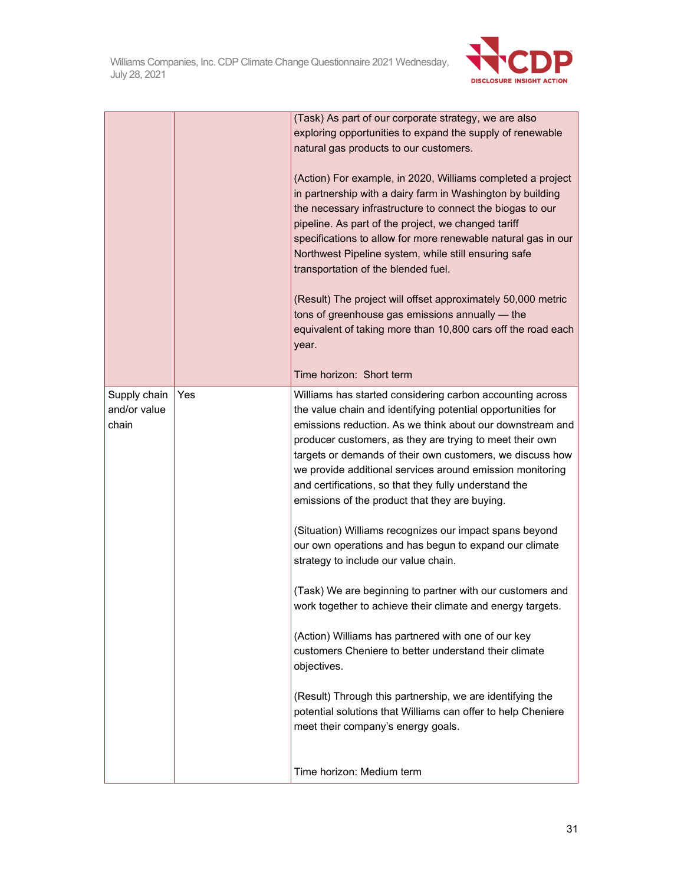| | | |
|---|---|---|
| | | (Task) As part of our corporate strategy, we are also exploring opportunities to expand the supply of renewable natural gas products to our customers.<br><br>(Action) For example, in 2020, Williams completed a project in partnership with a dairy farm in Washington by building the necessary infrastructure to connect the biogas to our pipeline. As part of the project, we changed tariff specifications to allow for more renewable natural gas in our Northwest Pipeline system, while still ensuring safe transportation of the blended fuel.<br><br>(Result) The project will offset approximately 50,000 metric tons of greenhouse gas emissions annually — the equivalent of taking more than 10,800 cars off the road each year.<br><br>Time horizon: Short term |
| Supply chain and/or value chain | Yes | Williams has started considering carbon accounting across the value chain and identifying potential opportunities for emissions reduction. As we think about our downstream and producer customers, as they are trying to meet their own targets or demands of their own customers, we discuss how we provide additional services around emission monitoring and certifications, so that they fully understand the emissions of the product that they are buying.<br><br>(Situation) Williams recognizes our impact spans beyond our own operations and has begun to expand our climate strategy to include our value chain.<br><br>(Task) We are beginning to partner with our customers and work together to achieve their climate and energy targets.<br><br>(Action) Williams has partnered with one of our key customers Cheniere to better understand their climate objectives.<br><br>(Result) Through this partnership, we are identifying the potential solutions that Williams can offer to help Cheniere meet their company's energy goals.<br><br>Time horizon: Medium term |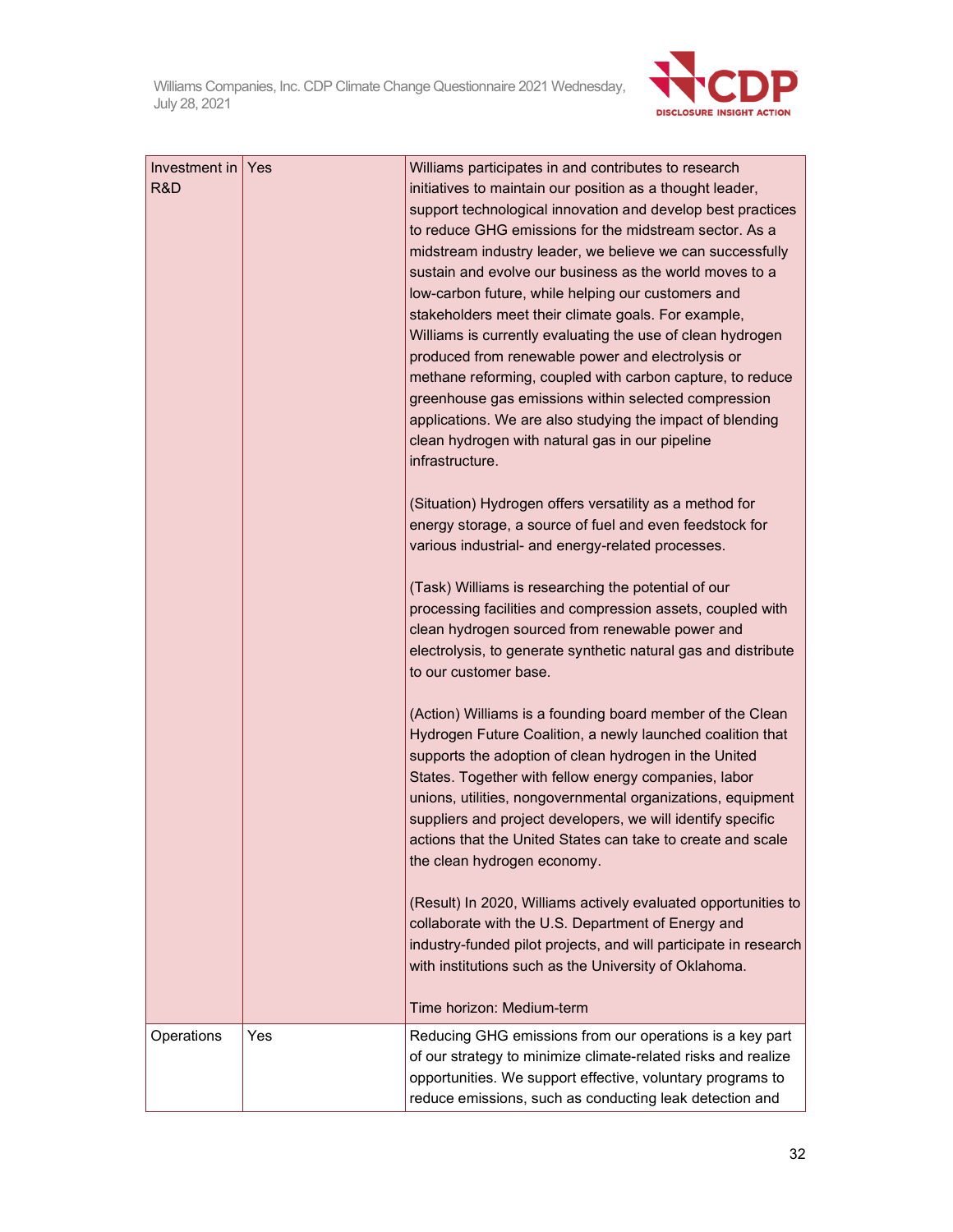| | | |
|---|---|---|
| Investment in R&D | Yes | Williams participates in and contributes to research initiatives to maintain our position as a thought leader, support technological innovation and develop best practices to reduce GHG emissions for the midstream sector. As a midstream industry leader, we believe we can successfully sustain and evolve our business as the world moves to a low-carbon future, while helping our customers and stakeholders meet their climate goals. For example, Williams is currently evaluating the use of clean hydrogen produced from renewable power and electrolysis or methane reforming, coupled with carbon capture, to reduce greenhouse gas emissions within selected compression applications. We are also studying the impact of blending clean hydrogen with natural gas in our pipeline infrastructure.<br><br>(Situation) Hydrogen offers versatility as a method for energy storage, a source of fuel and even feedstock for various industrial- and energy-related processes.<br><br>(Task) Williams is researching the potential of our processing facilities and compression assets, coupled with clean hydrogen sourced from renewable power and electrolysis, to generate synthetic natural gas and distribute to our customer base.<br><br>(Action) Williams is a founding board member of the Clean Hydrogen Future Coalition, a newly launched coalition that supports the adoption of clean hydrogen in the United States. Together with fellow energy companies, labor unions, utilities, nongovernmental organizations, equipment suppliers and project developers, we will identify specific actions that the United States can take to create and scale the clean hydrogen economy.<br><br>(Result) In 2020, Williams actively evaluated opportunities to collaborate with the U.S. Department of Energy and industry-funded pilot projects, and will participate in research with institutions such as the University of Oklahoma.<br><br>Time horizon: Medium-term |
| Operations | Yes | Reducing GHG emissions from our operations is a key part of our strategy to minimize climate-related risks and realize opportunities. We support effective, voluntary programs to reduce emissions, such as conducting leak detection and |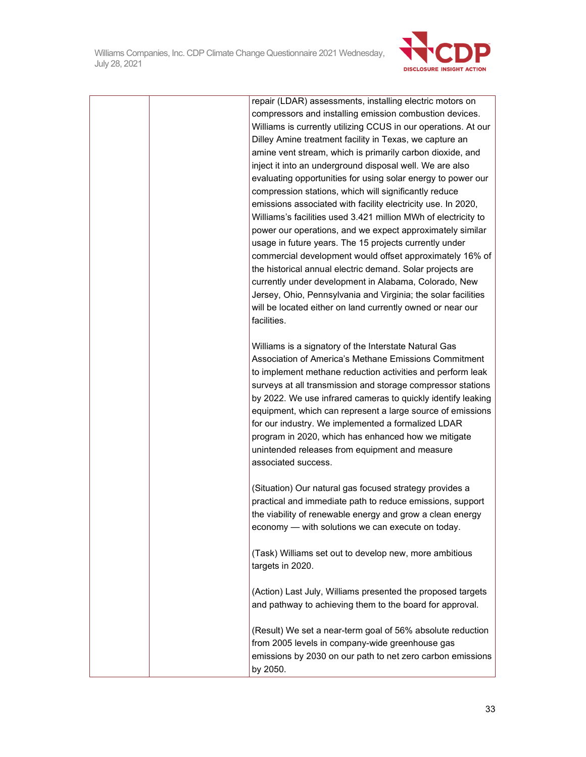| | | |
|---|---|---|
| | | repair (LDAR) assessments, installing electric motors on compressors and installing emission combustion devices. Williams is currently utilizing CCUS in our operations. At our Dilley Amine treatment facility in Texas, we capture an amine vent stream, which is primarily carbon dioxide, and inject it into an underground disposal well. We are also evaluating opportunities for using solar energy to power our compression stations, which will significantly reduce emissions associated with facility electricity use. In 2020, Williams's facilities used 3.421 million MWh of electricity to power our operations, and we expect approximately similar usage in future years. The 15 projects currently under commercial development would offset approximately 16% of the historical annual electric demand. Solar projects are currently under development in Alabama, Colorado, New Jersey, Ohio, Pennsylvania and Virginia; the solar facilities will be located either on land currently owned or near our facilities.<br><br>Williams is a signatory of the Interstate Natural Gas Association of America's Methane Emissions Commitment to implement methane reduction activities and perform leak surveys at all transmission and storage compressor stations by 2022. We use infrared cameras to quickly identify leaking equipment, which can represent a large source of emissions for our industry. We implemented a formalized LDAR program in 2020, which has enhanced how we mitigate unintended releases from equipment and measure associated success.<br><br>(Situation) Our natural gas focused strategy provides a practical and immediate path to reduce emissions, support the viability of renewable energy and grow a clean energy economy — with solutions we can execute on today.<br><br>(Task) Williams set out to develop new, more ambitious targets in 2020.<br><br>(Action) Last July, Williams presented the proposed targets and pathway to achieving them to the board for approval.<br><br>(Result) We set a near-term goal of 56% absolute reduction from 2005 levels in company-wide greenhouse gas emissions by 2030 on our path to net zero carbon emissions by 2050. |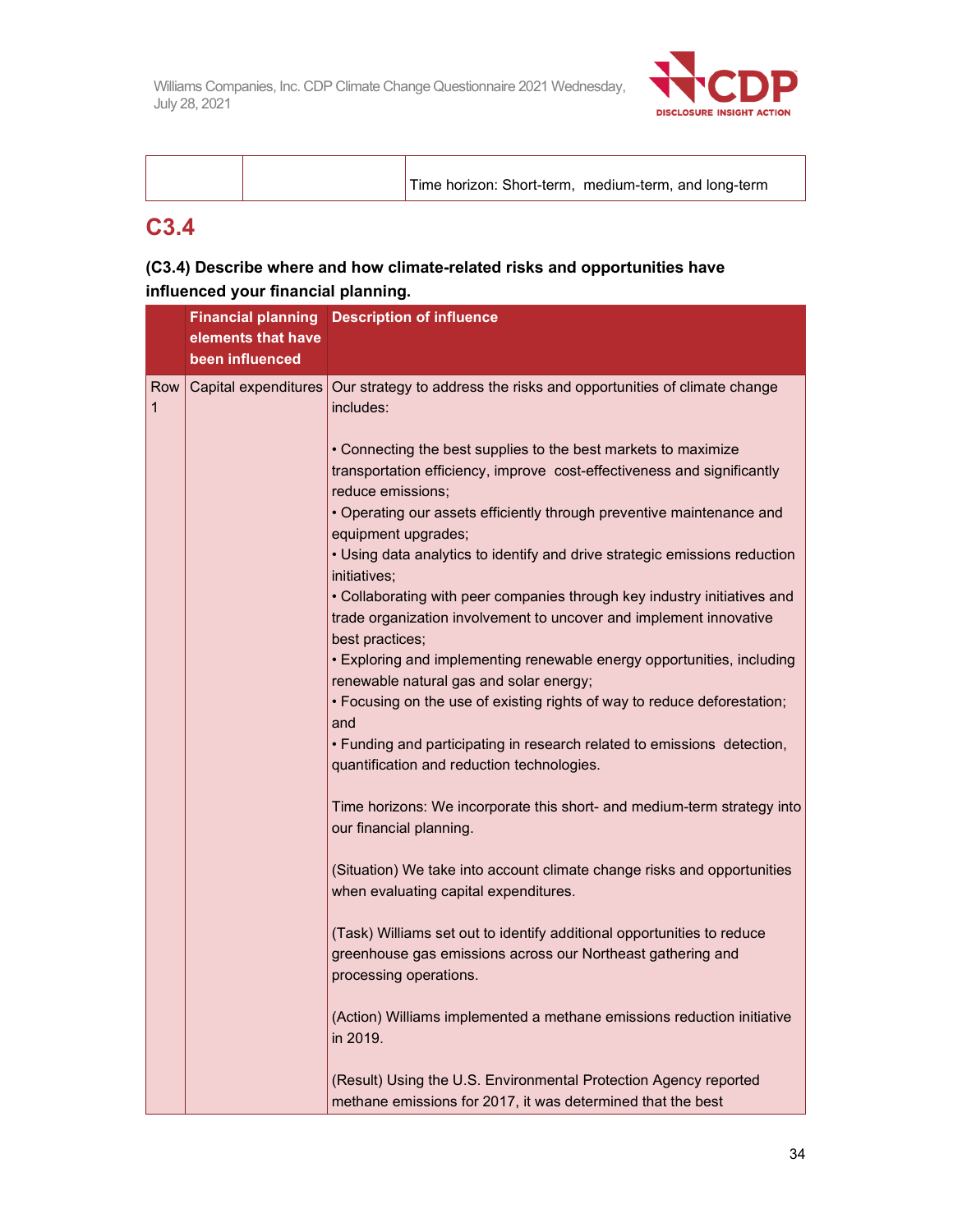| | | Time horizon: Short-term, medium-term, and long-term |
|---|---|---|

## C3.4

**(C3.4) Describe where and how climate-related risks and opportunities have influenced your financial planning.**

| | Financial planning elements that have been influenced | Description of influence |
|---|---|---|
| Row 1 | Capital expenditures | Our strategy to address the risks and opportunities of climate change includes:<br><br>• Connecting the best supplies to the best markets to maximize transportation efficiency, improve cost-effectiveness and significantly reduce emissions;<br>• Operating our assets efficiently through preventive maintenance and equipment upgrades;<br>• Using data analytics to identify and drive strategic emissions reduction initiatives;<br>• Collaborating with peer companies through key industry initiatives and trade organization involvement to uncover and implement innovative best practices;<br>• Exploring and implementing renewable energy opportunities, including renewable natural gas and solar energy;<br>• Focusing on the use of existing rights of way to reduce deforestation; and<br>• Funding and participating in research related to emissions detection, quantification and reduction technologies.<br><br>Time horizons: We incorporate this short- and medium-term strategy into our financial planning.<br><br>(Situation) We take into account climate change risks and opportunities when evaluating capital expenditures.<br><br>(Task) Williams set out to identify additional opportunities to reduce greenhouse gas emissions across our Northeast gathering and processing operations.<br><br>(Action) Williams implemented a methane emissions reduction initiative in 2019.<br><br>(Result) Using the U.S. Environmental Protection Agency reported methane emissions for 2017, it was determined that the best |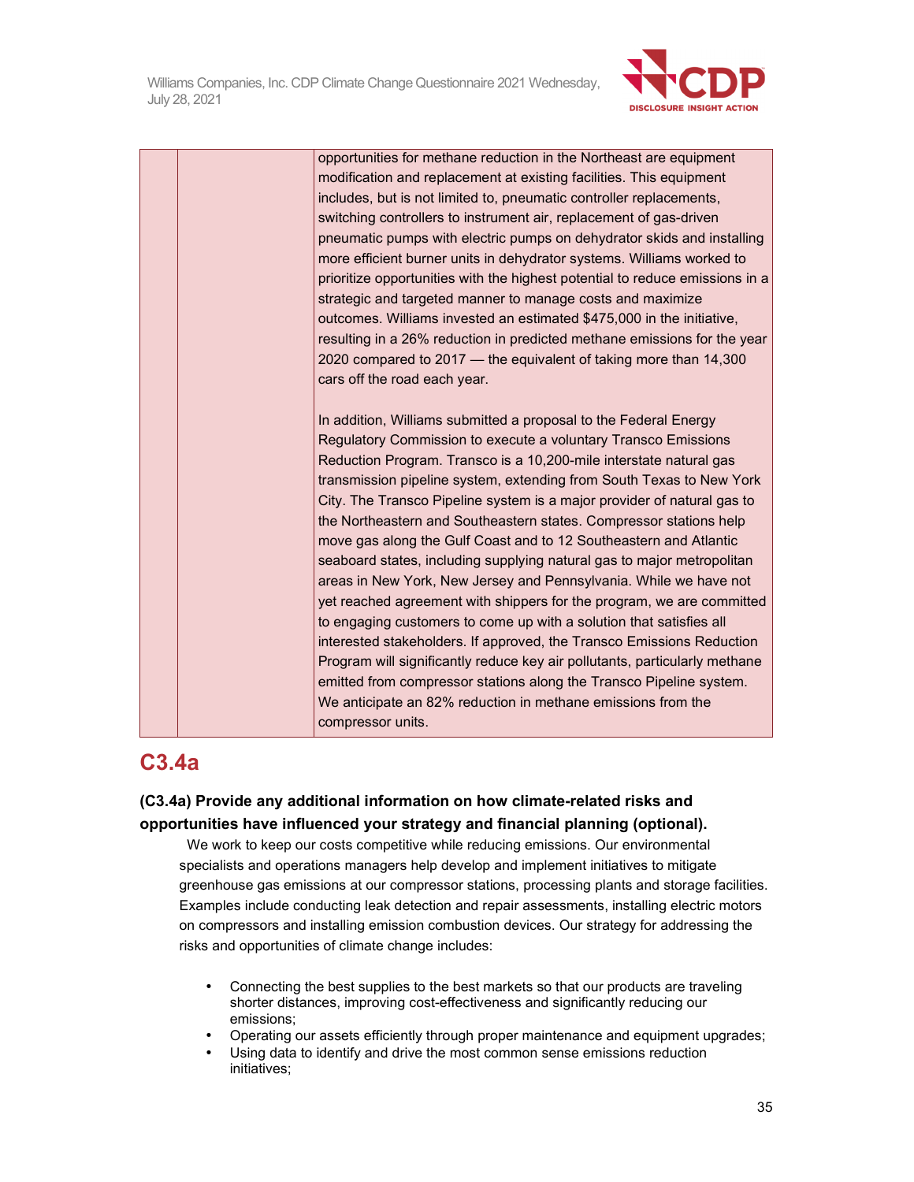| | | opportunities for methane reduction in the Northeast are equipment modification and replacement at existing facilities. This equipment includes, but is not limited to, pneumatic controller replacements, switching controllers to instrument air, replacement of gas-driven pneumatic pumps with electric pumps on dehydrator skids and installing more efficient burner units in dehydrator systems. Williams worked to prioritize opportunities with the highest potential to reduce emissions in a strategic and targeted manner to manage costs and maximize outcomes. Williams invested an estimated $475,000 in the initiative, resulting in a 26% reduction in predicted methane emissions for the year 2020 compared to 2017 — the equivalent of taking more than 14,300 cars off the road each year.<br><br>In addition, Williams submitted a proposal to the Federal Energy Regulatory Commission to execute a voluntary Transco Emissions Reduction Program. Transco is a 10,200-mile interstate natural gas transmission pipeline system, extending from South Texas to New York City. The Transco Pipeline system is a major provider of natural gas to the Northeastern and Southeastern states. Compressor stations help move gas along the Gulf Coast and to 12 Southeastern and Atlantic seaboard states, including supplying natural gas to major metropolitan areas in New York, New Jersey and Pennsylvania. While we have not yet reached agreement with shippers for the program, we are committed to engaging customers to come up with a solution that satisfies all interested stakeholders. If approved, the Transco Emissions Reduction Program will significantly reduce key air pollutants, particularly methane emitted from compressor stations along the Transco Pipeline system. We anticipate an 82% reduction in methane emissions from the compressor units. |
|---|---|---|

## C3.4a

### (C3.4a) Provide any additional information on how climate-related risks and opportunities have influenced your strategy and financial planning (optional).

We work to keep our costs competitive while reducing emissions. Our environmental specialists and operations managers help develop and implement initiatives to mitigate greenhouse gas emissions at our compressor stations, processing plants and storage facilities. Examples include conducting leak detection and repair assessments, installing electric motors on compressors and installing emission combustion devices. Our strategy for addressing the risks and opportunities of climate change includes:

- Connecting the best supplies to the best markets so that our products are traveling shorter distances, improving cost-effectiveness and significantly reducing our emissions;
- Operating our assets efficiently through proper maintenance and equipment upgrades;
- Using data to identify and drive the most common sense emissions reduction initiatives;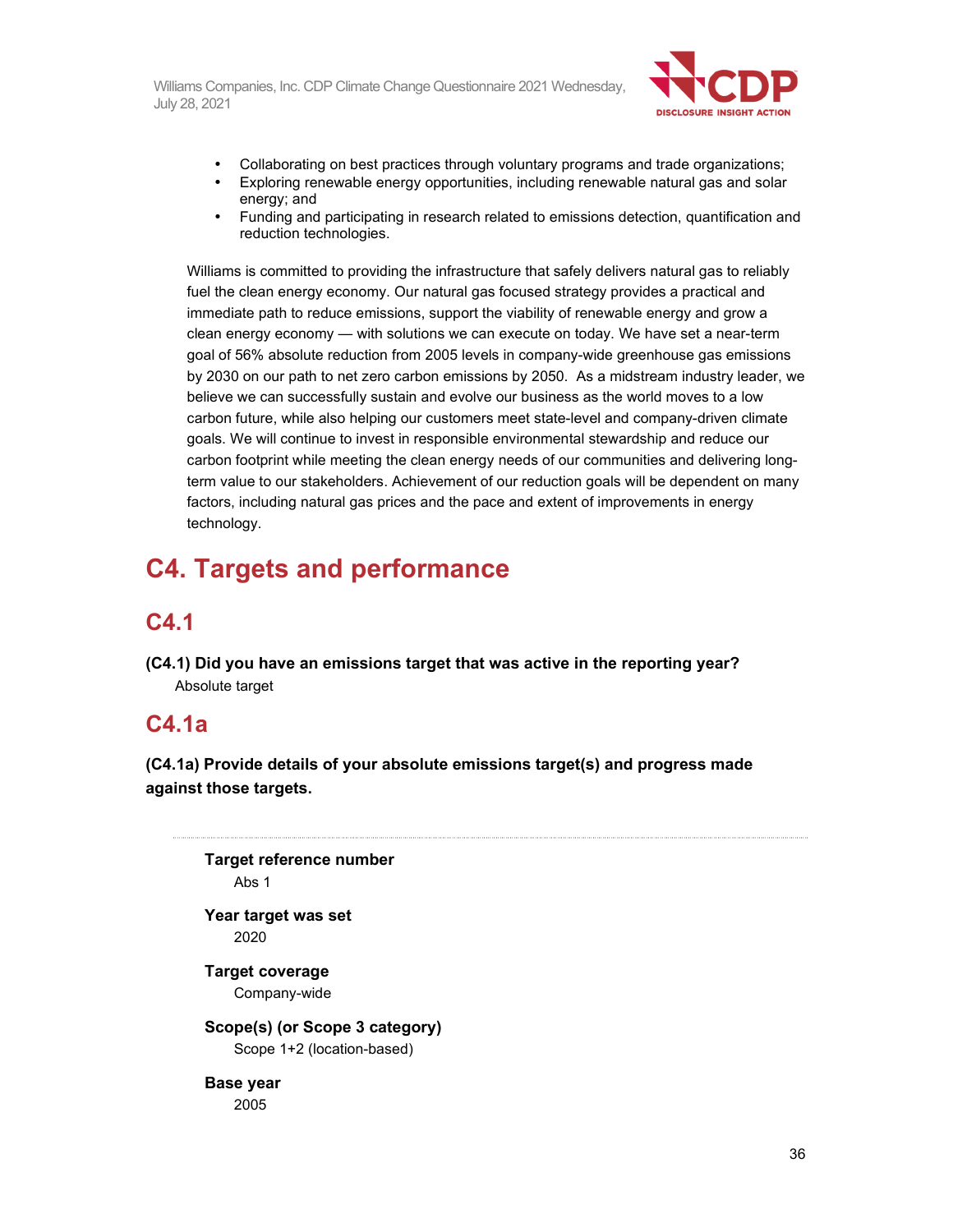- Collaborating on best practices through voluntary programs and trade organizations;
- Exploring renewable energy opportunities, including renewable natural gas and solar energy; and
- Funding and participating in research related to emissions detection, quantification and reduction technologies.

Williams is committed to providing the infrastructure that safely delivers natural gas to reliably fuel the clean energy economy. Our natural gas focused strategy provides a practical and immediate path to reduce emissions, support the viability of renewable energy and grow a clean energy economy — with solutions we can execute on today. We have set a near-term goal of 56% absolute reduction from 2005 levels in company-wide greenhouse gas emissions by 2030 on our path to net zero carbon emissions by 2050. As a midstream industry leader, we believe we can successfully sustain and evolve our business as the world moves to a low carbon future, while also helping our customers meet state-level and company-driven climate goals. We will continue to invest in responsible environmental stewardship and reduce our carbon footprint while meeting the clean energy needs of our communities and delivering long-term value to our stakeholders. Achievement of our reduction goals will be dependent on many factors, including natural gas prices and the pace and extent of improvements in energy technology.

# C4. Targets and performance

## C4.1

**(C4.1) Did you have an emissions target that was active in the reporting year?**

Absolute target

## C4.1a

**(C4.1a) Provide details of your absolute emissions target(s) and progress made against those targets.**

---

**Target reference number**

Abs 1

**Year target was set**

2020

**Target coverage**

Company-wide

**Scope(s) (or Scope 3 category)**

Scope 1+2 (location-based)

**Base year**

2005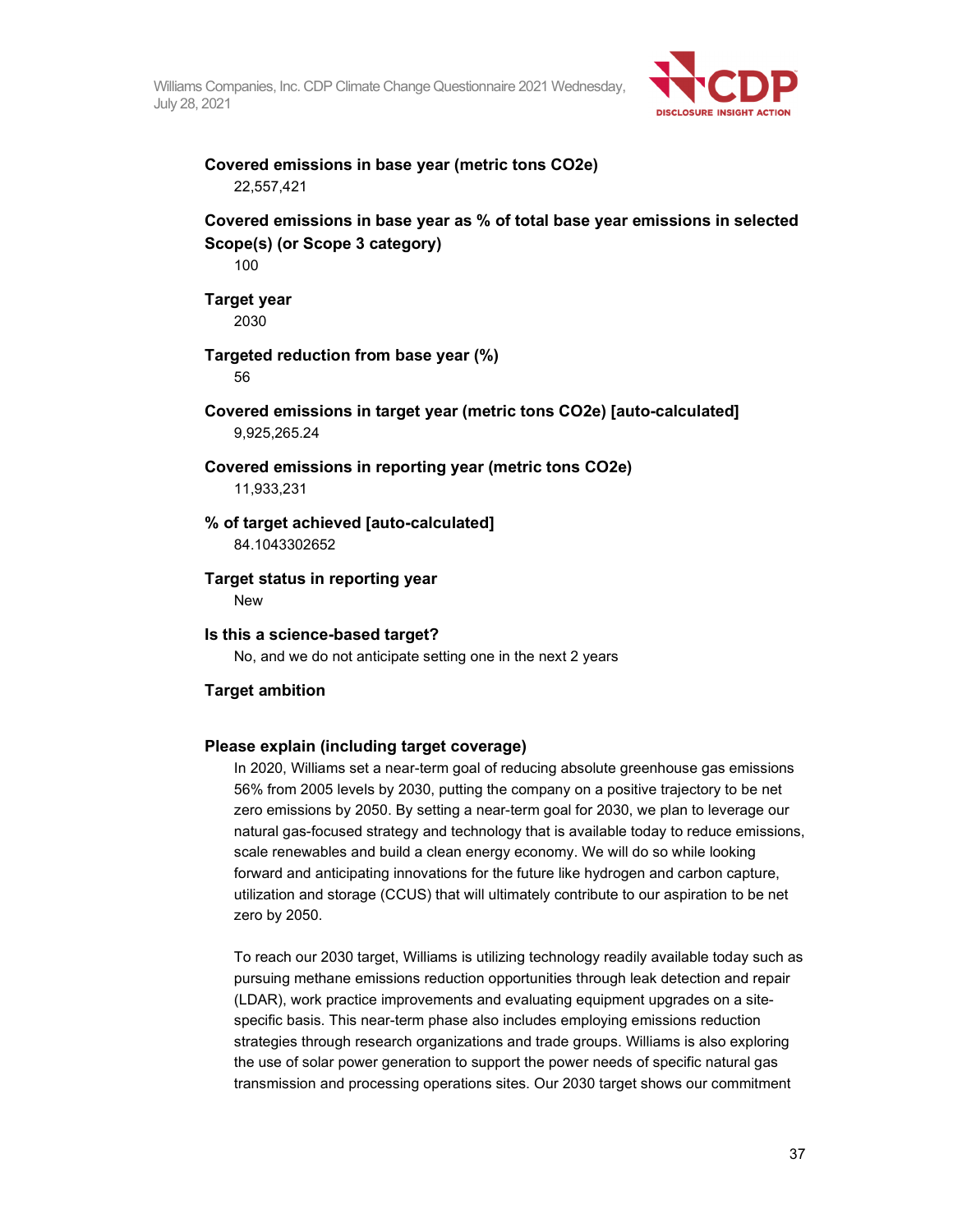**Covered emissions in base year (metric tons CO2e)**

22,557,421

**Covered emissions in base year as % of total base year emissions in selected Scope(s) (or Scope 3 category)**

100

**Target year**

2030

**Targeted reduction from base year (%)**

56

**Covered emissions in target year (metric tons CO2e) [auto-calculated]**

9,925,265.24

**Covered emissions in reporting year (metric tons CO2e)**

11,933,231

**% of target achieved [auto-calculated]**

84.1043302652

**Target status in reporting year**

New

**Is this a science-based target?**

No, and we do not anticipate setting one in the next 2 years

**Target ambition**

**Please explain (including target coverage)**

In 2020, Williams set a near-term goal of reducing absolute greenhouse gas emissions 56% from 2005 levels by 2030, putting the company on a positive trajectory to be net zero emissions by 2050. By setting a near-term goal for 2030, we plan to leverage our natural gas-focused strategy and technology that is available today to reduce emissions, scale renewables and build a clean energy economy. We will do so while looking forward and anticipating innovations for the future like hydrogen and carbon capture, utilization and storage (CCUS) that will ultimately contribute to our aspiration to be net zero by 2050.

To reach our 2030 target, Williams is utilizing technology readily available today such as pursuing methane emissions reduction opportunities through leak detection and repair (LDAR), work practice improvements and evaluating equipment upgrades on a site-specific basis. This near-term phase also includes employing emissions reduction strategies through research organizations and trade groups. Williams is also exploring the use of solar power generation to support the power needs of specific natural gas transmission and processing operations sites. Our 2030 target shows our commitment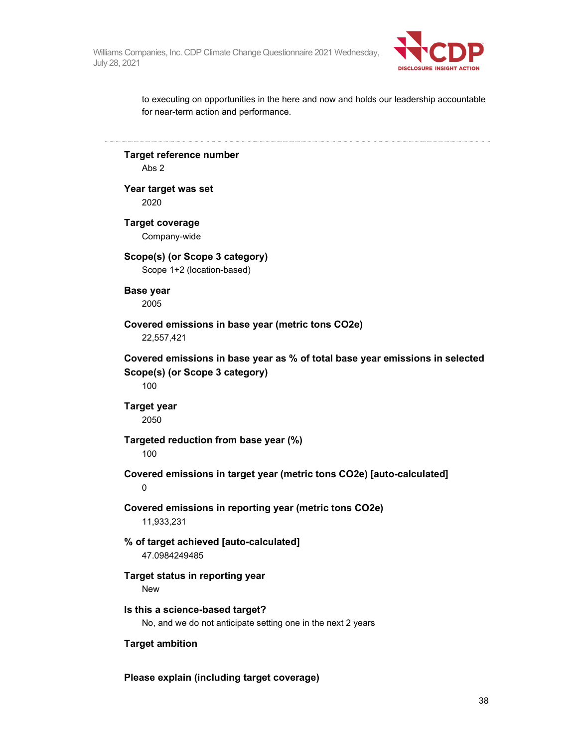to executing on opportunities in the here and now and holds our leadership accountable for near-term action and performance.

---

**Target reference number**
Abs 2

**Year target was set**
2020

**Target coverage**
Company-wide

**Scope(s) (or Scope 3 category)**
Scope 1+2 (location-based)

**Base year**
2005

**Covered emissions in base year (metric tons CO2e)**
22,557,421

**Covered emissions in base year as % of total base year emissions in selected Scope(s) (or Scope 3 category)**
100

**Target year**
2050

**Targeted reduction from base year (%)**
100

**Covered emissions in target year (metric tons CO2e) [auto-calculated]**
0

**Covered emissions in reporting year (metric tons CO2e)**
11,933,231

**% of target achieved [auto-calculated]**
47.0984249485

**Target status in reporting year**
New

**Is this a science-based target?**
No, and we do not anticipate setting one in the next 2 years

**Target ambition**

**Please explain (including target coverage)**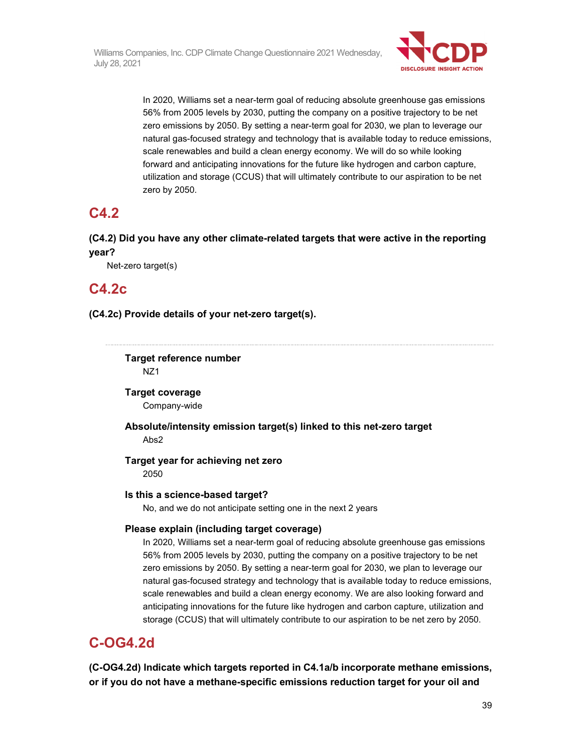In 2020, Williams set a near-term goal of reducing absolute greenhouse gas emissions 56% from 2005 levels by 2030, putting the company on a positive trajectory to be net zero emissions by 2050. By setting a near-term goal for 2030, we plan to leverage our natural gas-focused strategy and technology that is available today to reduce emissions, scale renewables and build a clean energy economy. We will do so while looking forward and anticipating innovations for the future like hydrogen and carbon capture, utilization and storage (CCUS) that will ultimately contribute to our aspiration to be net zero by 2050.

## C4.2

**(C4.2) Did you have any other climate-related targets that were active in the reporting year?**

Net-zero target(s)

## C4.2c

**(C4.2c) Provide details of your net-zero target(s).**

---

**Target reference number**

NZ1

**Target coverage**

Company-wide

**Absolute/intensity emission target(s) linked to this net-zero target**

Abs2

**Target year for achieving net zero**

2050

**Is this a science-based target?**

No, and we do not anticipate setting one in the next 2 years

**Please explain (including target coverage)**

In 2020, Williams set a near-term goal of reducing absolute greenhouse gas emissions 56% from 2005 levels by 2030, putting the company on a positive trajectory to be net zero emissions by 2050. By setting a near-term goal for 2030, we plan to leverage our natural gas-focused strategy and technology that is available today to reduce emissions, scale renewables and build a clean energy economy. We are also looking forward and anticipating innovations for the future like hydrogen and carbon capture, utilization and storage (CCUS) that will ultimately contribute to our aspiration to be net zero by 2050.

## C-OG4.2d

**(C-OG4.2d) Indicate which targets reported in C4.1a/b incorporate methane emissions, or if you do not have a methane-specific emissions reduction target for your oil and**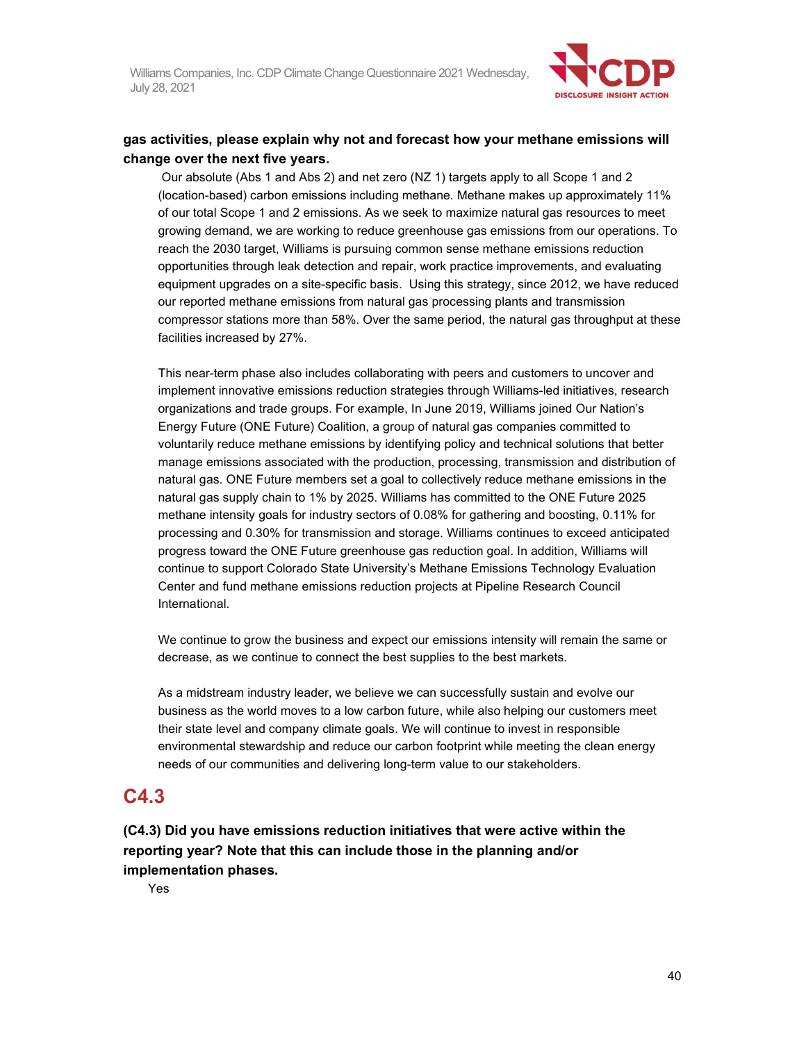**gas activities, please explain why not and forecast how your methane emissions will change over the next five years.**

Our absolute (Abs 1 and Abs 2) and net zero (NZ 1) targets apply to all Scope 1 and 2 (location-based) carbon emissions including methane. Methane makes up approximately 11% of our total Scope 1 and 2 emissions. As we seek to maximize natural gas resources to meet growing demand, we are working to reduce greenhouse gas emissions from our operations. To reach the 2030 target, Williams is pursuing common sense methane emissions reduction opportunities through leak detection and repair, work practice improvements, and evaluating equipment upgrades on a site-specific basis. Using this strategy, since 2012, we have reduced our reported methane emissions from natural gas processing plants and transmission compressor stations more than 58%. Over the same period, the natural gas throughput at these facilities increased by 27%.

This near-term phase also includes collaborating with peers and customers to uncover and implement innovative emissions reduction strategies through Williams-led initiatives, research organizations and trade groups. For example, In June 2019, Williams joined Our Nation's Energy Future (ONE Future) Coalition, a group of natural gas companies committed to voluntarily reduce methane emissions by identifying policy and technical solutions that better manage emissions associated with the production, processing, transmission and distribution of natural gas. ONE Future members set a goal to collectively reduce methane emissions in the natural gas supply chain to 1% by 2025. Williams has committed to the ONE Future 2025 methane intensity goals for industry sectors of 0.08% for gathering and boosting, 0.11% for processing and 0.30% for transmission and storage. Williams continues to exceed anticipated progress toward the ONE Future greenhouse gas reduction goal. In addition, Williams will continue to support Colorado State University's Methane Emissions Technology Evaluation Center and fund methane emissions reduction projects at Pipeline Research Council International.

We continue to grow the business and expect our emissions intensity will remain the same or decrease, as we continue to connect the best supplies to the best markets.

As a midstream industry leader, we believe we can successfully sustain and evolve our business as the world moves to a low carbon future, while also helping our customers meet their state level and company climate goals. We will continue to invest in responsible environmental stewardship and reduce our carbon footprint while meeting the clean energy needs of our communities and delivering long-term value to our stakeholders.

## C4.3

**(C4.3) Did you have emissions reduction initiatives that were active within the reporting year? Note that this can include those in the planning and/or implementation phases.**

Yes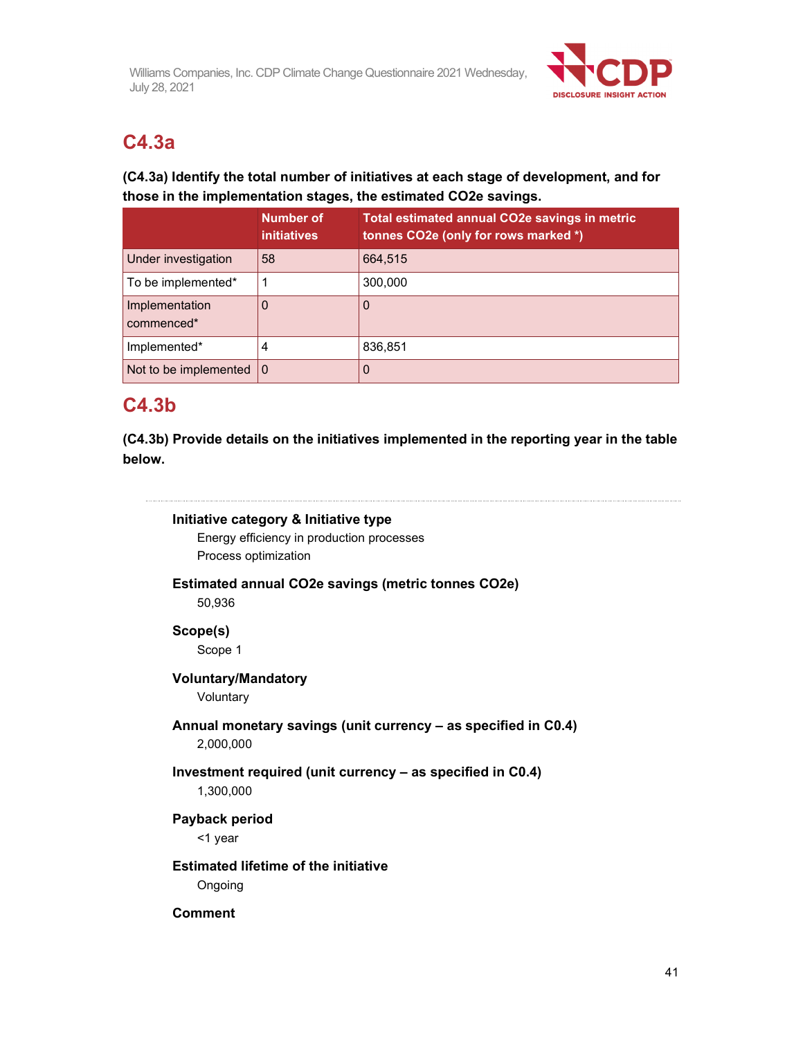## C4.3a

**(C4.3a) Identify the total number of initiatives at each stage of development, and for those in the implementation stages, the estimated CO2e savings.**

| | Number of initiatives | Total estimated annual CO2e savings in metric tonnes CO2e (only for rows marked *) |
|---|---|---|
| Under investigation | 58 | 664,515 |
| To be implemented* | 1 | 300,000 |
| Implementation commenced* | 0 | 0 |
| Implemented* | 4 | 836,851 |
| Not to be implemented | 0 | 0 |

## C4.3b

**(C4.3b) Provide details on the initiatives implemented in the reporting year in the table below.**

---

**Initiative category & Initiative type**

Energy efficiency in production processes

Process optimization

**Estimated annual CO2e savings (metric tonnes CO2e)**

50,936

**Scope(s)**

Scope 1

**Voluntary/Mandatory**

Voluntary

**Annual monetary savings (unit currency – as specified in C0.4)**

2,000,000

**Investment required (unit currency – as specified in C0.4)**

1,300,000

**Payback period**

<1 year

**Estimated lifetime of the initiative**

Ongoing

**Comment**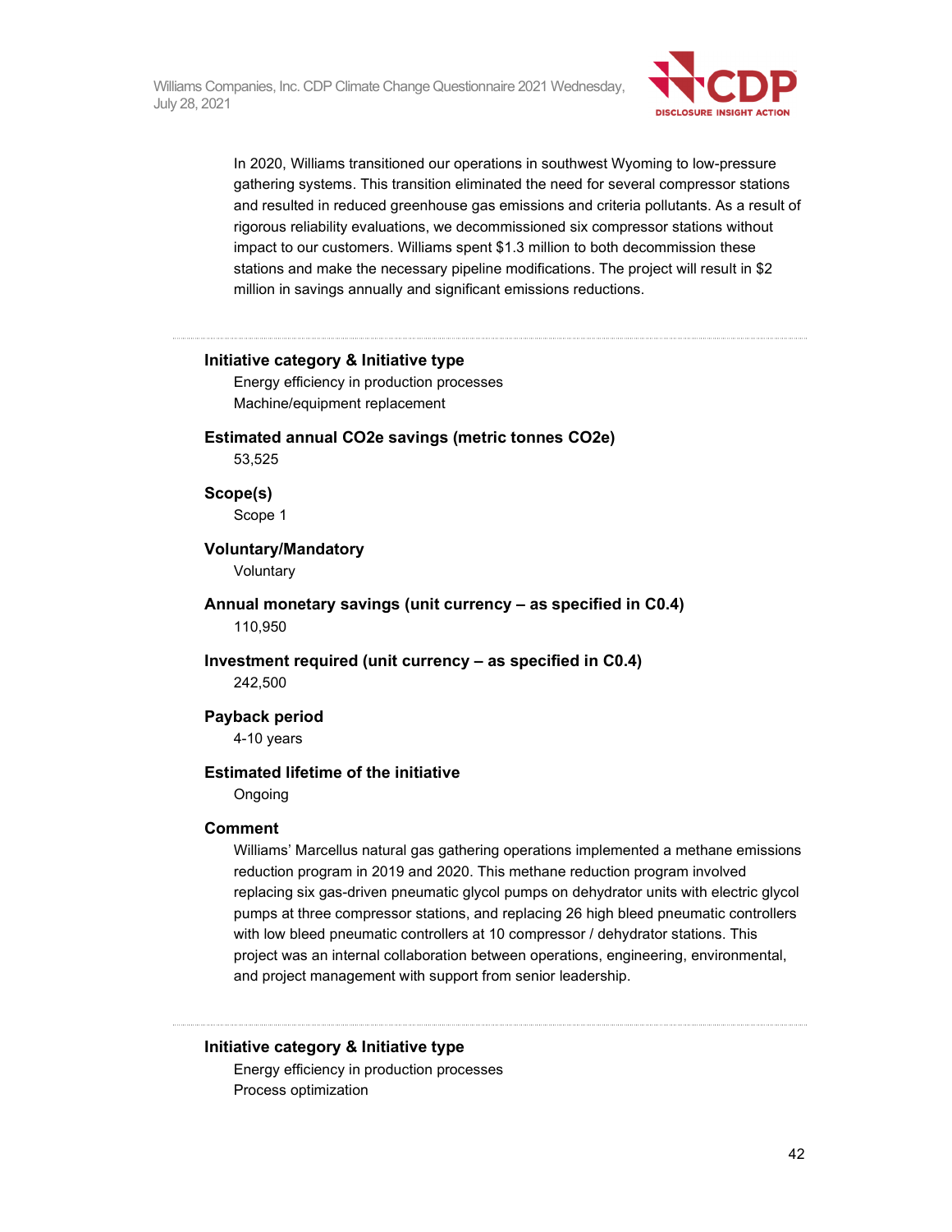In 2020, Williams transitioned our operations in southwest Wyoming to low-pressure gathering systems. This transition eliminated the need for several compressor stations and resulted in reduced greenhouse gas emissions and criteria pollutants. As a result of rigorous reliability evaluations, we decommissioned six compressor stations without impact to our customers. Williams spent $1.3 million to both decommission these stations and make the necessary pipeline modifications. The project will result in $2 million in savings annually and significant emissions reductions.

---

**Initiative category & Initiative type**

Energy efficiency in production processes

Machine/equipment replacement

**Estimated annual CO2e savings (metric tonnes CO2e)**

53,525

**Scope(s)**

Scope 1

**Voluntary/Mandatory**

Voluntary

**Annual monetary savings (unit currency – as specified in C0.4)**

110,950

**Investment required (unit currency – as specified in C0.4)**

242,500

**Payback period**

4-10 years

**Estimated lifetime of the initiative**

Ongoing

**Comment**

Williams' Marcellus natural gas gathering operations implemented a methane emissions reduction program in 2019 and 2020. This methane reduction program involved replacing six gas-driven pneumatic glycol pumps on dehydrator units with electric glycol pumps at three compressor stations, and replacing 26 high bleed pneumatic controllers with low bleed pneumatic controllers at 10 compressor / dehydrator stations. This project was an internal collaboration between operations, engineering, environmental, and project management with support from senior leadership.

---

**Initiative category & Initiative type**

Energy efficiency in production processes

Process optimization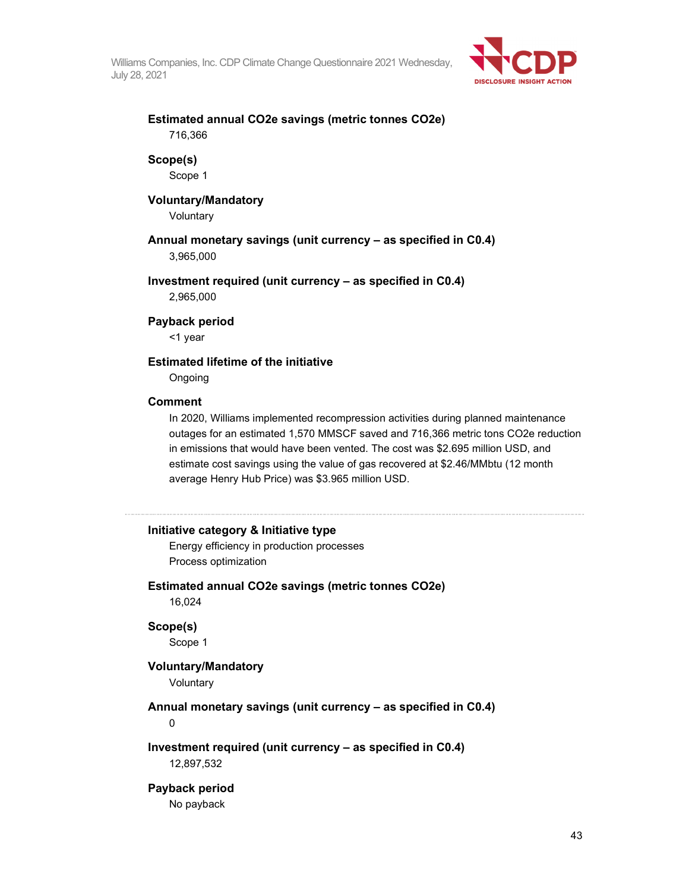**Estimated annual CO2e savings (metric tonnes CO2e)**

716,366

**Scope(s)**

Scope 1

**Voluntary/Mandatory**

Voluntary

**Annual monetary savings (unit currency – as specified in C0.4)**

3,965,000

**Investment required (unit currency – as specified in C0.4)**

2,965,000

**Payback period**

<1 year

**Estimated lifetime of the initiative**

Ongoing

**Comment**

In 2020, Williams implemented recompression activities during planned maintenance outages for an estimated 1,570 MMSCF saved and 716,366 metric tons CO2e reduction in emissions that would have been vented. The cost was $2.695 million USD, and estimate cost savings using the value of gas recovered at $2.46/MMbtu (12 month average Henry Hub Price) was $3.965 million USD.

---

**Initiative category & Initiative type**

Energy efficiency in production processes

Process optimization

**Estimated annual CO2e savings (metric tonnes CO2e)**

16,024

**Scope(s)**

Scope 1

**Voluntary/Mandatory**

Voluntary

**Annual monetary savings (unit currency – as specified in C0.4)**

0

**Investment required (unit currency – as specified in C0.4)**

12,897,532

**Payback period**

No payback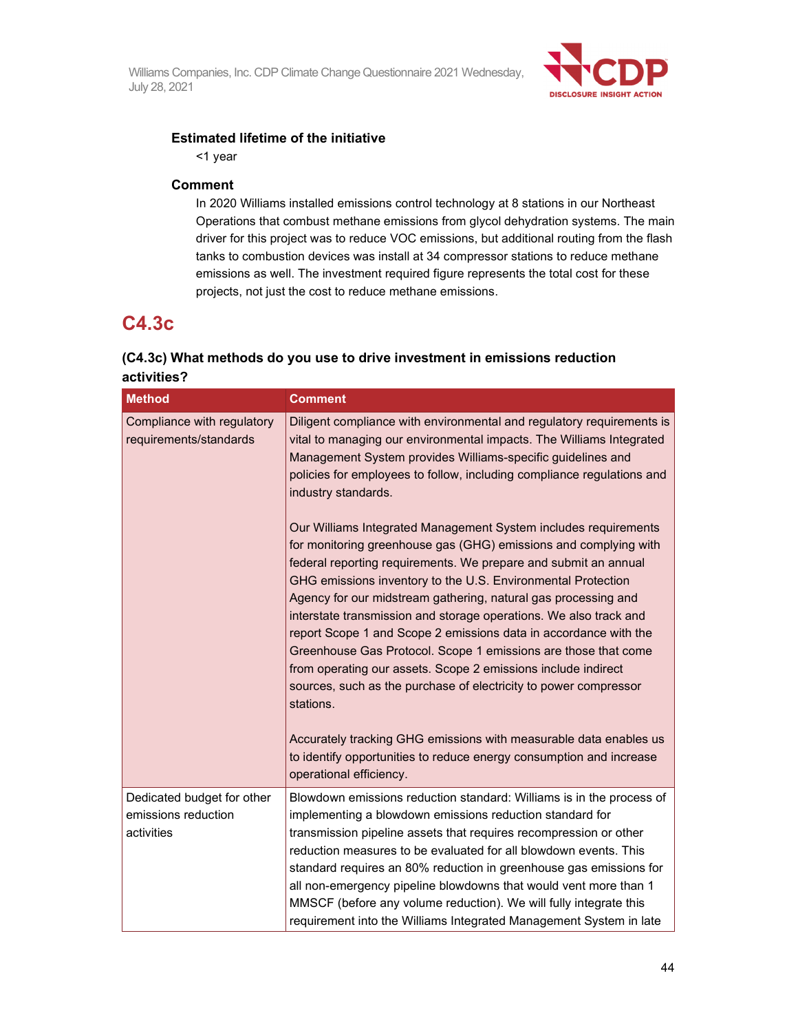**Estimated lifetime of the initiative**

<1 year

**Comment**

In 2020 Williams installed emissions control technology at 8 stations in our Northeast Operations that combust methane emissions from glycol dehydration systems. The main driver for this project was to reduce VOC emissions, but additional routing from the flash tanks to combustion devices was install at 34 compressor stations to reduce methane emissions as well. The investment required figure represents the total cost for these projects, not just the cost to reduce methane emissions.

## C4.3c

### (C4.3c) What methods do you use to drive investment in emissions reduction activities?

| Method | Comment |
|---|---|
| Compliance with regulatory requirements/standards | Diligent compliance with environmental and regulatory requirements is vital to managing our environmental impacts. The Williams Integrated Management System provides Williams-specific guidelines and policies for employees to follow, including compliance regulations and industry standards.<br><br>Our Williams Integrated Management System includes requirements for monitoring greenhouse gas (GHG) emissions and complying with federal reporting requirements. We prepare and submit an annual GHG emissions inventory to the U.S. Environmental Protection Agency for our midstream gathering, natural gas processing and interstate transmission and storage operations. We also track and report Scope 1 and Scope 2 emissions data in accordance with the Greenhouse Gas Protocol. Scope 1 emissions are those that come from operating our assets. Scope 2 emissions include indirect sources, such as the purchase of electricity to power compressor stations.<br><br>Accurately tracking GHG emissions with measurable data enables us to identify opportunities to reduce energy consumption and increase operational efficiency. |
| Dedicated budget for other emissions reduction activities | Blowdown emissions reduction standard: Williams is in the process of implementing a blowdown emissions reduction standard for transmission pipeline assets that requires recompression or other reduction measures to be evaluated for all blowdown events. This standard requires an 80% reduction in greenhouse gas emissions for all non-emergency pipeline blowdowns that would vent more than 1 MMSCF (before any volume reduction). We will fully integrate this requirement into the Williams Integrated Management System in late |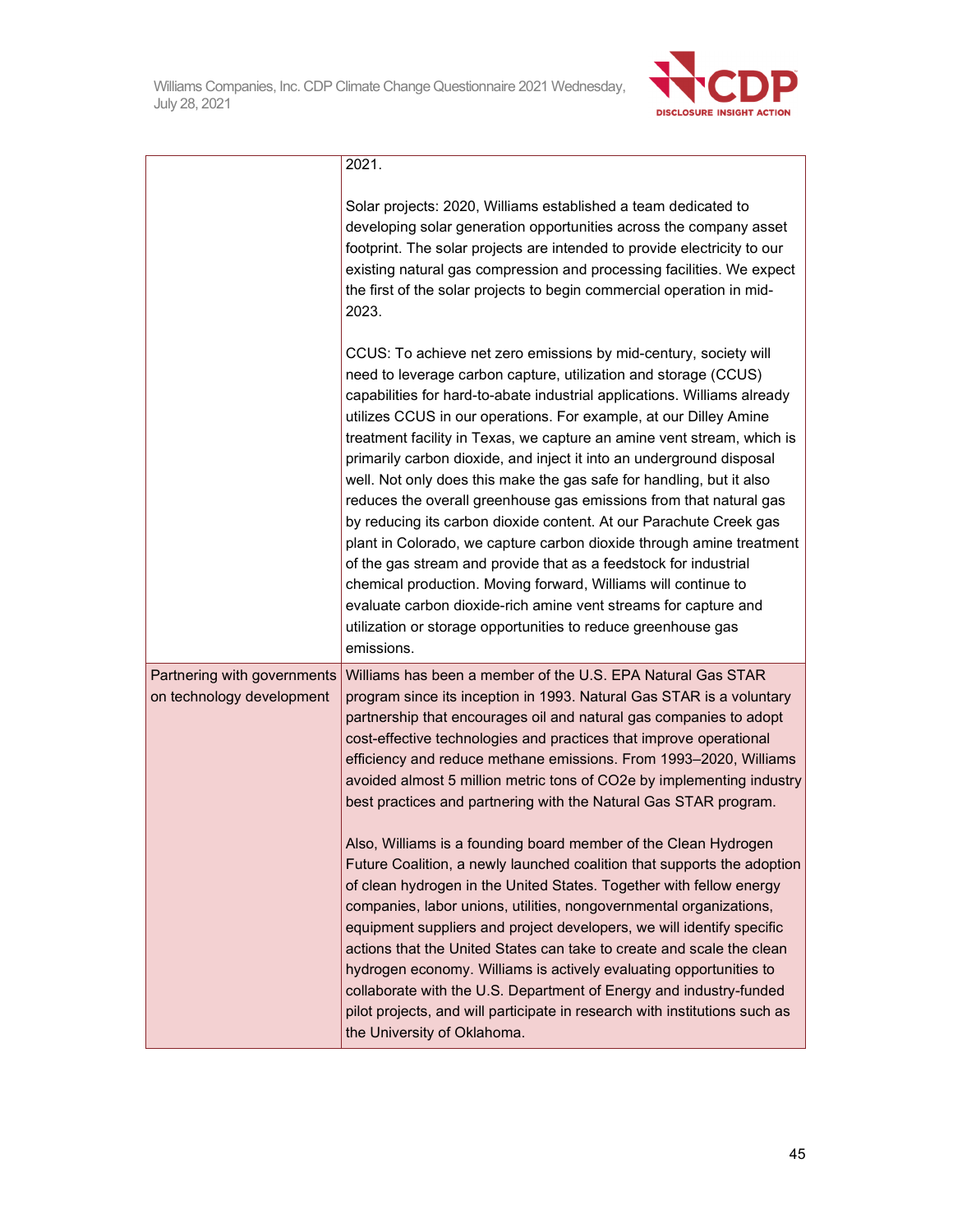|  |  |
|---|---|
|  | 2021.<br><br>Solar projects: 2020, Williams established a team dedicated to developing solar generation opportunities across the company asset footprint. The solar projects are intended to provide electricity to our existing natural gas compression and processing facilities. We expect the first of the solar projects to begin commercial operation in mid-2023.<br><br>CCUS: To achieve net zero emissions by mid-century, society will need to leverage carbon capture, utilization and storage (CCUS) capabilities for hard-to-abate industrial applications. Williams already utilizes CCUS in our operations. For example, at our Dilley Amine treatment facility in Texas, we capture an amine vent stream, which is primarily carbon dioxide, and inject it into an underground disposal well. Not only does this make the gas safe for handling, but it also reduces the overall greenhouse gas emissions from that natural gas by reducing its carbon dioxide content. At our Parachute Creek gas plant in Colorado, we capture carbon dioxide through amine treatment of the gas stream and provide that as a feedstock for industrial chemical production. Moving forward, Williams will continue to evaluate carbon dioxide-rich amine vent streams for capture and utilization or storage opportunities to reduce greenhouse gas emissions. |
| Partnering with governments on technology development | Williams has been a member of the U.S. EPA Natural Gas STAR program since its inception in 1993. Natural Gas STAR is a voluntary partnership that encourages oil and natural gas companies to adopt cost-effective technologies and practices that improve operational efficiency and reduce methane emissions. From 1993–2020, Williams avoided almost 5 million metric tons of CO2e by implementing industry best practices and partnering with the Natural Gas STAR program.<br><br>Also, Williams is a founding board member of the Clean Hydrogen Future Coalition, a newly launched coalition that supports the adoption of clean hydrogen in the United States. Together with fellow energy companies, labor unions, utilities, nongovernmental organizations, equipment suppliers and project developers, we will identify specific actions that the United States can take to create and scale the clean hydrogen economy. Williams is actively evaluating opportunities to collaborate with the U.S. Department of Energy and industry-funded pilot projects, and will participate in research with institutions such as the University of Oklahoma. |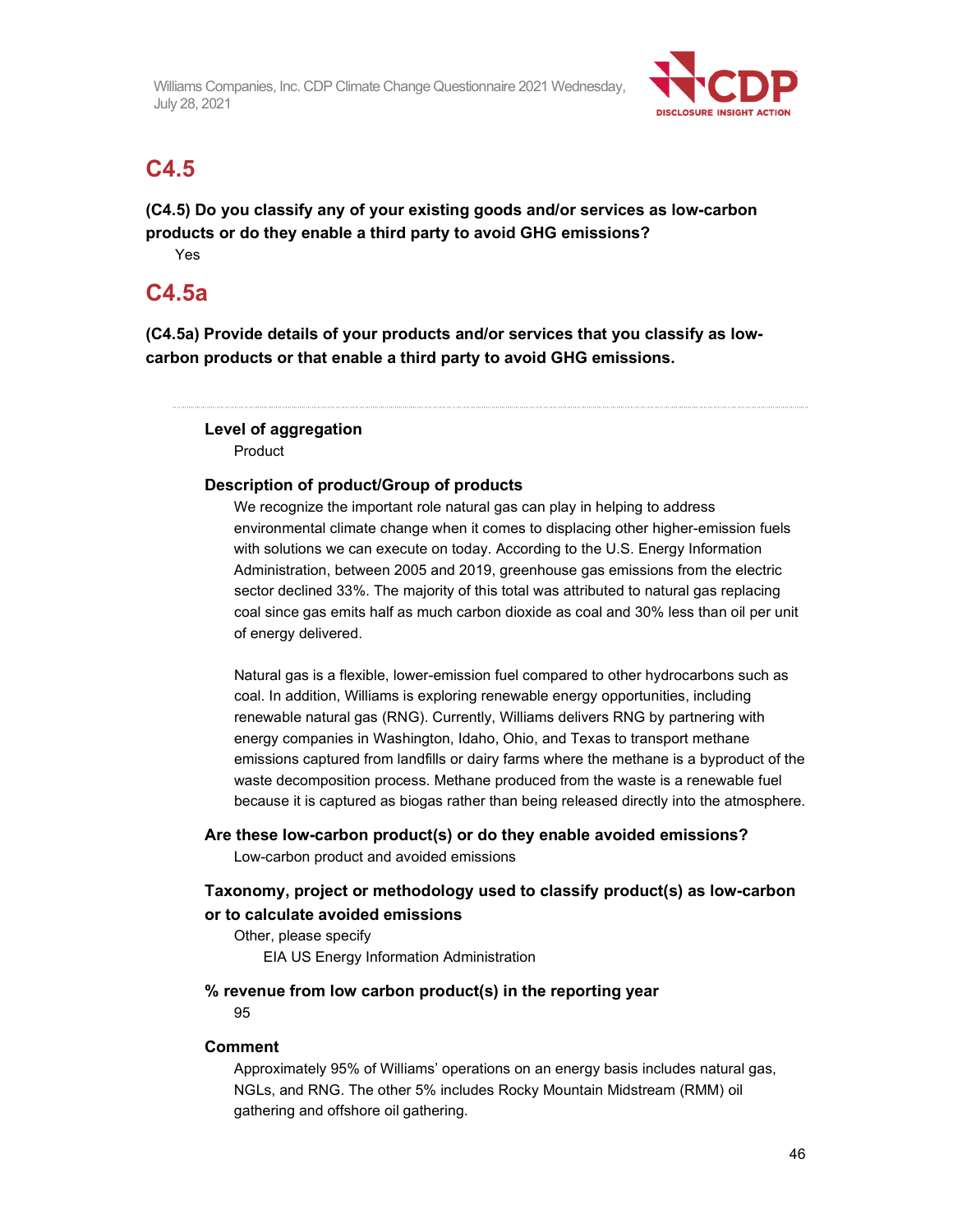## C4.5

**(C4.5) Do you classify any of your existing goods and/or services as low-carbon products or do they enable a third party to avoid GHG emissions?**

Yes

## C4.5a

**(C4.5a) Provide details of your products and/or services that you classify as low-carbon products or that enable a third party to avoid GHG emissions.**

---

**Level of aggregation**

Product

**Description of product/Group of products**

We recognize the important role natural gas can play in helping to address environmental climate change when it comes to displacing other higher-emission fuels with solutions we can execute on today. According to the U.S. Energy Information Administration, between 2005 and 2019, greenhouse gas emissions from the electric sector declined 33%. The majority of this total was attributed to natural gas replacing coal since gas emits half as much carbon dioxide as coal and 30% less than oil per unit of energy delivered.

Natural gas is a flexible, lower-emission fuel compared to other hydrocarbons such as coal. In addition, Williams is exploring renewable energy opportunities, including renewable natural gas (RNG). Currently, Williams delivers RNG by partnering with energy companies in Washington, Idaho, Ohio, and Texas to transport methane emissions captured from landfills or dairy farms where the methane is a byproduct of the waste decomposition process. Methane produced from the waste is a renewable fuel because it is captured as biogas rather than being released directly into the atmosphere.

**Are these low-carbon product(s) or do they enable avoided emissions?**

Low-carbon product and avoided emissions

**Taxonomy, project or methodology used to classify product(s) as low-carbon or to calculate avoided emissions**

Other, please specify

EIA US Energy Information Administration

**% revenue from low carbon product(s) in the reporting year**

95

**Comment**

Approximately 95% of Williams' operations on an energy basis includes natural gas, NGLs, and RNG. The other 5% includes Rocky Mountain Midstream (RMM) oil gathering and offshore oil gathering.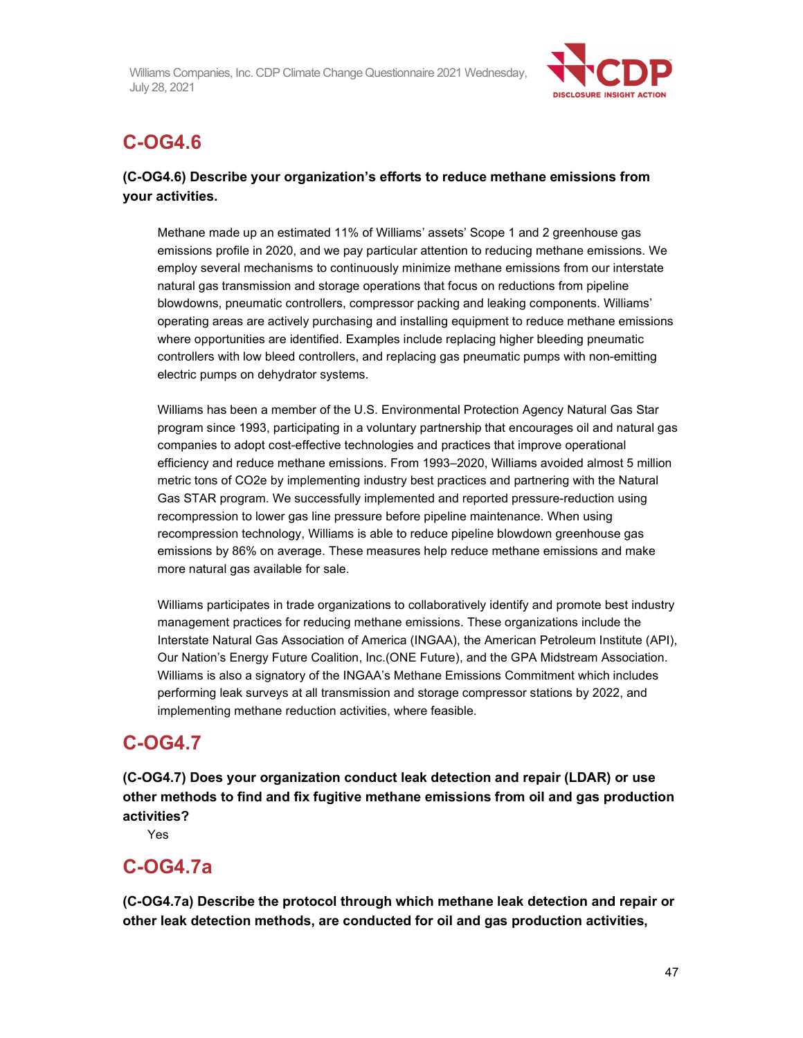## C-OG4.6

**(C-OG4.6) Describe your organization's efforts to reduce methane emissions from your activities.**

Methane made up an estimated 11% of Williams' assets' Scope 1 and 2 greenhouse gas emissions profile in 2020, and we pay particular attention to reducing methane emissions. We employ several mechanisms to continuously minimize methane emissions from our interstate natural gas transmission and storage operations that focus on reductions from pipeline blowdowns, pneumatic controllers, compressor packing and leaking components. Williams' operating areas are actively purchasing and installing equipment to reduce methane emissions where opportunities are identified. Examples include replacing higher bleeding pneumatic controllers with low bleed controllers, and replacing gas pneumatic pumps with non-emitting electric pumps on dehydrator systems.

Williams has been a member of the U.S. Environmental Protection Agency Natural Gas Star program since 1993, participating in a voluntary partnership that encourages oil and natural gas companies to adopt cost-effective technologies and practices that improve operational efficiency and reduce methane emissions. From 1993–2020, Williams avoided almost 5 million metric tons of CO2e by implementing industry best practices and partnering with the Natural Gas STAR program. We successfully implemented and reported pressure-reduction using recompression to lower gas line pressure before pipeline maintenance. When using recompression technology, Williams is able to reduce pipeline blowdown greenhouse gas emissions by 86% on average. These measures help reduce methane emissions and make more natural gas available for sale.

Williams participates in trade organizations to collaboratively identify and promote best industry management practices for reducing methane emissions. These organizations include the Interstate Natural Gas Association of America (INGAA), the American Petroleum Institute (API), Our Nation's Energy Future Coalition, Inc.(ONE Future), and the GPA Midstream Association. Williams is also a signatory of the INGAA's Methane Emissions Commitment which includes performing leak surveys at all transmission and storage compressor stations by 2022, and implementing methane reduction activities, where feasible.

## C-OG4.7

**(C-OG4.7) Does your organization conduct leak detection and repair (LDAR) or use other methods to find and fix fugitive methane emissions from oil and gas production activities?**

Yes

## C-OG4.7a

**(C-OG4.7a) Describe the protocol through which methane leak detection and repair or other leak detection methods, are conducted for oil and gas production activities,**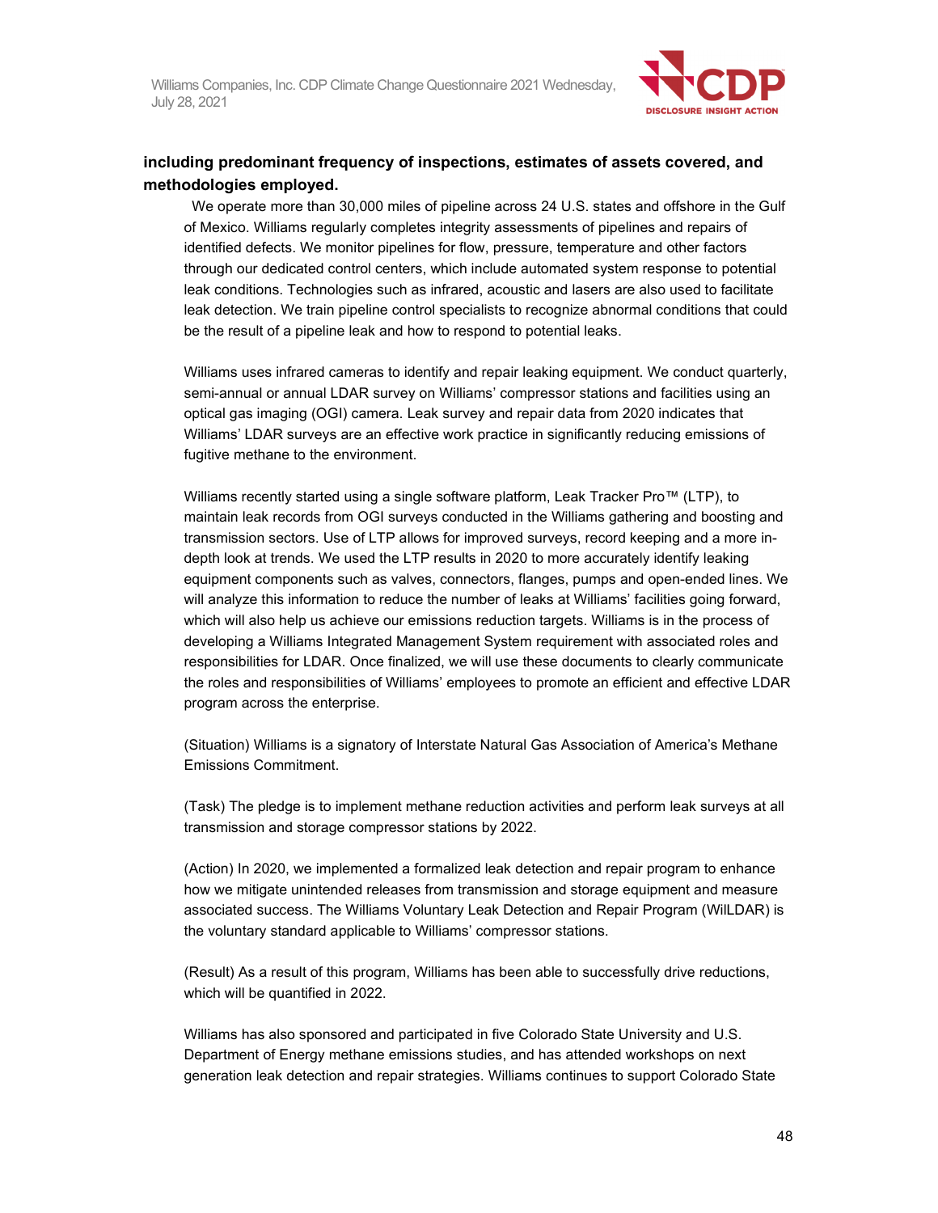**including predominant frequency of inspections, estimates of assets covered, and methodologies employed.**

We operate more than 30,000 miles of pipeline across 24 U.S. states and offshore in the Gulf of Mexico. Williams regularly completes integrity assessments of pipelines and repairs of identified defects. We monitor pipelines for flow, pressure, temperature and other factors through our dedicated control centers, which include automated system response to potential leak conditions. Technologies such as infrared, acoustic and lasers are also used to facilitate leak detection. We train pipeline control specialists to recognize abnormal conditions that could be the result of a pipeline leak and how to respond to potential leaks.

Williams uses infrared cameras to identify and repair leaking equipment. We conduct quarterly, semi-annual or annual LDAR survey on Williams' compressor stations and facilities using an optical gas imaging (OGI) camera. Leak survey and repair data from 2020 indicates that Williams' LDAR surveys are an effective work practice in significantly reducing emissions of fugitive methane to the environment.

Williams recently started using a single software platform, Leak Tracker Pro™ (LTP), to maintain leak records from OGI surveys conducted in the Williams gathering and boosting and transmission sectors. Use of LTP allows for improved surveys, record keeping and a more in-depth look at trends. We used the LTP results in 2020 to more accurately identify leaking equipment components such as valves, connectors, flanges, pumps and open-ended lines. We will analyze this information to reduce the number of leaks at Williams' facilities going forward, which will also help us achieve our emissions reduction targets. Williams is in the process of developing a Williams Integrated Management System requirement with associated roles and responsibilities for LDAR. Once finalized, we will use these documents to clearly communicate the roles and responsibilities of Williams' employees to promote an efficient and effective LDAR program across the enterprise.

(Situation) Williams is a signatory of Interstate Natural Gas Association of America's Methane Emissions Commitment.

(Task) The pledge is to implement methane reduction activities and perform leak surveys at all transmission and storage compressor stations by 2022.

(Action) In 2020, we implemented a formalized leak detection and repair program to enhance how we mitigate unintended releases from transmission and storage equipment and measure associated success. The Williams Voluntary Leak Detection and Repair Program (WilLDAR) is the voluntary standard applicable to Williams' compressor stations.

(Result) As a result of this program, Williams has been able to successfully drive reductions, which will be quantified in 2022.

Williams has also sponsored and participated in five Colorado State University and U.S. Department of Energy methane emissions studies, and has attended workshops on next generation leak detection and repair strategies. Williams continues to support Colorado State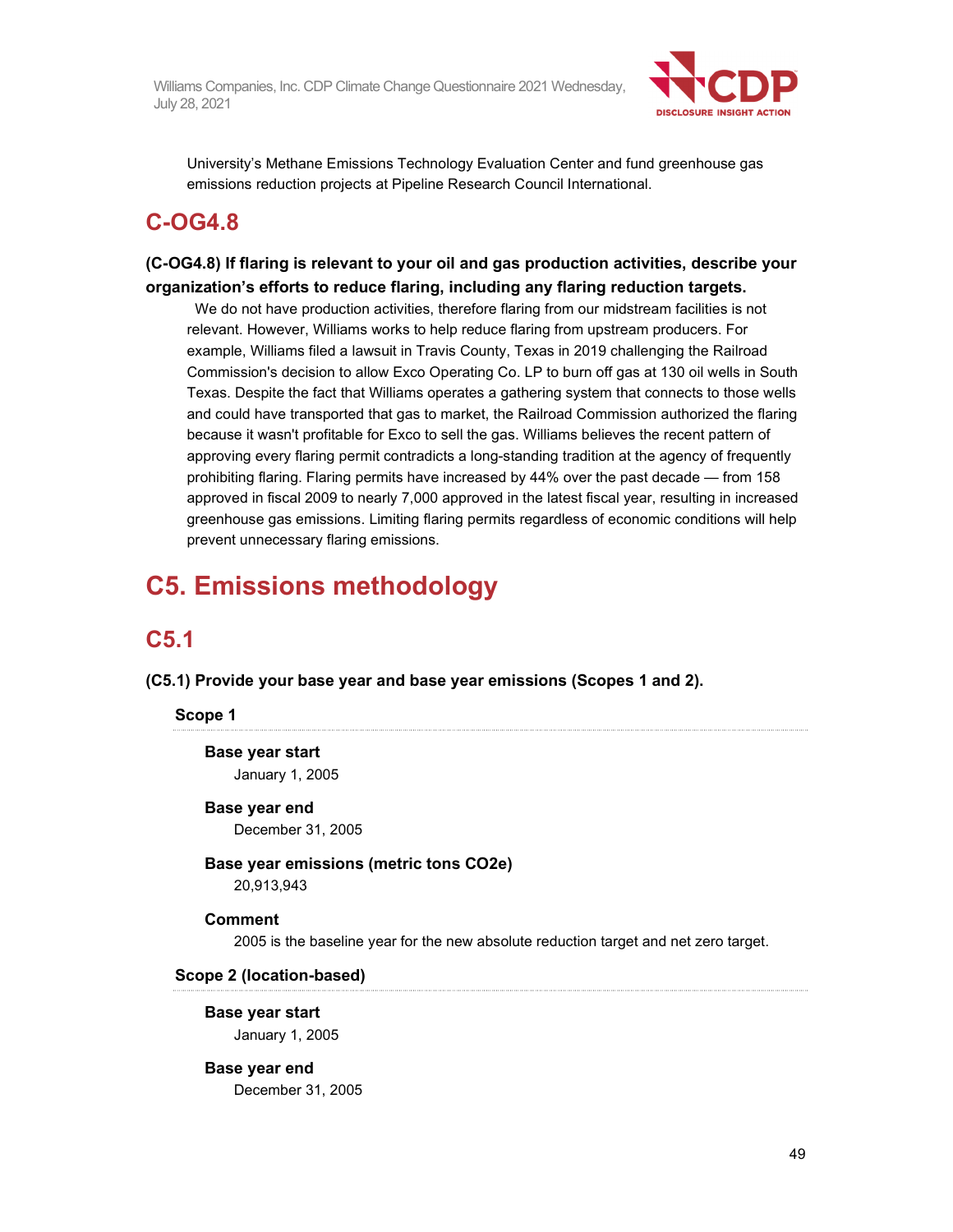University's Methane Emissions Technology Evaluation Center and fund greenhouse gas emissions reduction projects at Pipeline Research Council International.

## C-OG4.8

**(C-OG4.8) If flaring is relevant to your oil and gas production activities, describe your organization's efforts to reduce flaring, including any flaring reduction targets.**

We do not have production activities, therefore flaring from our midstream facilities is not relevant. However, Williams works to help reduce flaring from upstream producers. For example, Williams filed a lawsuit in Travis County, Texas in 2019 challenging the Railroad Commission's decision to allow Exco Operating Co. LP to burn off gas at 130 oil wells in South Texas. Despite the fact that Williams operates a gathering system that connects to those wells and could have transported that gas to market, the Railroad Commission authorized the flaring because it wasn't profitable for Exco to sell the gas. Williams believes the recent pattern of approving every flaring permit contradicts a long-standing tradition at the agency of frequently prohibiting flaring. Flaring permits have increased by 44% over the past decade — from 158 approved in fiscal 2009 to nearly 7,000 approved in the latest fiscal year, resulting in increased greenhouse gas emissions. Limiting flaring permits regardless of economic conditions will help prevent unnecessary flaring emissions.

# C5. Emissions methodology

## C5.1

**(C5.1) Provide your base year and base year emissions (Scopes 1 and 2).**

### Scope 1

**Base year start**

January 1, 2005

**Base year end**

December 31, 2005

**Base year emissions (metric tons CO2e)**

20,913,943

**Comment**

2005 is the baseline year for the new absolute reduction target and net zero target.

### Scope 2 (location-based)

**Base year start**

January 1, 2005

**Base year end**

December 31, 2005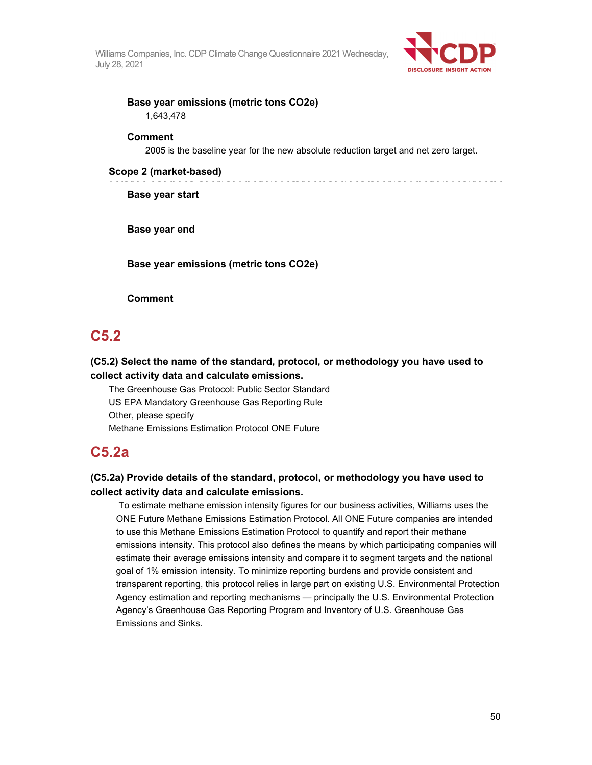**Base year emissions (metric tons CO2e)**

1,643,478

**Comment**

2005 is the baseline year for the new absolute reduction target and net zero target.

### Scope 2 (market-based)

**Base year start**

**Base year end**

**Base year emissions (metric tons CO2e)**

**Comment**

## C5.2

### (C5.2) Select the name of the standard, protocol, or methodology you have used to collect activity data and calculate emissions.

The Greenhouse Gas Protocol: Public Sector Standard
US EPA Mandatory Greenhouse Gas Reporting Rule
Other, please specify
Methane Emissions Estimation Protocol ONE Future

## C5.2a

### (C5.2a) Provide details of the standard, protocol, or methodology you have used to collect activity data and calculate emissions.

To estimate methane emission intensity figures for our business activities, Williams uses the ONE Future Methane Emissions Estimation Protocol. All ONE Future companies are intended to use this Methane Emissions Estimation Protocol to quantify and report their methane emissions intensity. This protocol also defines the means by which participating companies will estimate their average emissions intensity and compare it to segment targets and the national goal of 1% emission intensity. To minimize reporting burdens and provide consistent and transparent reporting, this protocol relies in large part on existing U.S. Environmental Protection Agency estimation and reporting mechanisms — principally the U.S. Environmental Protection Agency's Greenhouse Gas Reporting Program and Inventory of U.S. Greenhouse Gas Emissions and Sinks.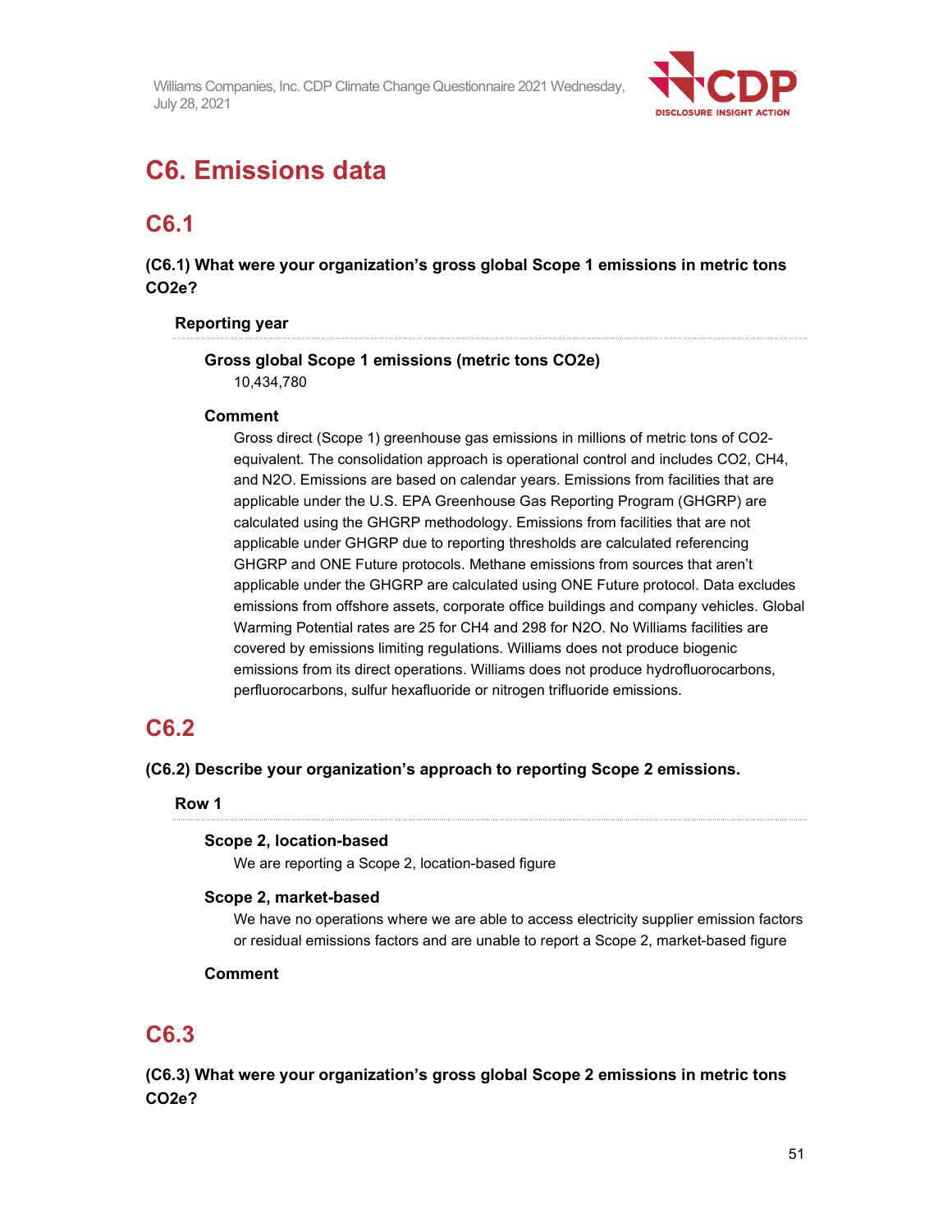# C6. Emissions data

## C6.1

### (C6.1) What were your organization's gross global Scope 1 emissions in metric tons CO2e?

**Reporting year**

**Gross global Scope 1 emissions (metric tons CO2e)**

10,434,780

**Comment**

Gross direct (Scope 1) greenhouse gas emissions in millions of metric tons of CO2-equivalent. The consolidation approach is operational control and includes CO2, CH4, and N2O. Emissions are based on calendar years. Emissions from facilities that are applicable under the U.S. EPA Greenhouse Gas Reporting Program (GHGRP) are calculated using the GHGRP methodology. Emissions from facilities that are not applicable under GHGRP due to reporting thresholds are calculated referencing GHGRP and ONE Future protocols. Methane emissions from sources that aren't applicable under the GHGRP are calculated using ONE Future protocol. Data excludes emissions from offshore assets, corporate office buildings and company vehicles. Global Warming Potential rates are 25 for CH4 and 298 for N2O. No Williams facilities are covered by emissions limiting regulations. Williams does not produce biogenic emissions from its direct operations. Williams does not produce hydrofluorocarbons, perfluorocarbons, sulfur hexafluoride or nitrogen trifluoride emissions.

## C6.2

### (C6.2) Describe your organization's approach to reporting Scope 2 emissions.

**Row 1**

**Scope 2, location-based**

We are reporting a Scope 2, location-based figure

**Scope 2, market-based**

We have no operations where we are able to access electricity supplier emission factors or residual emissions factors and are unable to report a Scope 2, market-based figure

**Comment**

## C6.3

### (C6.3) What were your organization's gross global Scope 2 emissions in metric tons CO2e?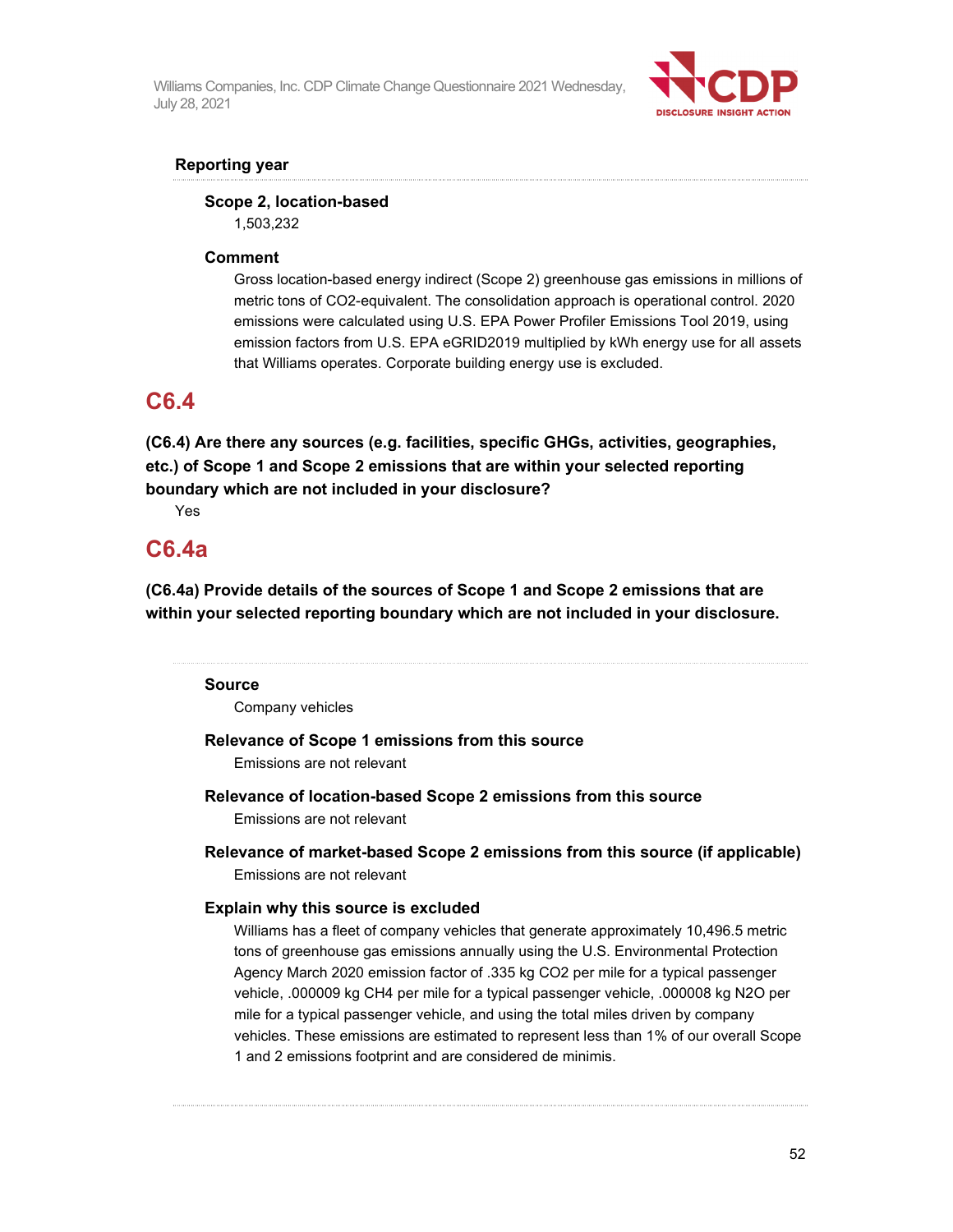**Reporting year**

**Scope 2, location-based**

1,503,232

**Comment**

Gross location-based energy indirect (Scope 2) greenhouse gas emissions in millions of metric tons of CO2-equivalent. The consolidation approach is operational control. 2020 emissions were calculated using U.S. EPA Power Profiler Emissions Tool 2019, using emission factors from U.S. EPA eGRID2019 multiplied by kWh energy use for all assets that Williams operates. Corporate building energy use is excluded.

## C6.4

**(C6.4) Are there any sources (e.g. facilities, specific GHGs, activities, geographies, etc.) of Scope 1 and Scope 2 emissions that are within your selected reporting boundary which are not included in your disclosure?**

Yes

## C6.4a

**(C6.4a) Provide details of the sources of Scope 1 and Scope 2 emissions that are within your selected reporting boundary which are not included in your disclosure.**

**Source**

Company vehicles

**Relevance of Scope 1 emissions from this source**

Emissions are not relevant

**Relevance of location-based Scope 2 emissions from this source**

Emissions are not relevant

**Relevance of market-based Scope 2 emissions from this source (if applicable)**

Emissions are not relevant

**Explain why this source is excluded**

Williams has a fleet of company vehicles that generate approximately 10,496.5 metric tons of greenhouse gas emissions annually using the U.S. Environmental Protection Agency March 2020 emission factor of .335 kg CO2 per mile for a typical passenger vehicle, .000009 kg CH4 per mile for a typical passenger vehicle, .000008 kg N2O per mile for a typical passenger vehicle, and using the total miles driven by company vehicles. These emissions are estimated to represent less than 1% of our overall Scope 1 and 2 emissions footprint and are considered de minimis.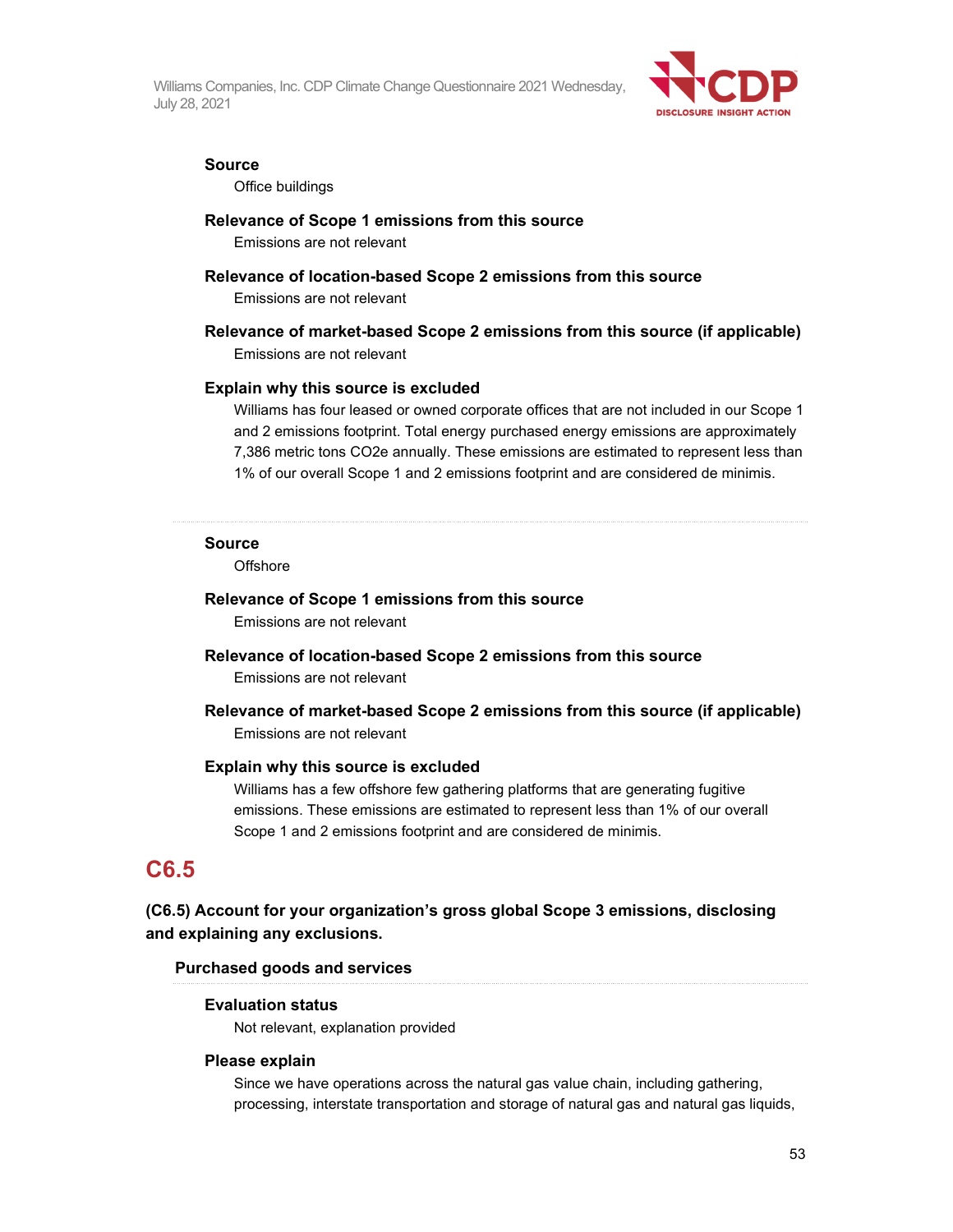**Source**

Office buildings

**Relevance of Scope 1 emissions from this source**

Emissions are not relevant

**Relevance of location-based Scope 2 emissions from this source**

Emissions are not relevant

**Relevance of market-based Scope 2 emissions from this source (if applicable)**

Emissions are not relevant

**Explain why this source is excluded**

Williams has four leased or owned corporate offices that are not included in our Scope 1 and 2 emissions footprint. Total energy purchased energy emissions are approximately 7,386 metric tons CO2e annually. These emissions are estimated to represent less than 1% of our overall Scope 1 and 2 emissions footprint and are considered de minimis.

---

**Source**

Offshore

**Relevance of Scope 1 emissions from this source**

Emissions are not relevant

**Relevance of location-based Scope 2 emissions from this source**

Emissions are not relevant

**Relevance of market-based Scope 2 emissions from this source (if applicable)**

Emissions are not relevant

**Explain why this source is excluded**

Williams has a few offshore few gathering platforms that are generating fugitive emissions. These emissions are estimated to represent less than 1% of our overall Scope 1 and 2 emissions footprint and are considered de minimis.

## C6.5

**(C6.5) Account for your organization's gross global Scope 3 emissions, disclosing and explaining any exclusions.**

**Purchased goods and services**

**Evaluation status**

Not relevant, explanation provided

**Please explain**

Since we have operations across the natural gas value chain, including gathering, processing, interstate transportation and storage of natural gas and natural gas liquids,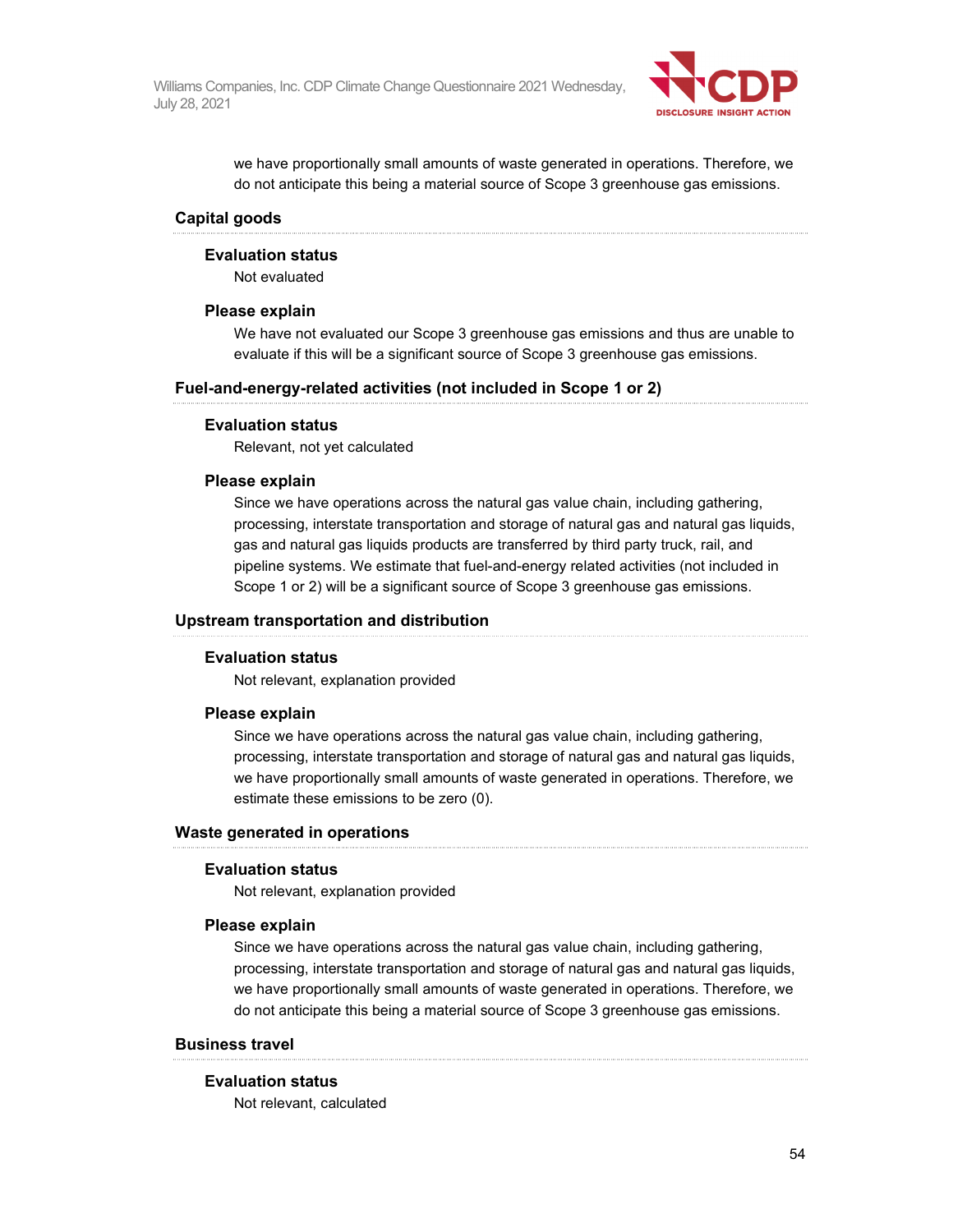we have proportionally small amounts of waste generated in operations. Therefore, we do not anticipate this being a material source of Scope 3 greenhouse gas emissions.

### Capital goods

**Evaluation status**

Not evaluated

**Please explain**

We have not evaluated our Scope 3 greenhouse gas emissions and thus are unable to evaluate if this will be a significant source of Scope 3 greenhouse gas emissions.

### Fuel-and-energy-related activities (not included in Scope 1 or 2)

**Evaluation status**

Relevant, not yet calculated

**Please explain**

Since we have operations across the natural gas value chain, including gathering, processing, interstate transportation and storage of natural gas and natural gas liquids, gas and natural gas liquids products are transferred by third party truck, rail, and pipeline systems. We estimate that fuel-and-energy related activities (not included in Scope 1 or 2) will be a significant source of Scope 3 greenhouse gas emissions.

### Upstream transportation and distribution

**Evaluation status**

Not relevant, explanation provided

**Please explain**

Since we have operations across the natural gas value chain, including gathering, processing, interstate transportation and storage of natural gas and natural gas liquids, we have proportionally small amounts of waste generated in operations. Therefore, we estimate these emissions to be zero (0).

### Waste generated in operations

**Evaluation status**

Not relevant, explanation provided

**Please explain**

Since we have operations across the natural gas value chain, including gathering, processing, interstate transportation and storage of natural gas and natural gas liquids, we have proportionally small amounts of waste generated in operations. Therefore, we do not anticipate this being a material source of Scope 3 greenhouse gas emissions.

### Business travel

**Evaluation status**

Not relevant, calculated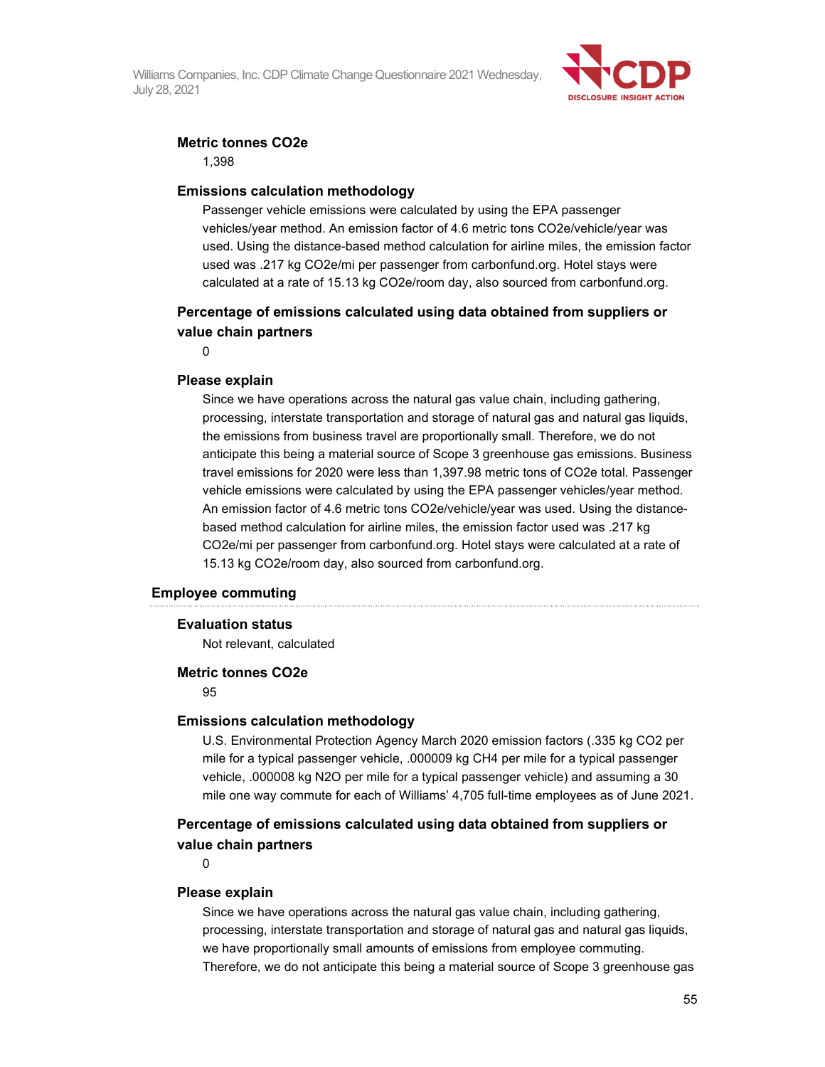**Metric tonnes CO2e**

1,398

**Emissions calculation methodology**

Passenger vehicle emissions were calculated by using the EPA passenger vehicles/year method. An emission factor of 4.6 metric tons CO2e/vehicle/year was used. Using the distance-based method calculation for airline miles, the emission factor used was .217 kg CO2e/mi per passenger from carbonfund.org. Hotel stays were calculated at a rate of 15.13 kg CO2e/room day, also sourced from carbonfund.org.

**Percentage of emissions calculated using data obtained from suppliers or value chain partners**

0

**Please explain**

Since we have operations across the natural gas value chain, including gathering, processing, interstate transportation and storage of natural gas and natural gas liquids, the emissions from business travel are proportionally small. Therefore, we do not anticipate this being a material source of Scope 3 greenhouse gas emissions. Business travel emissions for 2020 were less than 1,397.98 metric tons of CO2e total. Passenger vehicle emissions were calculated by using the EPA passenger vehicles/year method. An emission factor of 4.6 metric tons CO2e/vehicle/year was used. Using the distance-based method calculation for airline miles, the emission factor used was .217 kg CO2e/mi per passenger from carbonfund.org. Hotel stays were calculated at a rate of 15.13 kg CO2e/room day, also sourced from carbonfund.org.

### Employee commuting

**Evaluation status**

Not relevant, calculated

**Metric tonnes CO2e**

95

**Emissions calculation methodology**

U.S. Environmental Protection Agency March 2020 emission factors (.335 kg CO2 per mile for a typical passenger vehicle, .000009 kg CH4 per mile for a typical passenger vehicle, .000008 kg N2O per mile for a typical passenger vehicle) and assuming a 30 mile one way commute for each of Williams' 4,705 full-time employees as of June 2021.

**Percentage of emissions calculated using data obtained from suppliers or value chain partners**

0

**Please explain**

Since we have operations across the natural gas value chain, including gathering, processing, interstate transportation and storage of natural gas and natural gas liquids, we have proportionally small amounts of emissions from employee commuting. Therefore, we do not anticipate this being a material source of Scope 3 greenhouse gas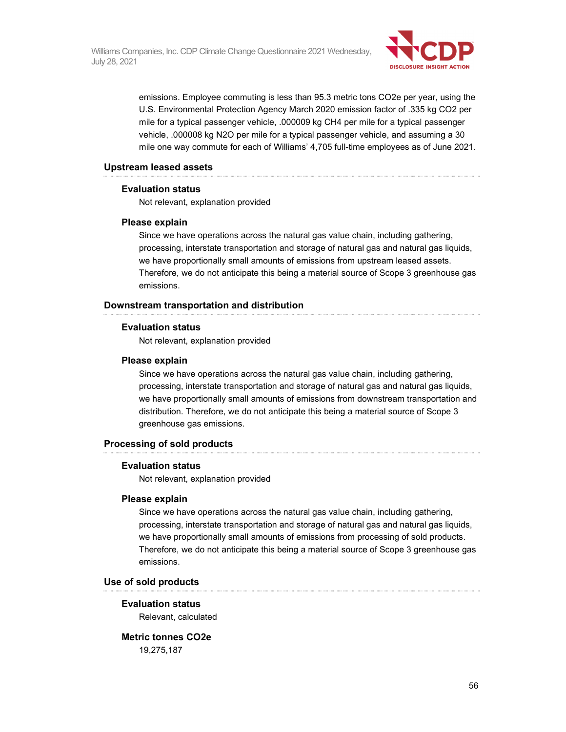emissions. Employee commuting is less than 95.3 metric tons $CO_2e$ per year, using the U.S. Environmental Protection Agency March 2020 emission factor of .335 kg $CO_2$ per mile for a typical passenger vehicle, .000009 kg $CH_4$ per mile for a typical passenger vehicle, .000008 kg $N_2O$ per mile for a typical passenger vehicle, and assuming a 30 mile one way commute for each of Williams' 4,705 full-time employees as of June 2021.

### Upstream leased assets

**Evaluation status**

Not relevant, explanation provided

**Please explain**

Since we have operations across the natural gas value chain, including gathering, processing, interstate transportation and storage of natural gas and natural gas liquids, we have proportionally small amounts of emissions from upstream leased assets. Therefore, we do not anticipate this being a material source of Scope 3 greenhouse gas emissions.

### Downstream transportation and distribution

**Evaluation status**

Not relevant, explanation provided

**Please explain**

Since we have operations across the natural gas value chain, including gathering, processing, interstate transportation and storage of natural gas and natural gas liquids, we have proportionally small amounts of emissions from downstream transportation and distribution. Therefore, we do not anticipate this being a material source of Scope 3 greenhouse gas emissions.

### Processing of sold products

**Evaluation status**

Not relevant, explanation provided

**Please explain**

Since we have operations across the natural gas value chain, including gathering, processing, interstate transportation and storage of natural gas and natural gas liquids, we have proportionally small amounts of emissions from processing of sold products. Therefore, we do not anticipate this being a material source of Scope 3 greenhouse gas emissions.

### Use of sold products

**Evaluation status**

Relevant, calculated

**Metric tonnes $CO_2e$**

19,275,187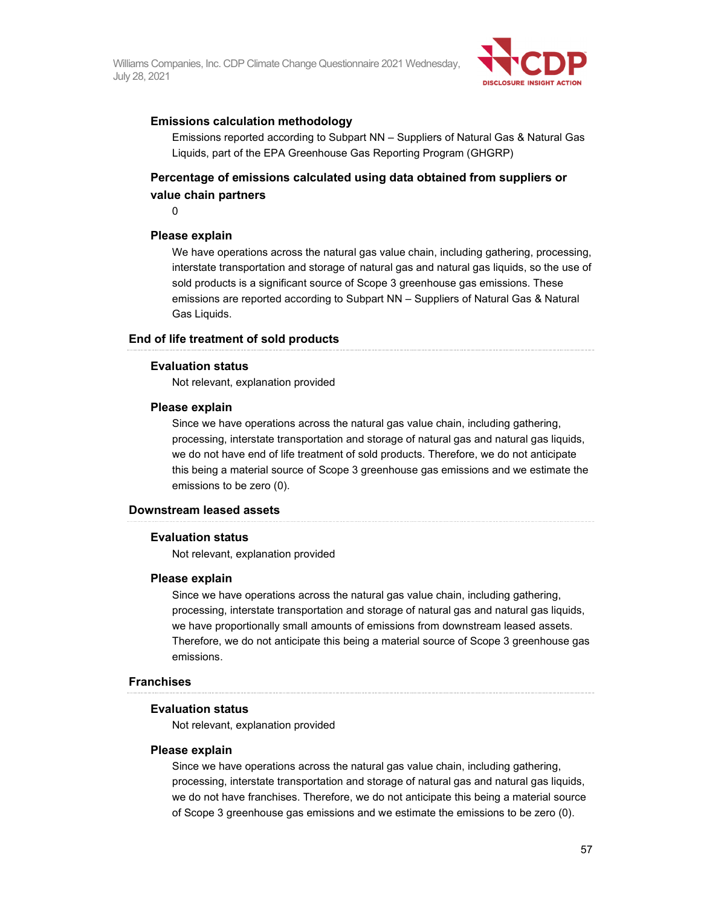#### Emissions calculation methodology

Emissions reported according to Subpart NN – Suppliers of Natural Gas & Natural Gas Liquids, part of the EPA Greenhouse Gas Reporting Program (GHGRP)

#### Percentage of emissions calculated using data obtained from suppliers or value chain partners

0

#### Please explain

We have operations across the natural gas value chain, including gathering, processing, interstate transportation and storage of natural gas and natural gas liquids, so the use of sold products is a significant source of Scope 3 greenhouse gas emissions. These emissions are reported according to Subpart NN – Suppliers of Natural Gas & Natural Gas Liquids.

### End of life treatment of sold products

#### Evaluation status

Not relevant, explanation provided

#### Please explain

Since we have operations across the natural gas value chain, including gathering, processing, interstate transportation and storage of natural gas and natural gas liquids, we do not have end of life treatment of sold products. Therefore, we do not anticipate this being a material source of Scope 3 greenhouse gas emissions and we estimate the emissions to be zero (0).

### Downstream leased assets

#### Evaluation status

Not relevant, explanation provided

#### Please explain

Since we have operations across the natural gas value chain, including gathering, processing, interstate transportation and storage of natural gas and natural gas liquids, we have proportionally small amounts of emissions from downstream leased assets. Therefore, we do not anticipate this being a material source of Scope 3 greenhouse gas emissions.

### Franchises

#### Evaluation status

Not relevant, explanation provided

#### Please explain

Since we have operations across the natural gas value chain, including gathering, processing, interstate transportation and storage of natural gas and natural gas liquids, we do not have franchises. Therefore, we do not anticipate this being a material source of Scope 3 greenhouse gas emissions and we estimate the emissions to be zero (0).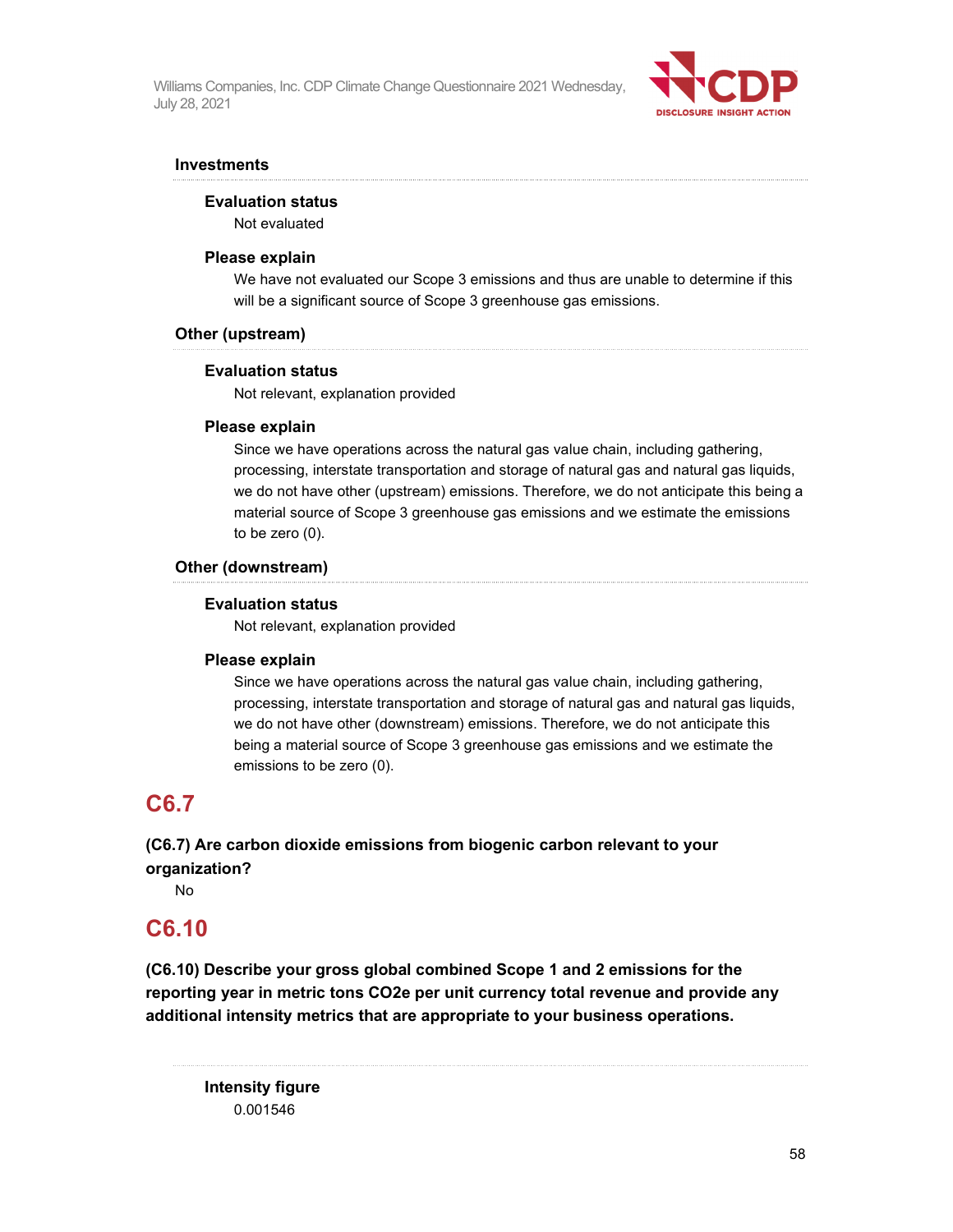### Investments

**Evaluation status**

Not evaluated

**Please explain**

We have not evaluated our Scope 3 emissions and thus are unable to determine if this will be a significant source of Scope 3 greenhouse gas emissions.

### Other (upstream)

**Evaluation status**

Not relevant, explanation provided

**Please explain**

Since we have operations across the natural gas value chain, including gathering, processing, interstate transportation and storage of natural gas and natural gas liquids, we do not have other (upstream) emissions. Therefore, we do not anticipate this being a material source of Scope 3 greenhouse gas emissions and we estimate the emissions to be zero (0).

### Other (downstream)

**Evaluation status**

Not relevant, explanation provided

**Please explain**

Since we have operations across the natural gas value chain, including gathering, processing, interstate transportation and storage of natural gas and natural gas liquids, we do not have other (downstream) emissions. Therefore, we do not anticipate this being a material source of Scope 3 greenhouse gas emissions and we estimate the emissions to be zero (0).

## C6.7

**(C6.7) Are carbon dioxide emissions from biogenic carbon relevant to your organization?**

No

## C6.10

**(C6.10) Describe your gross global combined Scope 1 and 2 emissions for the reporting year in metric tons CO2e per unit currency total revenue and provide any additional intensity metrics that are appropriate to your business operations.**

**Intensity figure**

0.001546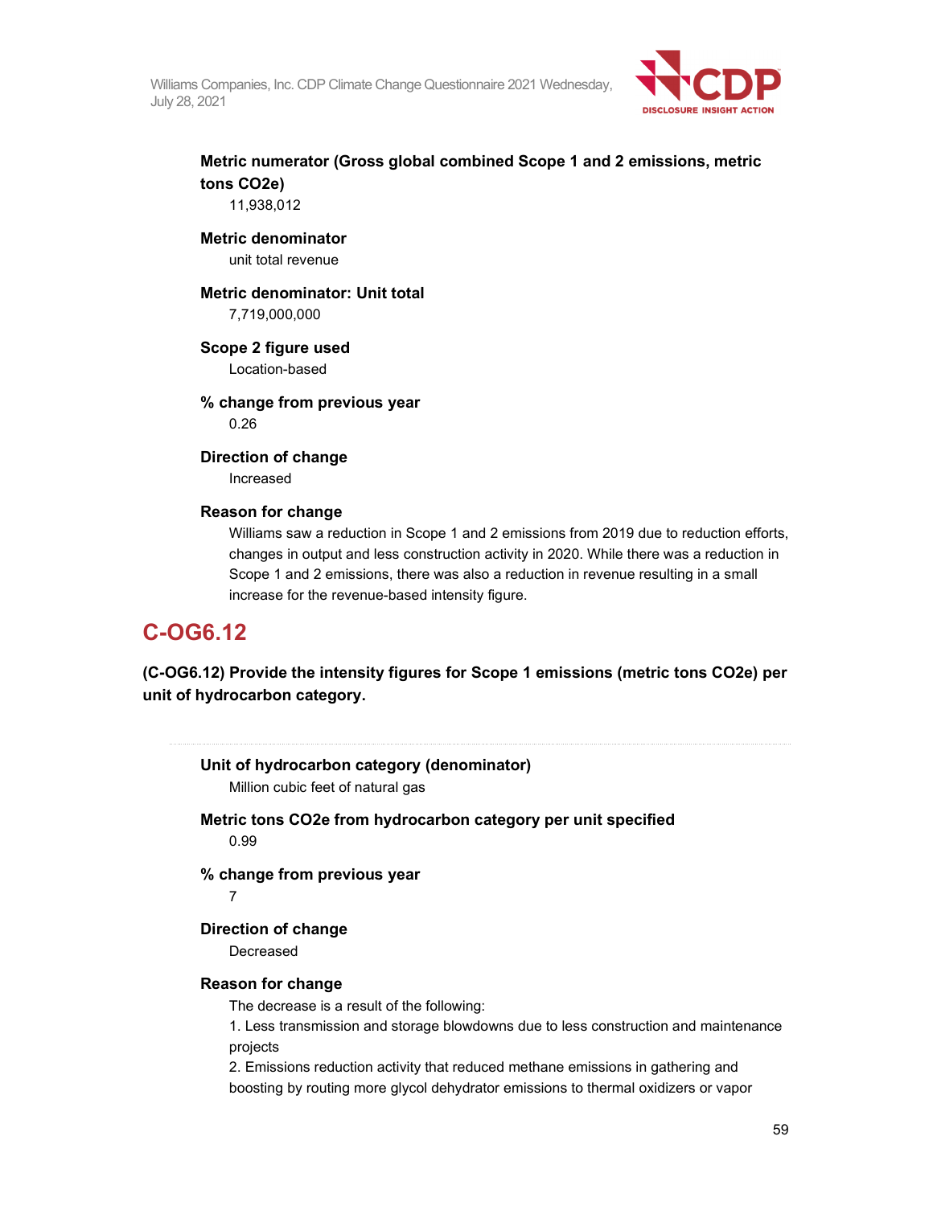**Metric numerator (Gross global combined Scope 1 and 2 emissions, metric tons CO2e)**

11,938,012

**Metric denominator**

unit total revenue

**Metric denominator: Unit total**

7,719,000,000

**Scope 2 figure used**

Location-based

**% change from previous year**

0.26

**Direction of change**

Increased

**Reason for change**

Williams saw a reduction in Scope 1 and 2 emissions from 2019 due to reduction efforts, changes in output and less construction activity in 2020. While there was a reduction in Scope 1 and 2 emissions, there was also a reduction in revenue resulting in a small increase for the revenue-based intensity figure.

## C-OG6.12

**(C-OG6.12) Provide the intensity figures for Scope 1 emissions (metric tons CO2e) per unit of hydrocarbon category.**

---

**Unit of hydrocarbon category (denominator)**

Million cubic feet of natural gas

**Metric tons CO2e from hydrocarbon category per unit specified**

0.99

**% change from previous year**

7

**Direction of change**

Decreased

**Reason for change**

The decrease is a result of the following:

1. Less transmission and storage blowdowns due to less construction and maintenance projects
2. Emissions reduction activity that reduced methane emissions in gathering and boosting by routing more glycol dehydrator emissions to thermal oxidizers or vapor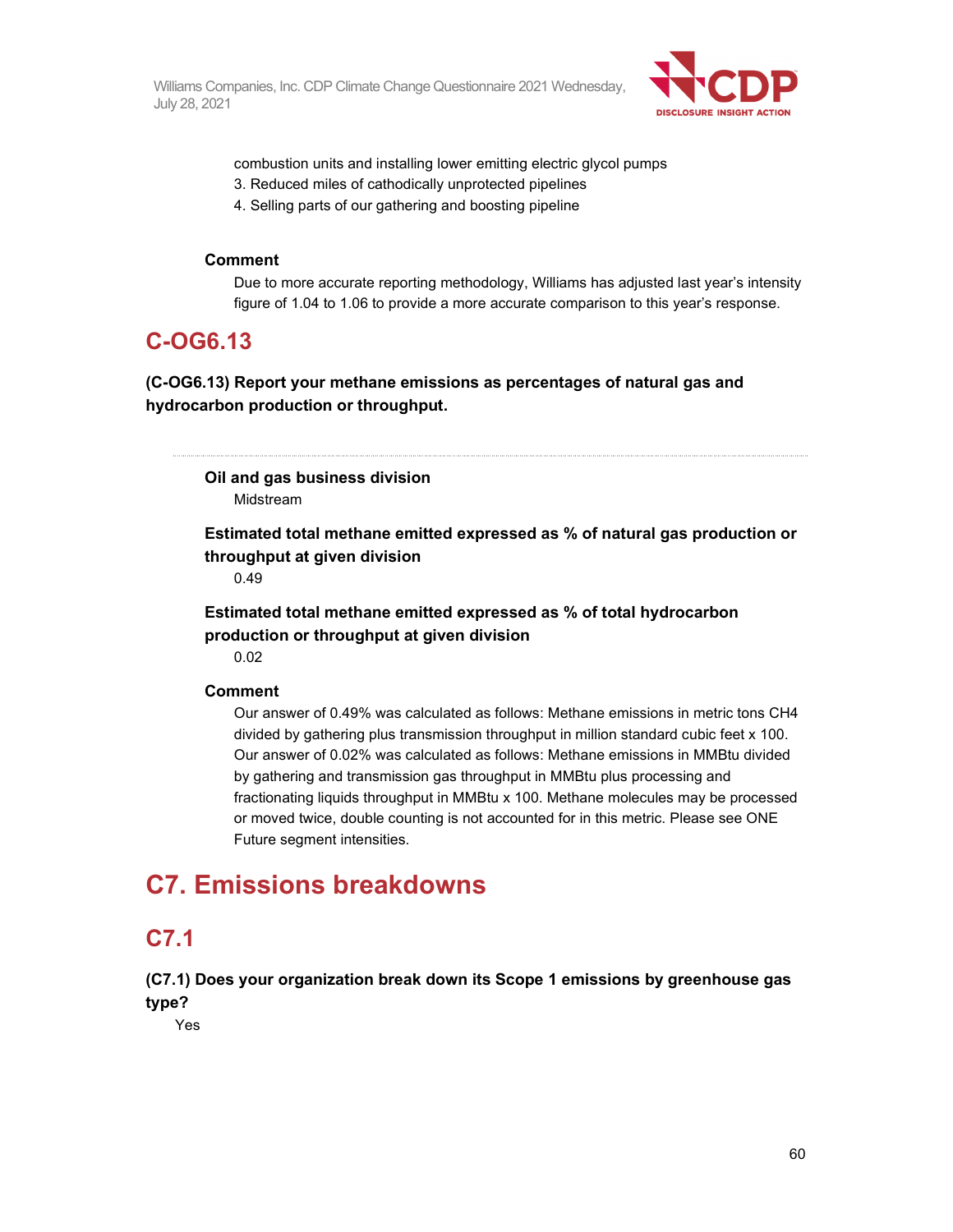combustion units and installing lower emitting electric glycol pumps
3. Reduced miles of cathodically unprotected pipelines
4. Selling parts of our gathering and boosting pipeline

**Comment**

Due to more accurate reporting methodology, Williams has adjusted last year's intensity figure of 1.04 to 1.06 to provide a more accurate comparison to this year's response.

## C-OG6.13

**(C-OG6.13) Report your methane emissions as percentages of natural gas and hydrocarbon production or throughput.**

**Oil and gas business division**

Midstream

**Estimated total methane emitted expressed as % of natural gas production or throughput at given division**

0.49

**Estimated total methane emitted expressed as % of total hydrocarbon production or throughput at given division**

0.02

**Comment**

Our answer of 0.49% was calculated as follows: Methane emissions in metric tons $CH_4$ divided by gathering plus transmission throughput in million standard cubic feet x 100. Our answer of 0.02% was calculated as follows: Methane emissions in MMBtu divided by gathering and transmission gas throughput in MMBtu plus processing and fractionating liquids throughput in MMBtu x 100. Methane molecules may be processed or moved twice, double counting is not accounted for in this metric. Please see ONE Future segment intensities.

# C7. Emissions breakdowns

## C7.1

**(C7.1) Does your organization break down its Scope 1 emissions by greenhouse gas type?**

Yes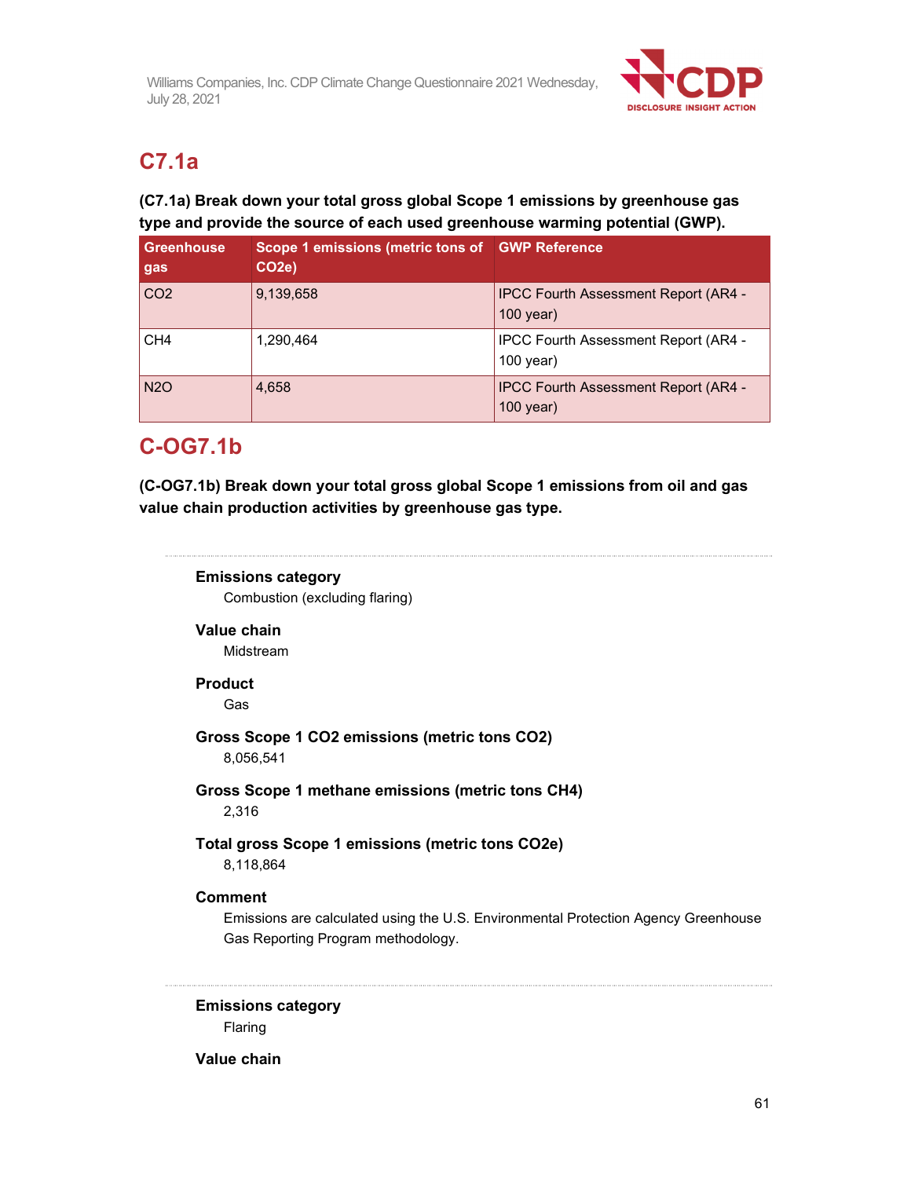## C7.1a

**(C7.1a) Break down your total gross global Scope 1 emissions by greenhouse gas type and provide the source of each used greenhouse warming potential (GWP).**

| Greenhouse gas | Scope 1 emissions (metric tons of $CO_2e$) | GWP Reference |
|---|---|---|
| $CO_2$ | 9,139,658 | IPCC Fourth Assessment Report (AR4 - 100 year) |
| $CH_4$ | 1,290,464 | IPCC Fourth Assessment Report (AR4 - 100 year) |
| $N_2O$ | 4,658 | IPCC Fourth Assessment Report (AR4 - 100 year) |

## C-OG7.1b

**(C-OG7.1b) Break down your total gross global Scope 1 emissions from oil and gas value chain production activities by greenhouse gas type.**

---

**Emissions category**

Combustion (excluding flaring)

**Value chain**

Midstream

**Product**

Gas

**Gross Scope 1 $CO_2$ emissions (metric tons $CO_2$)**

8,056,541

**Gross Scope 1 methane emissions (metric tons $CH_4$)**

2,316

**Total gross Scope 1 emissions (metric tons $CO_2e$)**

8,118,864

**Comment**

Emissions are calculated using the U.S. Environmental Protection Agency Greenhouse Gas Reporting Program methodology.

---

**Emissions category**

Flaring

**Value chain**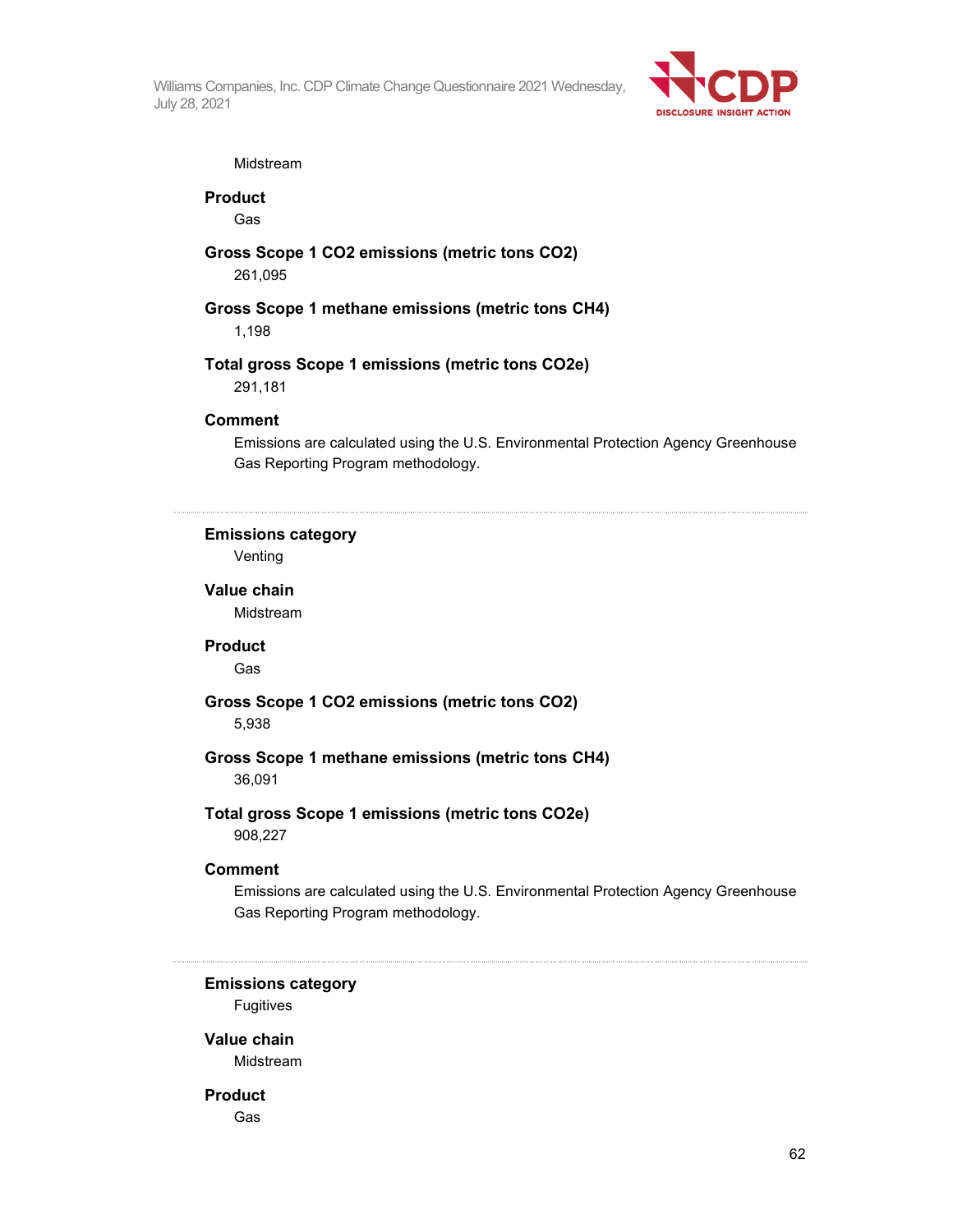Midstream

**Product**

Gas

**Gross Scope 1 CO2 emissions (metric tons CO2)**

261,095

**Gross Scope 1 methane emissions (metric tons CH4)**

1,198

**Total gross Scope 1 emissions (metric tons CO2e)**

291,181

**Comment**

Emissions are calculated using the U.S. Environmental Protection Agency Greenhouse Gas Reporting Program methodology.

---

**Emissions category**

Venting

**Value chain**

Midstream

**Product**

Gas

**Gross Scope 1 CO2 emissions (metric tons CO2)**

5,938

**Gross Scope 1 methane emissions (metric tons CH4)**

36,091

**Total gross Scope 1 emissions (metric tons CO2e)**

908,227

**Comment**

Emissions are calculated using the U.S. Environmental Protection Agency Greenhouse Gas Reporting Program methodology.

---

**Emissions category**

Fugitives

**Value chain**

Midstream

**Product**

Gas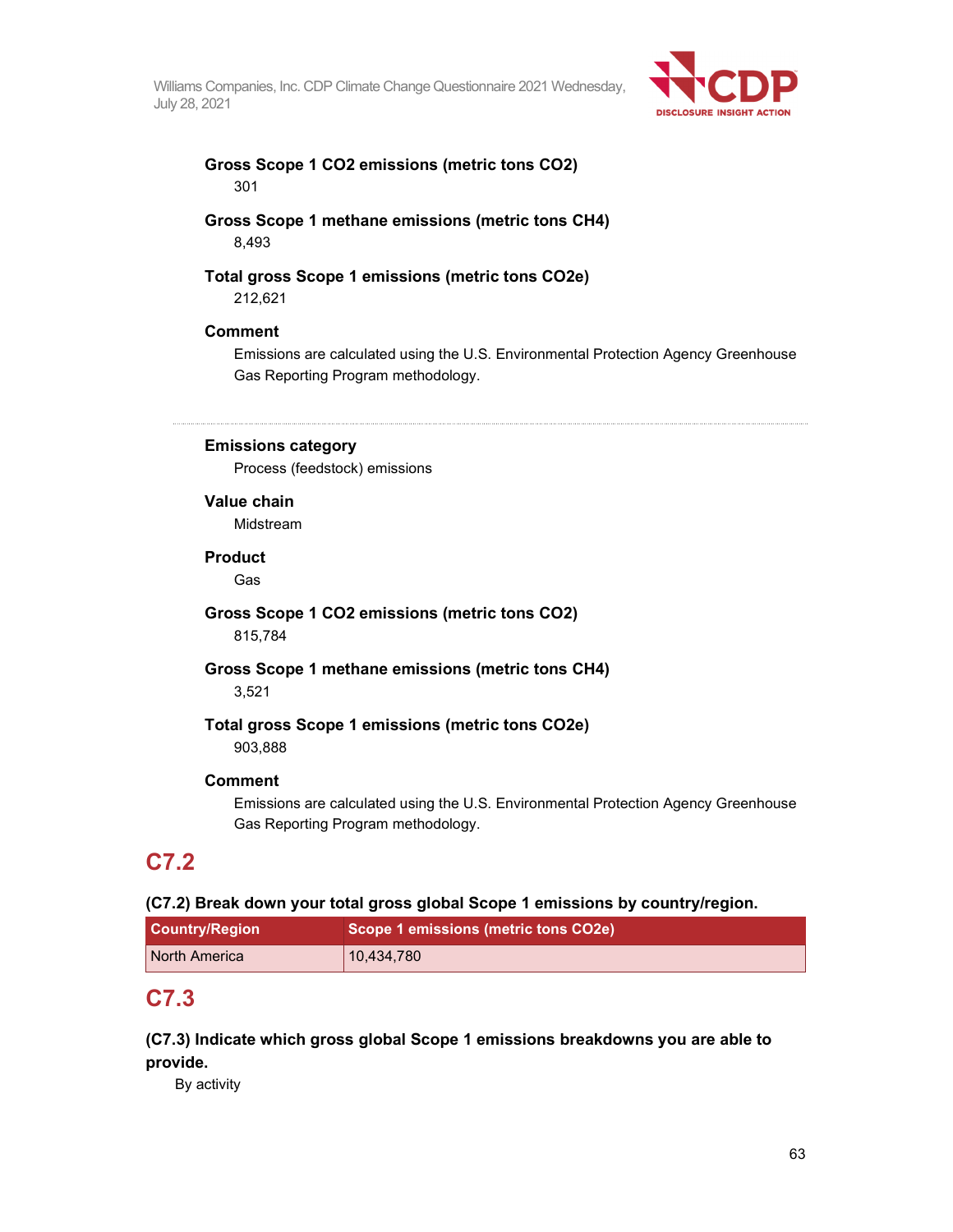**Gross Scope 1 CO2 emissions (metric tons CO2)**
301

**Gross Scope 1 methane emissions (metric tons CH4)**
8,493

**Total gross Scope 1 emissions (metric tons CO2e)**
212,621

**Comment**
Emissions are calculated using the U.S. Environmental Protection Agency Greenhouse Gas Reporting Program methodology.

---

**Emissions category**
Process (feedstock) emissions

**Value chain**
Midstream

**Product**
Gas

**Gross Scope 1 CO2 emissions (metric tons CO2)**
815,784

**Gross Scope 1 methane emissions (metric tons CH4)**
3,521

**Total gross Scope 1 emissions (metric tons CO2e)**
903,888

**Comment**
Emissions are calculated using the U.S. Environmental Protection Agency Greenhouse Gas Reporting Program methodology.

## C7.2

**(C7.2) Break down your total gross global Scope 1 emissions by country/region.**

| Country/Region | Scope 1 emissions (metric tons CO2e) |
|---|---|
| North America | 10,434,780 |

## C7.3

**(C7.3) Indicate which gross global Scope 1 emissions breakdowns you are able to provide.**

By activity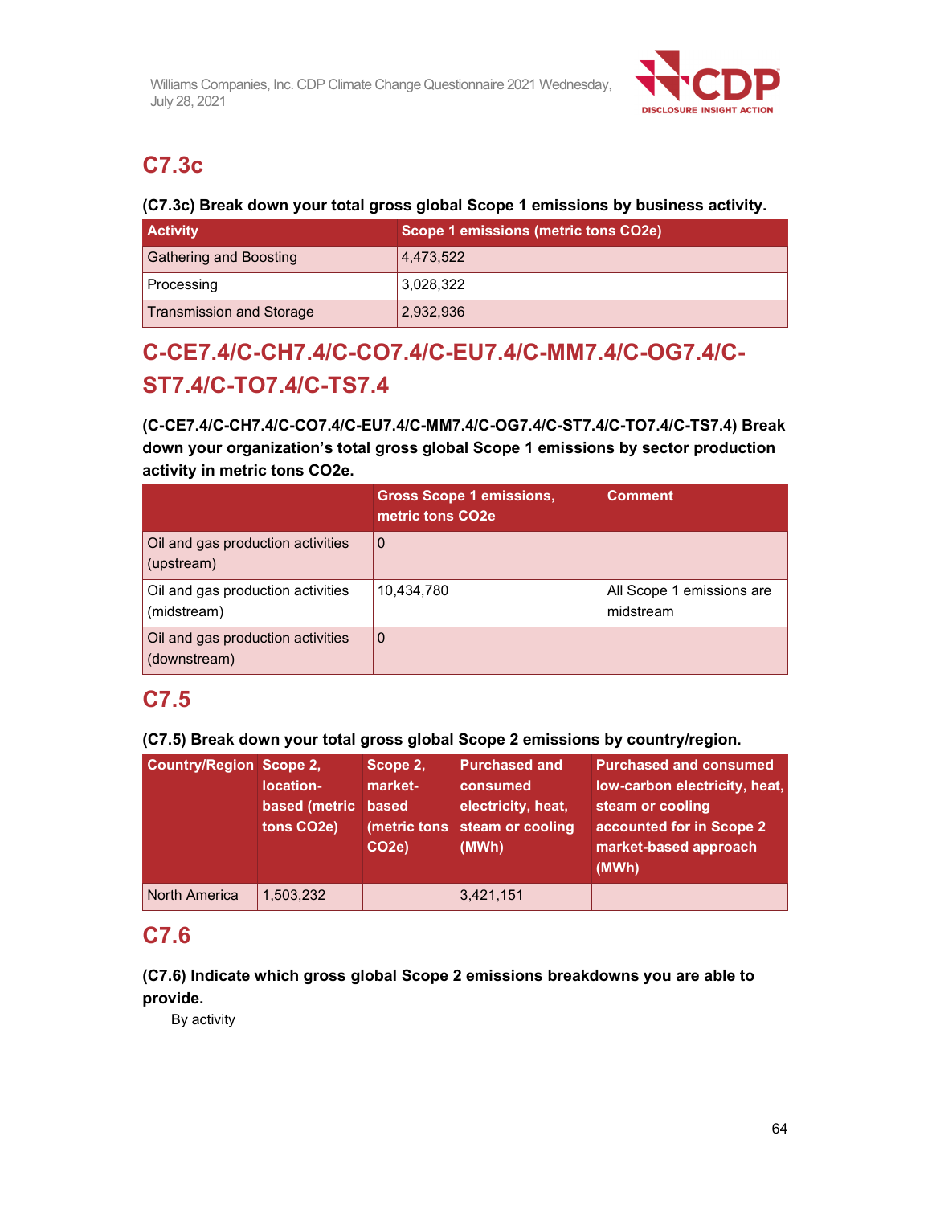## C7.3c

**(C7.3c) Break down your total gross global Scope 1 emissions by business activity.**

| Activity | Scope 1 emissions (metric tons CO2e) |
|---|---|
| Gathering and Boosting | 4,473,522 |
| Processing | 3,028,322 |
| Transmission and Storage | 2,932,936 |

## C-CE7.4/C-CH7.4/C-CO7.4/C-EU7.4/C-MM7.4/C-OG7.4/C-ST7.4/C-TO7.4/C-TS7.4

**(C-CE7.4/C-CH7.4/C-CO7.4/C-EU7.4/C-MM7.4/C-OG7.4/C-ST7.4/C-TO7.4/C-TS7.4) Break down your organization's total gross global Scope 1 emissions by sector production activity in metric tons CO2e.**

| | Gross Scope 1 emissions, metric tons CO2e | Comment |
|---|---|---|
| Oil and gas production activities (upstream) | 0 | |
| Oil and gas production activities (midstream) | 10,434,780 | All Scope 1 emissions are midstream |
| Oil and gas production activities (downstream) | 0 | |

## C7.5

**(C7.5) Break down your total gross global Scope 2 emissions by country/region.**

| Country/Region | Scope 2, location-based (metric tons CO2e) | Scope 2, market-based (metric tons CO2e) | Purchased and consumed electricity, heat, steam or cooling (MWh) | Purchased and consumed low-carbon electricity, heat, steam or cooling accounted for in Scope 2 market-based approach (MWh) |
|---|---|---|---|---|
| North America | 1,503,232 | | 3,421,151 | |

## C7.6

**(C7.6) Indicate which gross global Scope 2 emissions breakdowns you are able to provide.**

By activity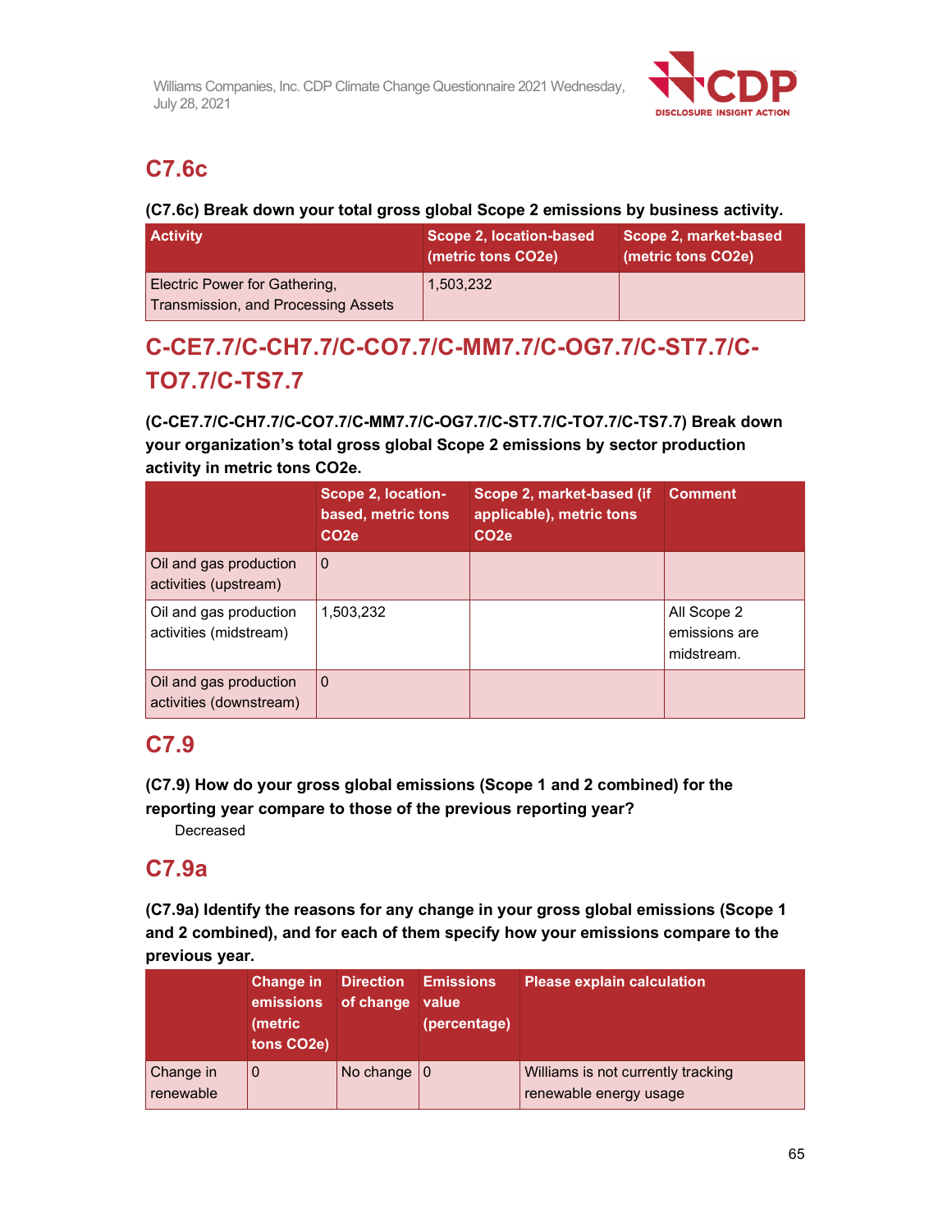## C7.6c

**(C7.6c) Break down your total gross global Scope 2 emissions by business activity.**

| Activity | Scope 2, location-based (metric tons CO2e) | Scope 2, market-based (metric tons CO2e) |
|---|---|---|
| Electric Power for Gathering, Transmission, and Processing Assets | 1,503,232 | |

## C-CE7.7/C-CH7.7/C-CO7.7/C-MM7.7/C-OG7.7/C-ST7.7/C-TO7.7/C-TS7.7

**(C-CE7.7/C-CH7.7/C-CO7.7/C-MM7.7/C-OG7.7/C-ST7.7/C-TO7.7/C-TS7.7) Break down your organization's total gross global Scope 2 emissions by sector production activity in metric tons CO2e.**

| | Scope 2, location-based, metric tons CO2e | Scope 2, market-based (if applicable), metric tons CO2e | Comment |
|---|---|---|---|
| Oil and gas production activities (upstream) | 0 | | |
| Oil and gas production activities (midstream) | 1,503,232 | | All Scope 2 emissions are midstream. |
| Oil and gas production activities (downstream) | 0 | | |

## C7.9

**(C7.9) How do your gross global emissions (Scope 1 and 2 combined) for the reporting year compare to those of the previous reporting year?**

Decreased

## C7.9a

**(C7.9a) Identify the reasons for any change in your gross global emissions (Scope 1 and 2 combined), and for each of them specify how your emissions compare to the previous year.**

| | Change in emissions (metric tons CO2e) | Direction of change | Emissions value (percentage) | Please explain calculation |
|---|---|---|---|---|
| Change in renewable | 0 | No change | 0 | Williams is not currently tracking renewable energy usage |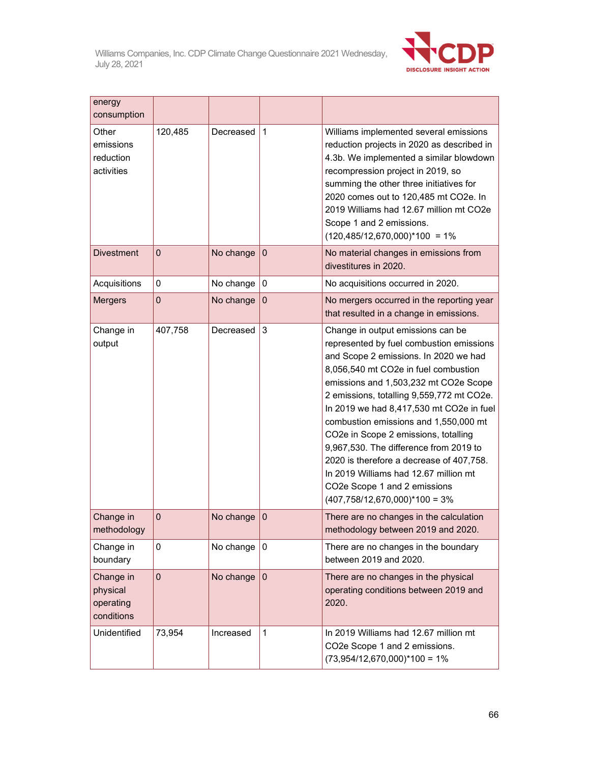| energy consumption | | | | |
|---|---|---|---|---|
| Other emissions reduction activities | 120,485 | Decreased | 1 | Williams implemented several emissions reduction projects in 2020 as described in 4.3b. We implemented a similar blowdown recompression project in 2019, so summing the other three initiatives for 2020 comes out to 120,485 mt CO2e. In 2019 Williams had 12.67 million mt CO2e Scope 1 and 2 emissions. (120,485/12,670,000)*100 = 1% |
| Divestment | 0 | No change | 0 | No material changes in emissions from divestitures in 2020. |
| Acquisitions | 0 | No change | 0 | No acquisitions occurred in 2020. |
| Mergers | 0 | No change | 0 | No mergers occurred in the reporting year that resulted in a change in emissions. |
| Change in output | 407,758 | Decreased | 3 | Change in output emissions can be represented by fuel combustion emissions and Scope 2 emissions. In 2020 we had 8,056,540 mt CO2e in fuel combustion emissions and 1,503,232 mt CO2e Scope 2 emissions, totalling 9,559,772 mt CO2e. In 2019 we had 8,417,530 mt CO2e in fuel combustion emissions and 1,550,000 mt CO2e in Scope 2 emissions, totalling 9,967,530. The difference from 2019 to 2020 is therefore a decrease of 407,758. In 2019 Williams had 12.67 million mt CO2e Scope 1 and 2 emissions (407,758/12,670,000)*100 = 3% |
| Change in methodology | 0 | No change | 0 | There are no changes in the calculation methodology between 2019 and 2020. |
| Change in boundary | 0 | No change | 0 | There are no changes in the boundary between 2019 and 2020. |
| Change in physical operating conditions | 0 | No change | 0 | There are no changes in the physical operating conditions between 2019 and 2020. |
| Unidentified | 73,954 | Increased | 1 | In 2019 Williams had 12.67 million mt CO2e Scope 1 and 2 emissions. (73,954/12,670,000)*100 = 1% |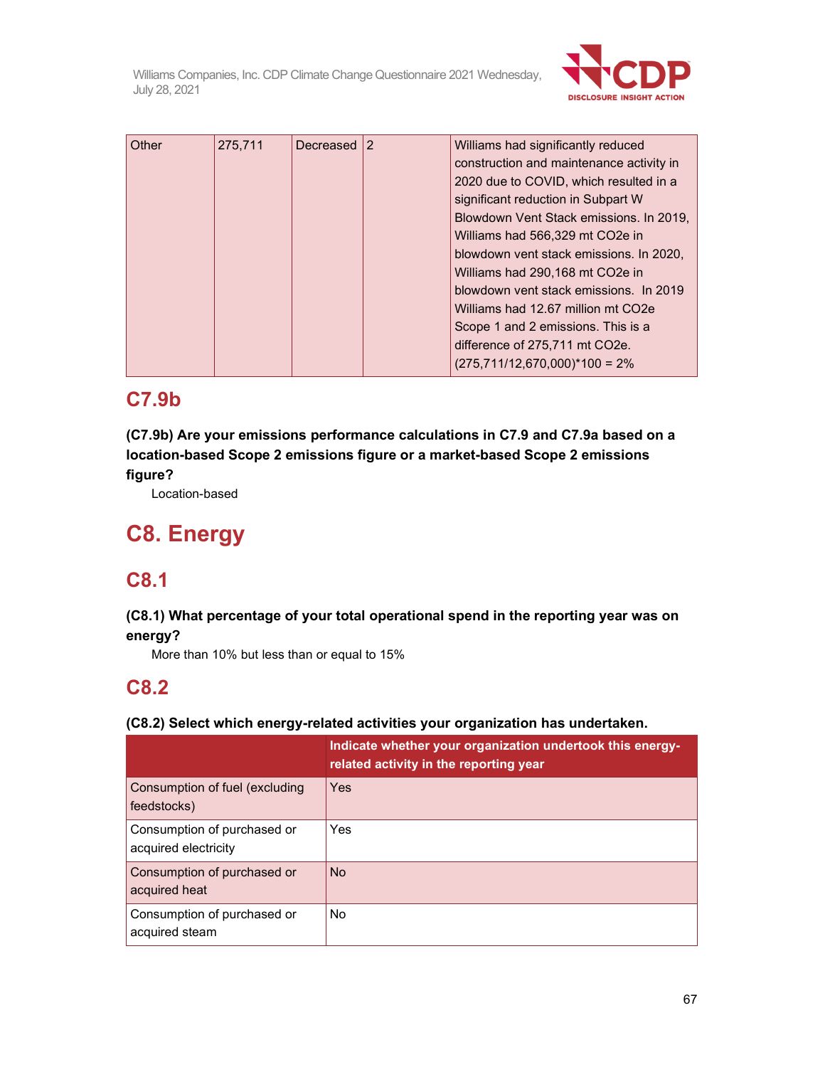| Other | 275,711 | Decreased | 2 | Williams had significantly reduced construction and maintenance activity in 2020 due to COVID, which resulted in a significant reduction in Subpart W Blowdown Vent Stack emissions. In 2019, Williams had 566,329 mt CO2e in blowdown vent stack emissions. In 2020, Williams had 290,168 mt CO2e in blowdown vent stack emissions. In 2019 Williams had 12.67 million mt CO2e Scope 1 and 2 emissions. This is a difference of 275,711 mt CO2e. (275,711/12,670,000)*100 = 2% |
|---|---|---|---|---|

## C7.9b

**(C7.9b) Are your emissions performance calculations in C7.9 and C7.9a based on a location-based Scope 2 emissions figure or a market-based Scope 2 emissions figure?**

Location-based

# C8. Energy

## C8.1

**(C8.1) What percentage of your total operational spend in the reporting year was on energy?**

More than 10% but less than or equal to 15%

## C8.2

**(C8.2) Select which energy-related activities your organization has undertaken.**

| | Indicate whether your organization undertook this energy-related activity in the reporting year |
|---|---|
| Consumption of fuel (excluding feedstocks) | Yes |
| Consumption of purchased or acquired electricity | Yes |
| Consumption of purchased or acquired heat | No |
| Consumption of purchased or acquired steam | No |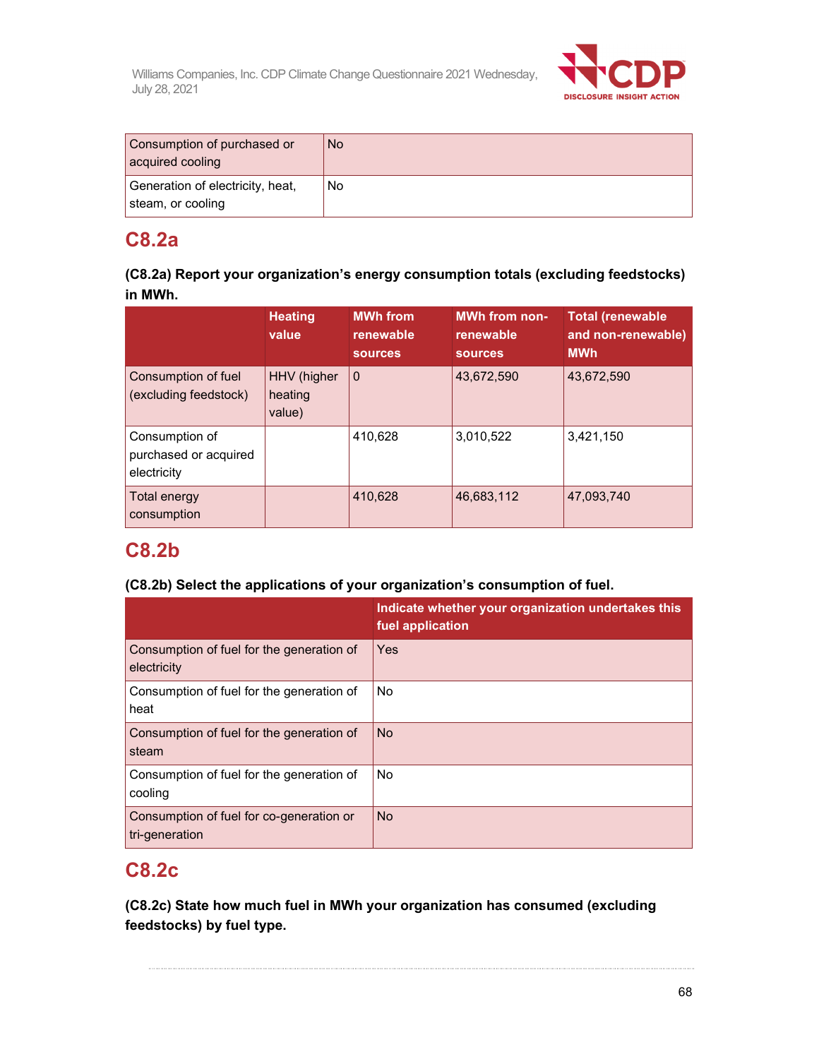| | |
|---|---|
| Consumption of purchased or acquired cooling | No |
| Generation of electricity, heat, steam, or cooling | No |

## C8.2a

**(C8.2a) Report your organization's energy consumption totals (excluding feedstocks) in MWh.**

| | Heating value | MWh from renewable sources | MWh from non-renewable sources | Total (renewable and non-renewable) MWh |
|---|---|---|---|---|
| Consumption of fuel (excluding feedstock) | HHV (higher heating value) | 0 | 43,672,590 | 43,672,590 |
| Consumption of purchased or acquired electricity | | 410,628 | 3,010,522 | 3,421,150 |
| Total energy consumption | | 410,628 | 46,683,112 | 47,093,740 |

## C8.2b

**(C8.2b) Select the applications of your organization's consumption of fuel.**

| | Indicate whether your organization undertakes this fuel application |
|---|---|
| Consumption of fuel for the generation of electricity | Yes |
| Consumption of fuel for the generation of heat | No |
| Consumption of fuel for the generation of steam | No |
| Consumption of fuel for the generation of cooling | No |
| Consumption of fuel for co-generation or tri-generation | No |

## C8.2c

**(C8.2c) State how much fuel in MWh your organization has consumed (excluding feedstocks) by fuel type.**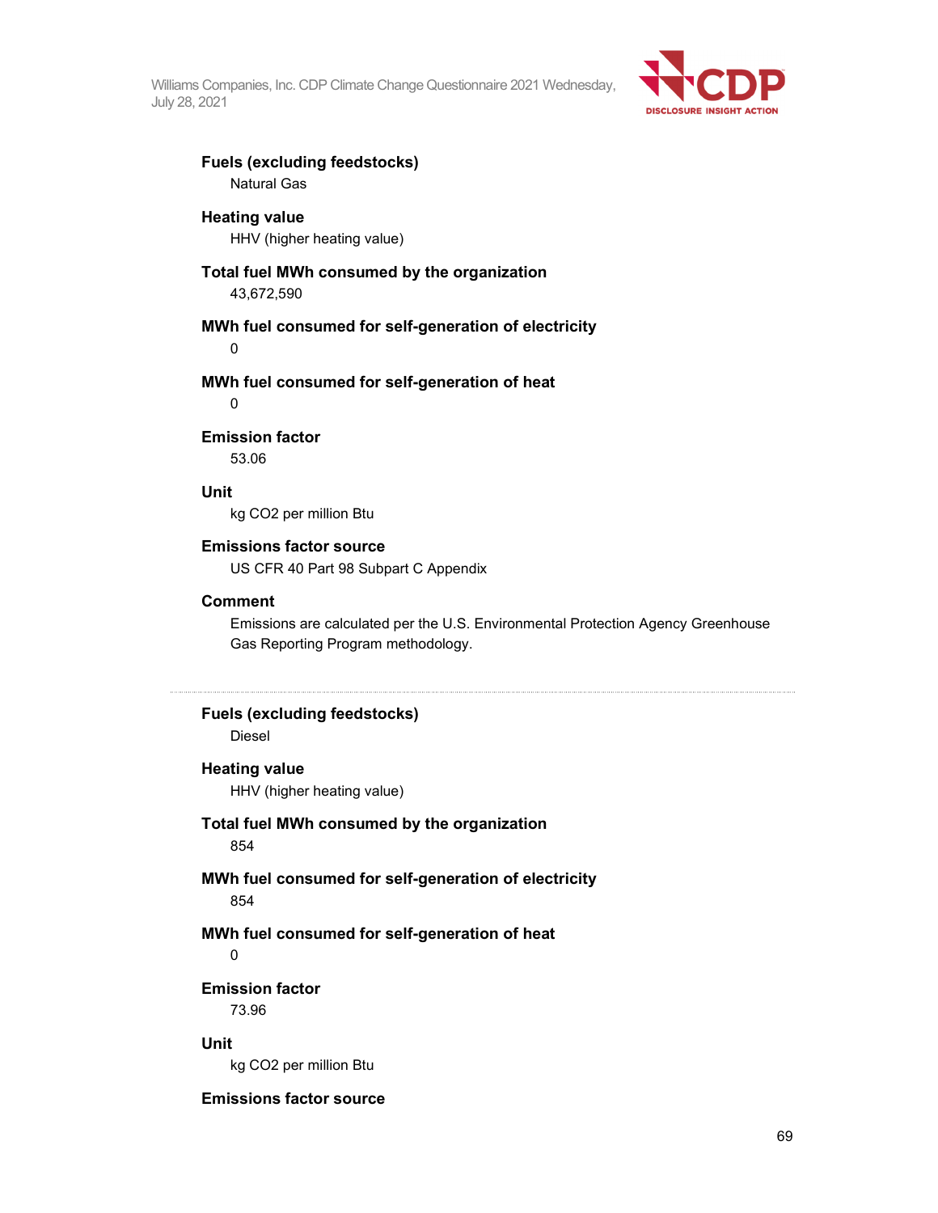**Fuels (excluding feedstocks)**
Natural Gas

**Heating value**
HHV (higher heating value)

**Total fuel MWh consumed by the organization**
43,672,590

**MWh fuel consumed for self-generation of electricity**
0

**MWh fuel consumed for self-generation of heat**
0

**Emission factor**
53.06

**Unit**
kg CO2 per million Btu

**Emissions factor source**
US CFR 40 Part 98 Subpart C Appendix

**Comment**
Emissions are calculated per the U.S. Environmental Protection Agency Greenhouse Gas Reporting Program methodology.

---

**Fuels (excluding feedstocks)**
Diesel

**Heating value**
HHV (higher heating value)

**Total fuel MWh consumed by the organization**
854

**MWh fuel consumed for self-generation of electricity**
854

**MWh fuel consumed for self-generation of heat**
0

**Emission factor**
73.96

**Unit**
kg CO2 per million Btu

**Emissions factor source**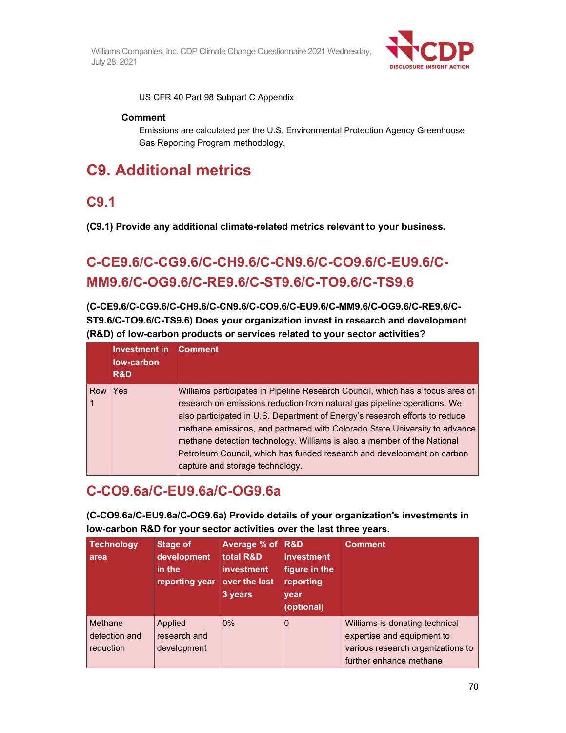US CFR 40 Part 98 Subpart C Appendix

**Comment**

Emissions are calculated per the U.S. Environmental Protection Agency Greenhouse Gas Reporting Program methodology.

# C9. Additional metrics

## C9.1

**(C9.1) Provide any additional climate-related metrics relevant to your business.**

## C-CE9.6/C-CG9.6/C-CH9.6/C-CN9.6/C-CO9.6/C-EU9.6/C-MM9.6/C-OG9.6/C-RE9.6/C-ST9.6/C-TO9.6/C-TS9.6

**(C-CE9.6/C-CG9.6/C-CH9.6/C-CN9.6/C-CO9.6/C-EU9.6/C-MM9.6/C-OG9.6/C-RE9.6/C-ST9.6/C-TO9.6/C-TS9.6) Does your organization invest in research and development (R&D) of low-carbon products or services related to your sector activities?**

| | Investment in low-carbon R&D | Comment |
|---|---|---|
| Row 1 | Yes | Williams participates in Pipeline Research Council, which has a focus area of research on emissions reduction from natural gas pipeline operations. We also participated in U.S. Department of Energy's research efforts to reduce methane emissions, and partnered with Colorado State University to advance methane detection technology. Williams is also a member of the National Petroleum Council, which has funded research and development on carbon capture and storage technology. |

## C-CO9.6a/C-EU9.6a/C-OG9.6a

**(C-CO9.6a/C-EU9.6a/C-OG9.6a) Provide details of your organization's investments in low-carbon R&D for your sector activities over the last three years.**

| Technology area | Stage of development in the reporting year | Average % of total R&D investment over the last 3 years | R&D investment figure in the reporting year (optional) | Comment |
|---|---|---|---|---|
| Methane detection and reduction | Applied research and development | 0% | 0 | Williams is donating technical expertise and equipment to various research organizations to further enhance methane |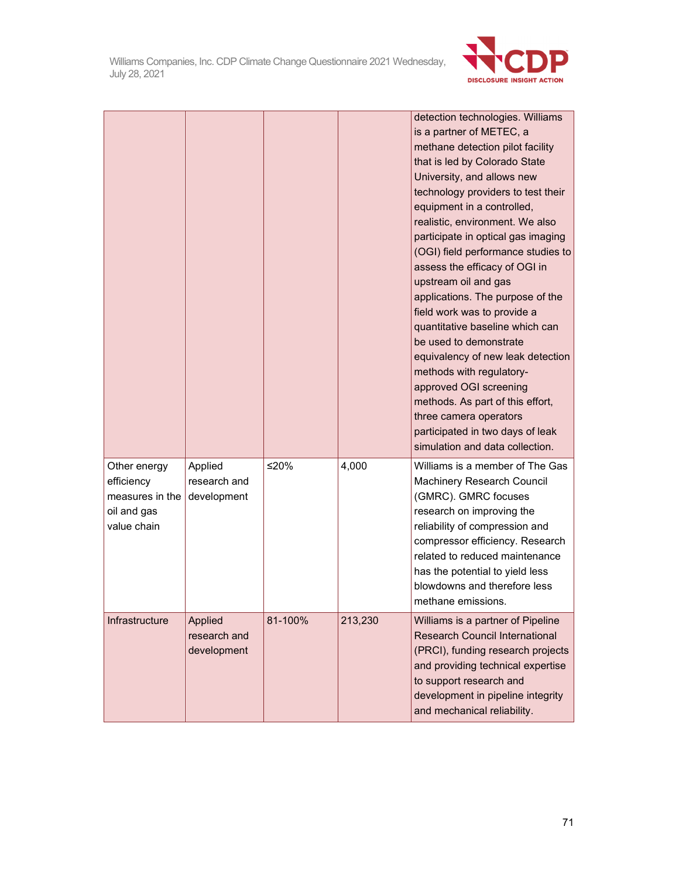|  |  |  |  |  |
|---|---|---|---|---|
|  |  |  |  | detection technologies. Williams is a partner of METEC, a methane detection pilot facility that is led by Colorado State University, and allows new technology providers to test their equipment in a controlled, realistic, environment. We also participate in optical gas imaging (OGI) field performance studies to assess the efficacy of OGI in upstream oil and gas applications. The purpose of the field work was to provide a quantitative baseline which can be used to demonstrate equivalency of new leak detection methods with regulatory-approved OGI screening methods. As part of this effort, three camera operators participated in two days of leak simulation and data collection. |
| Other energy efficiency measures in the oil and gas value chain | Applied research and development | ≤20% | 4,000 | Williams is a member of The Gas Machinery Research Council (GMRC). GMRC focuses research on improving the reliability of compression and compressor efficiency. Research related to reduced maintenance has the potential to yield less blowdowns and therefore less methane emissions. |
| Infrastructure | Applied research and development | 81-100% | 213,230 | Williams is a partner of Pipeline Research Council International (PRCI), funding research projects and providing technical expertise to support research and development in pipeline integrity and mechanical reliability. |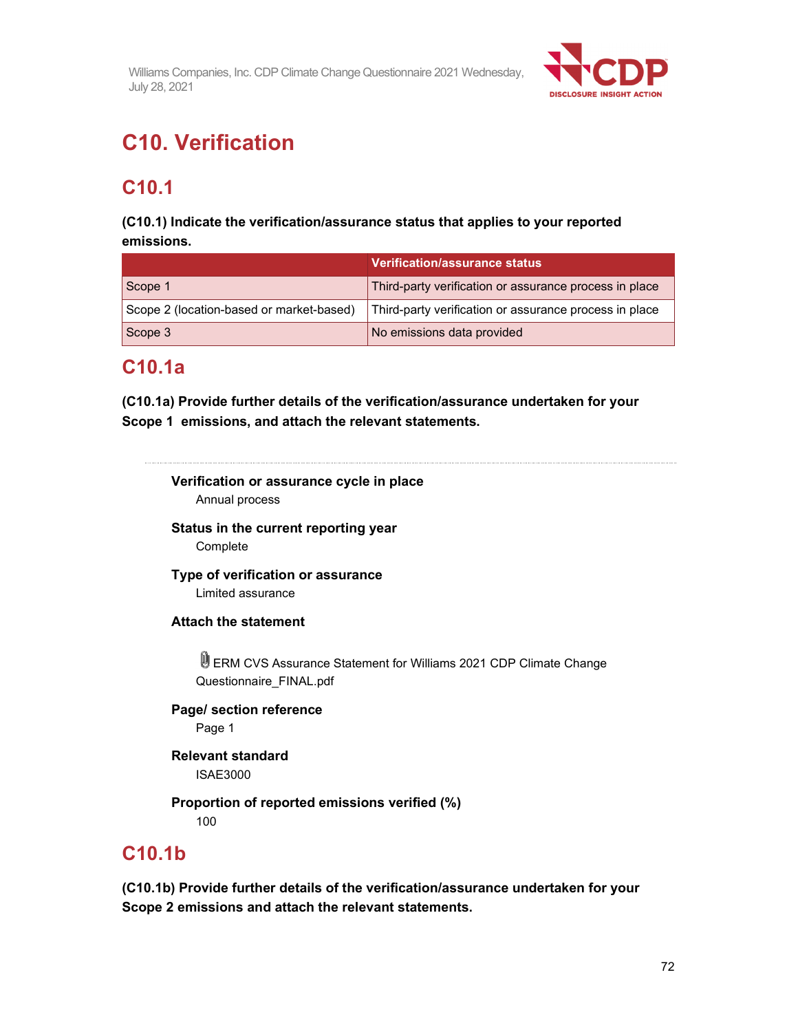# C10. Verification

## C10.1

**(C10.1) Indicate the verification/assurance status that applies to your reported emissions.**

| | Verification/assurance status |
|---|---|
| Scope 1 | Third-party verification or assurance process in place |
| Scope 2 (location-based or market-based) | Third-party verification or assurance process in place |
| Scope 3 | No emissions data provided |

## C10.1a

**(C10.1a) Provide further details of the verification/assurance undertaken for your Scope 1 emissions, and attach the relevant statements.**

**Verification or assurance cycle in place**

Annual process

**Status in the current reporting year**

Complete

**Type of verification or assurance**

Limited assurance

**Attach the statement**

ERM CVS Assurance Statement for Williams 2021 CDP Climate Change Questionnaire_FINAL.pdf

**Page/ section reference**

Page 1

**Relevant standard**

ISAE3000

**Proportion of reported emissions verified (%)**

100

## C10.1b

**(C10.1b) Provide further details of the verification/assurance undertaken for your Scope 2 emissions and attach the relevant statements.**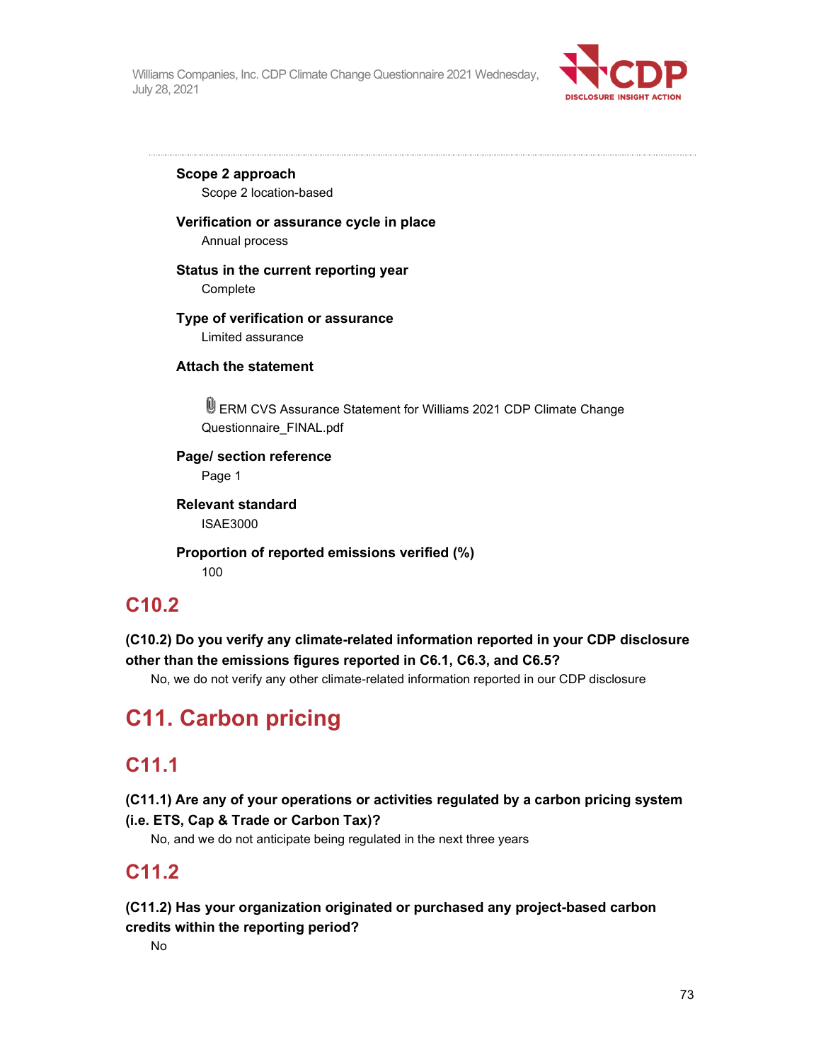**Scope 2 approach**

Scope 2 location-based

**Verification or assurance cycle in place**

Annual process

**Status in the current reporting year**

Complete

**Type of verification or assurance**

Limited assurance

**Attach the statement**

ERM CVS Assurance Statement for Williams 2021 CDP Climate Change Questionnaire_FINAL.pdf

**Page/ section reference**

Page 1

**Relevant standard**

ISAE3000

**Proportion of reported emissions verified (%)**

100

## C10.2

**(C10.2) Do you verify any climate-related information reported in your CDP disclosure other than the emissions figures reported in C6.1, C6.3, and C6.5?**

No, we do not verify any other climate-related information reported in our CDP disclosure

# C11. Carbon pricing

## C11.1

**(C11.1) Are any of your operations or activities regulated by a carbon pricing system (i.e. ETS, Cap & Trade or Carbon Tax)?**

No, and we do not anticipate being regulated in the next three years

## C11.2

**(C11.2) Has your organization originated or purchased any project-based carbon credits within the reporting period?**

No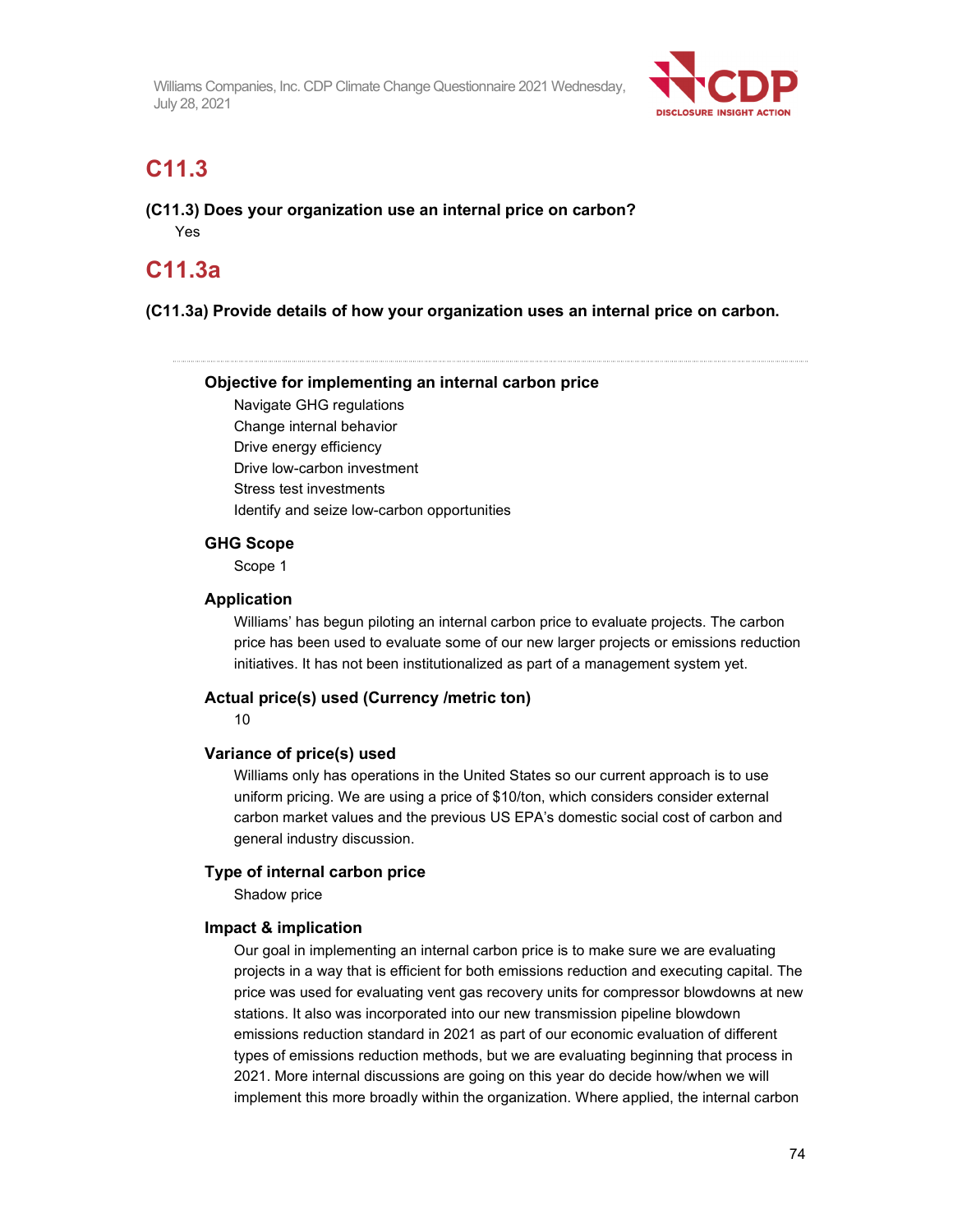## C11.3

**(C11.3) Does your organization use an internal price on carbon?**

Yes

## C11.3a

**(C11.3a) Provide details of how your organization uses an internal price on carbon.**

---

**Objective for implementing an internal carbon price**

Navigate GHG regulations
Change internal behavior
Drive energy efficiency
Drive low-carbon investment
Stress test investments
Identify and seize low-carbon opportunities

**GHG Scope**

Scope 1

**Application**

Williams' has begun piloting an internal carbon price to evaluate projects. The carbon price has been used to evaluate some of our new larger projects or emissions reduction initiatives. It has not been institutionalized as part of a management system yet.

**Actual price(s) used (Currency /metric ton)**

10

**Variance of price(s) used**

Williams only has operations in the United States so our current approach is to use uniform pricing. We are using a price of $10/ton, which considers consider external carbon market values and the previous US EPA's domestic social cost of carbon and general industry discussion.

**Type of internal carbon price**

Shadow price

**Impact & implication**

Our goal in implementing an internal carbon price is to make sure we are evaluating projects in a way that is efficient for both emissions reduction and executing capital. The price was used for evaluating vent gas recovery units for compressor blowdowns at new stations. It also was incorporated into our new transmission pipeline blowdown emissions reduction standard in 2021 as part of our economic evaluation of different types of emissions reduction methods, but we are evaluating beginning that process in 2021. More internal discussions are going on this year do decide how/when we will implement this more broadly within the organization. Where applied, the internal carbon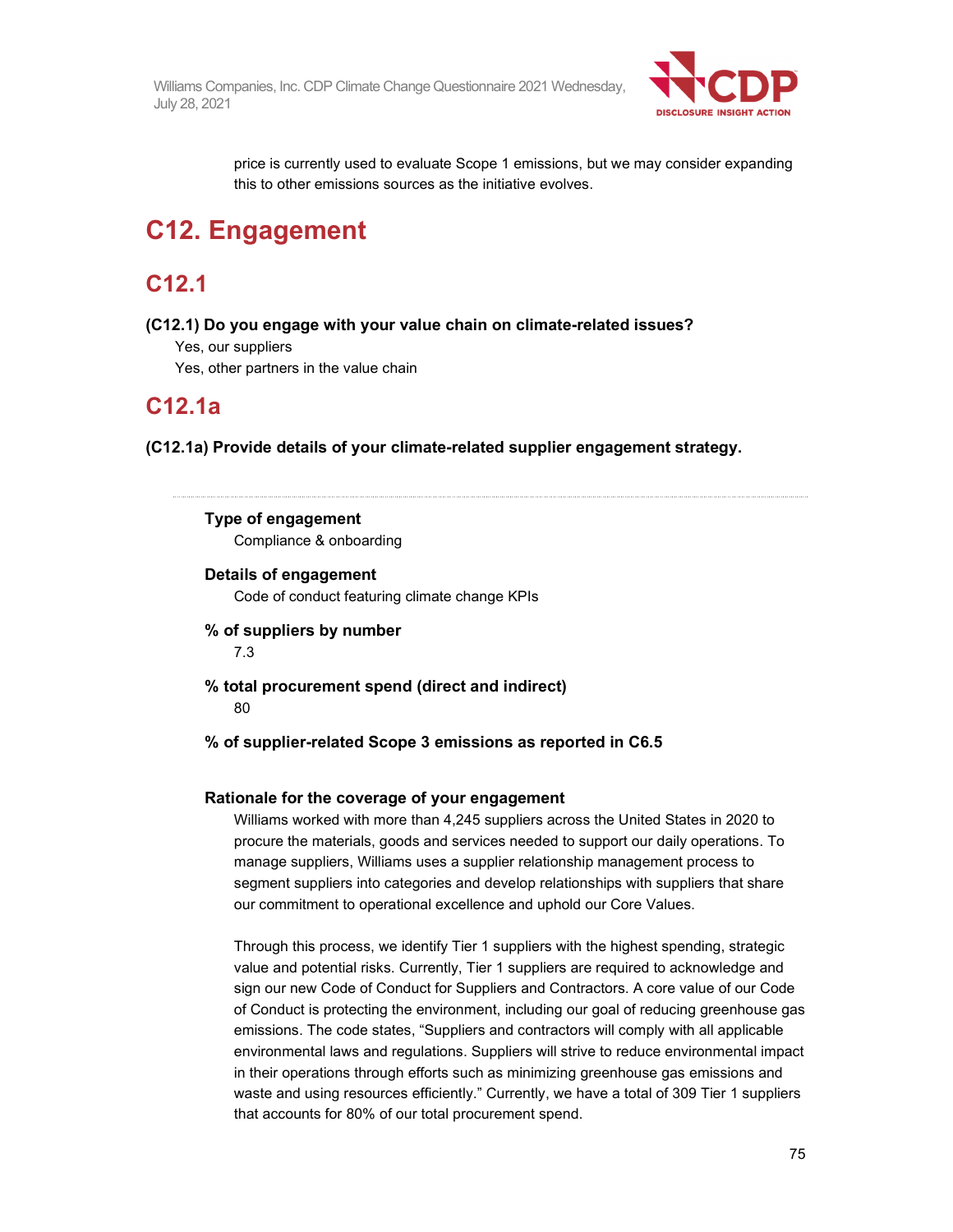price is currently used to evaluate Scope 1 emissions, but we may consider expanding this to other emissions sources as the initiative evolves.

# C12. Engagement

## C12.1

**(C12.1) Do you engage with your value chain on climate-related issues?**

Yes, our suppliers

Yes, other partners in the value chain

## C12.1a

**(C12.1a) Provide details of your climate-related supplier engagement strategy.**

---

**Type of engagement**

Compliance & onboarding

**Details of engagement**

Code of conduct featuring climate change KPIs

**% of suppliers by number**

7.3

**% total procurement spend (direct and indirect)**

80

**% of supplier-related Scope 3 emissions as reported in C6.5**

**Rationale for the coverage of your engagement**

Williams worked with more than 4,245 suppliers across the United States in 2020 to procure the materials, goods and services needed to support our daily operations. To manage suppliers, Williams uses a supplier relationship management process to segment suppliers into categories and develop relationships with suppliers that share our commitment to operational excellence and uphold our Core Values.

Through this process, we identify Tier 1 suppliers with the highest spending, strategic value and potential risks. Currently, Tier 1 suppliers are required to acknowledge and sign our new Code of Conduct for Suppliers and Contractors. A core value of our Code of Conduct is protecting the environment, including our goal of reducing greenhouse gas emissions. The code states, "Suppliers and contractors will comply with all applicable environmental laws and regulations. Suppliers will strive to reduce environmental impact in their operations through efforts such as minimizing greenhouse gas emissions and waste and using resources efficiently." Currently, we have a total of 309 Tier 1 suppliers that accounts for 80% of our total procurement spend.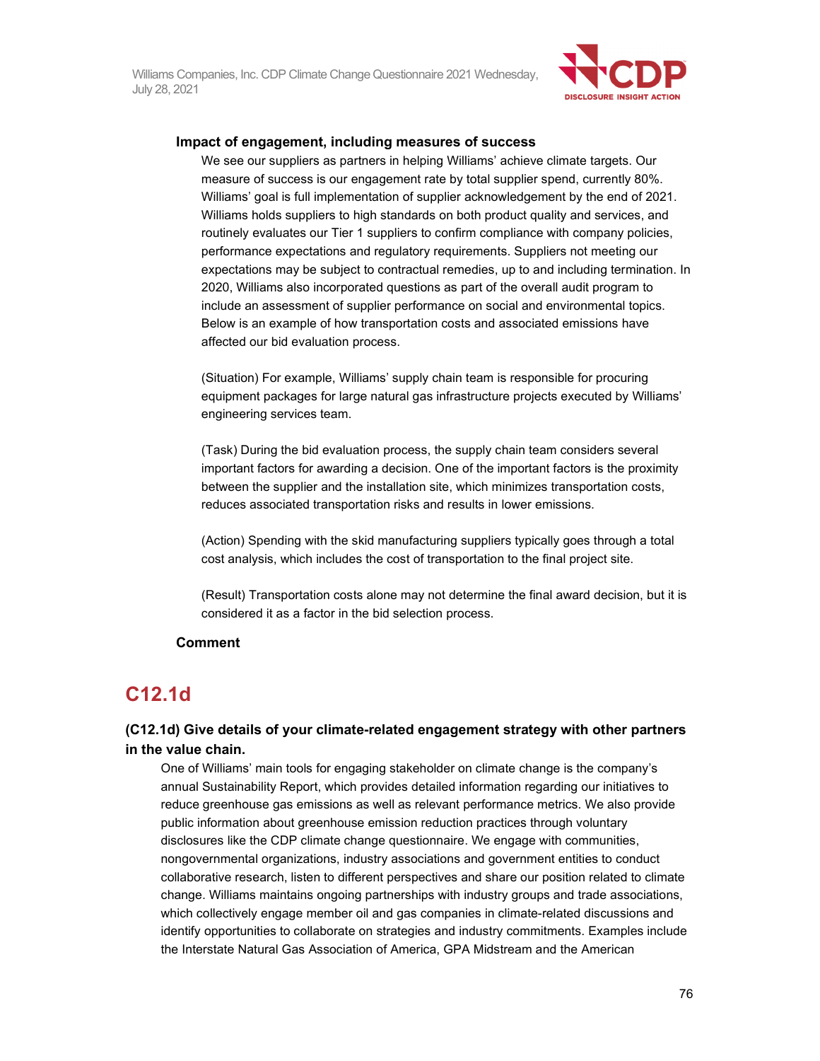**Impact of engagement, including measures of success**

We see our suppliers as partners in helping Williams' achieve climate targets. Our measure of success is our engagement rate by total supplier spend, currently 80%. Williams' goal is full implementation of supplier acknowledgement by the end of 2021. Williams holds suppliers to high standards on both product quality and services, and routinely evaluates our Tier 1 suppliers to confirm compliance with company policies, performance expectations and regulatory requirements. Suppliers not meeting our expectations may be subject to contractual remedies, up to and including termination. In 2020, Williams also incorporated questions as part of the overall audit program to include an assessment of supplier performance on social and environmental topics. Below is an example of how transportation costs and associated emissions have affected our bid evaluation process.

(Situation) For example, Williams' supply chain team is responsible for procuring equipment packages for large natural gas infrastructure projects executed by Williams' engineering services team.

(Task) During the bid evaluation process, the supply chain team considers several important factors for awarding a decision. One of the important factors is the proximity between the supplier and the installation site, which minimizes transportation costs, reduces associated transportation risks and results in lower emissions.

(Action) Spending with the skid manufacturing suppliers typically goes through a total cost analysis, which includes the cost of transportation to the final project site.

(Result) Transportation costs alone may not determine the final award decision, but it is considered it as a factor in the bid selection process.

**Comment**

## C12.1d

### (C12.1d) Give details of your climate-related engagement strategy with other partners in the value chain.

One of Williams' main tools for engaging stakeholder on climate change is the company's annual Sustainability Report, which provides detailed information regarding our initiatives to reduce greenhouse gas emissions as well as relevant performance metrics. We also provide public information about greenhouse emission reduction practices through voluntary disclosures like the CDP climate change questionnaire. We engage with communities, nongovernmental organizations, industry associations and government entities to conduct collaborative research, listen to different perspectives and share our position related to climate change. Williams maintains ongoing partnerships with industry groups and trade associations, which collectively engage member oil and gas companies in climate-related discussions and identify opportunities to collaborate on strategies and industry commitments. Examples include the Interstate Natural Gas Association of America, GPA Midstream and the American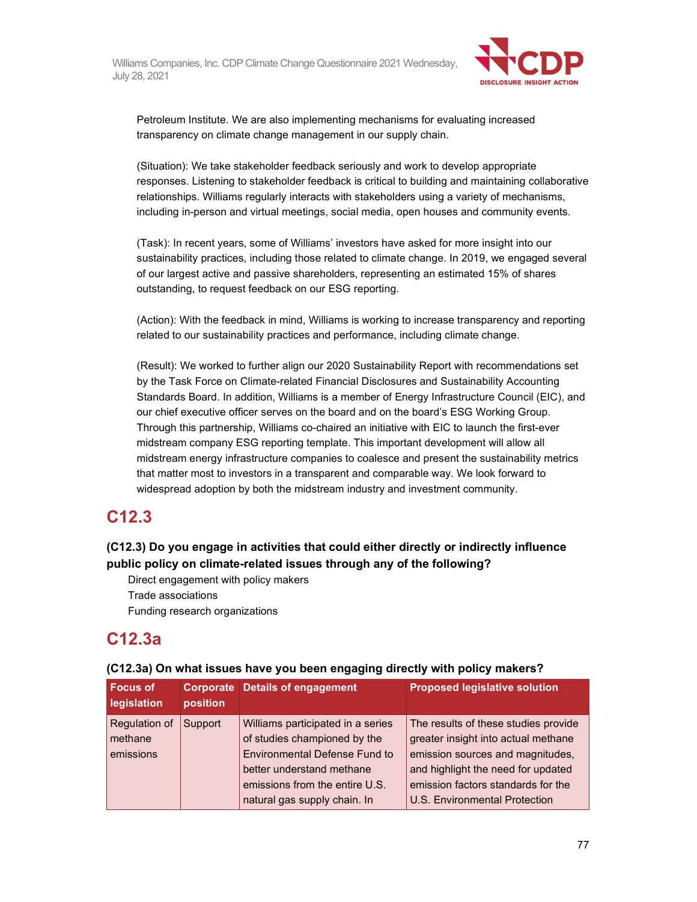Petroleum Institute. We are also implementing mechanisms for evaluating increased transparency on climate change management in our supply chain.

(Situation): We take stakeholder feedback seriously and work to develop appropriate responses. Listening to stakeholder feedback is critical to building and maintaining collaborative relationships. Williams regularly interacts with stakeholders using a variety of mechanisms, including in-person and virtual meetings, social media, open houses and community events.

(Task): In recent years, some of Williams' investors have asked for more insight into our sustainability practices, including those related to climate change. In 2019, we engaged several of our largest active and passive shareholders, representing an estimated 15% of shares outstanding, to request feedback on our ESG reporting.

(Action): With the feedback in mind, Williams is working to increase transparency and reporting related to our sustainability practices and performance, including climate change.

(Result): We worked to further align our 2020 Sustainability Report with recommendations set by the Task Force on Climate-related Financial Disclosures and Sustainability Accounting Standards Board. In addition, Williams is a member of Energy Infrastructure Council (EIC), and our chief executive officer serves on the board and on the board's ESG Working Group. Through this partnership, Williams co-chaired an initiative with EIC to launch the first-ever midstream company ESG reporting template. This important development will allow all midstream energy infrastructure companies to coalesce and present the sustainability metrics that matter most to investors in a transparent and comparable way. We look forward to widespread adoption by both the midstream industry and investment community.

## C12.3

### (C12.3) Do you engage in activities that could either directly or indirectly influence public policy on climate-related issues through any of the following?

Direct engagement with policy makers
Trade associations
Funding research organizations

## C12.3a

### (C12.3a) On what issues have you been engaging directly with policy makers?

| Focus of legislation | Corporate position | Details of engagement | Proposed legislative solution |
|---|---|---|---|
| Regulation of methane emissions | Support | Williams participated in a series of studies championed by the Environmental Defense Fund to better understand methane emissions from the entire U.S. natural gas supply chain. In | The results of these studies provide greater insight into actual methane emission sources and magnitudes, and highlight the need for updated emission factors standards for the U.S. Environmental Protection |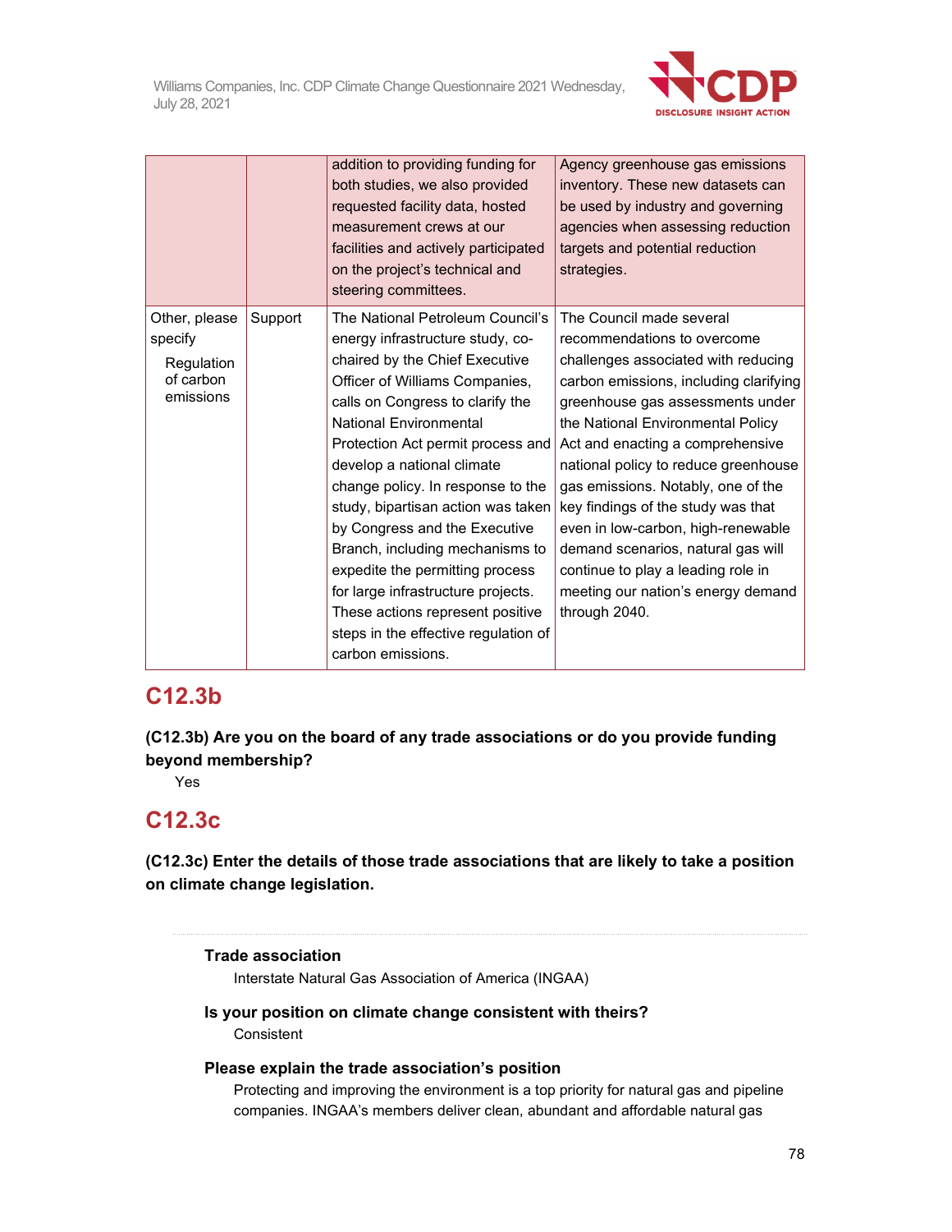| | | addition to providing funding for both studies, we also provided requested facility data, hosted measurement crews at our facilities and actively participated on the project's technical and steering committees. | Agency greenhouse gas emissions inventory. These new datasets can be used by industry and governing agencies when assessing reduction targets and potential reduction strategies. |
|---|---|---|---|
| Other, please specify<br>Regulation of carbon emissions | Support | The National Petroleum Council's energy infrastructure study, co-chaired by the Chief Executive Officer of Williams Companies, calls on Congress to clarify the National Environmental Protection Act permit process and develop a national climate change policy. In response to the study, bipartisan action was taken by Congress and the Executive Branch, including mechanisms to expedite the permitting process for large infrastructure projects. These actions represent positive steps in the effective regulation of carbon emissions. | The Council made several recommendations to overcome challenges associated with reducing carbon emissions, including clarifying greenhouse gas assessments under the National Environmental Policy Act and enacting a comprehensive national policy to reduce greenhouse gas emissions. Notably, one of the key findings of the study was that even in low-carbon, high-renewable demand scenarios, natural gas will continue to play a leading role in meeting our nation's energy demand through 2040. |

## C12.3b

**(C12.3b) Are you on the board of any trade associations or do you provide funding beyond membership?**

Yes

## C12.3c

**(C12.3c) Enter the details of those trade associations that are likely to take a position on climate change legislation.**

**Trade association**

Interstate Natural Gas Association of America (INGAA)

**Is your position on climate change consistent with theirs?**

Consistent

**Please explain the trade association's position**

Protecting and improving the environment is a top priority for natural gas and pipeline companies. INGAA's members deliver clean, abundant and affordable natural gas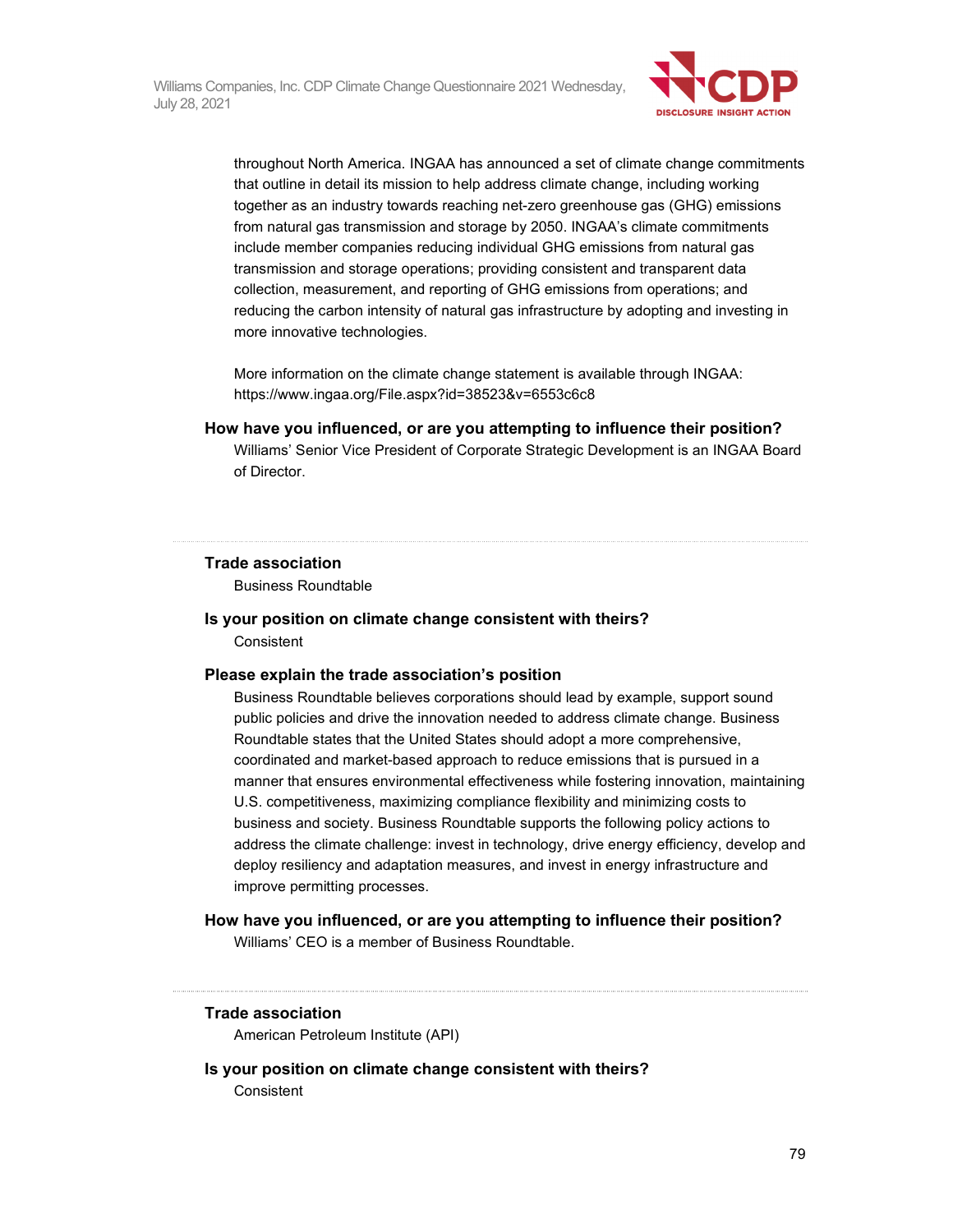throughout North America. INGAA has announced a set of climate change commitments that outline in detail its mission to help address climate change, including working together as an industry towards reaching net-zero greenhouse gas (GHG) emissions from natural gas transmission and storage by 2050. INGAA's climate commitments include member companies reducing individual GHG emissions from natural gas transmission and storage operations; providing consistent and transparent data collection, measurement, and reporting of GHG emissions from operations; and reducing the carbon intensity of natural gas infrastructure by adopting and investing in more innovative technologies.

More information on the climate change statement is available through INGAA: https://www.ingaa.org/File.aspx?id=38523&v=6553c6c8

**How have you influenced, or are you attempting to influence their position?**

Williams' Senior Vice President of Corporate Strategic Development is an INGAA Board of Director.

---

**Trade association**

Business Roundtable

**Is your position on climate change consistent with theirs?**

Consistent

**Please explain the trade association's position**

Business Roundtable believes corporations should lead by example, support sound public policies and drive the innovation needed to address climate change. Business Roundtable states that the United States should adopt a more comprehensive, coordinated and market-based approach to reduce emissions that is pursued in a manner that ensures environmental effectiveness while fostering innovation, maintaining U.S. competitiveness, maximizing compliance flexibility and minimizing costs to business and society. Business Roundtable supports the following policy actions to address the climate challenge: invest in technology, drive energy efficiency, develop and deploy resiliency and adaptation measures, and invest in energy infrastructure and improve permitting processes.

**How have you influenced, or are you attempting to influence their position?**

Williams' CEO is a member of Business Roundtable.

---

**Trade association**

American Petroleum Institute (API)

**Is your position on climate change consistent with theirs?**

Consistent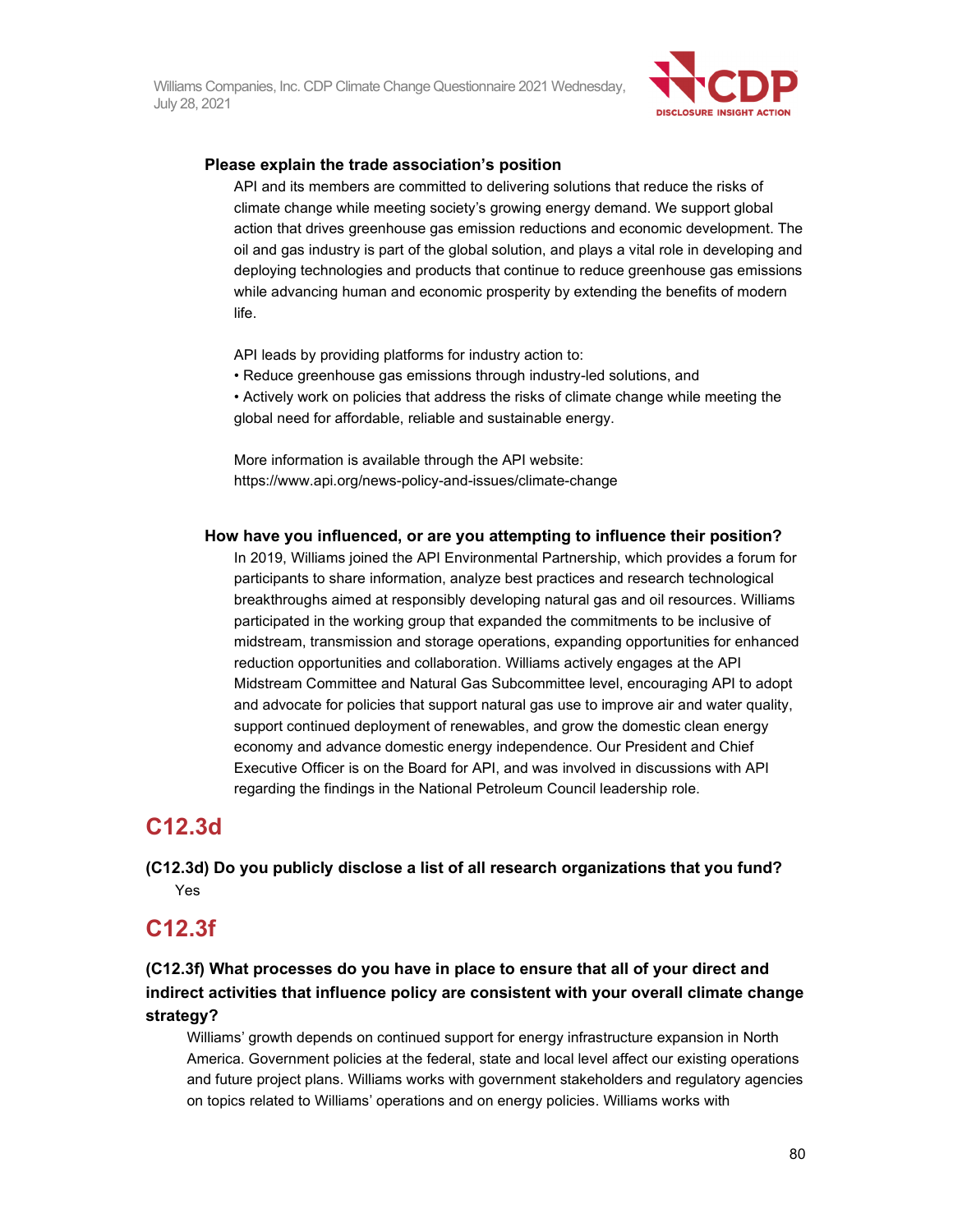#### Please explain the trade association's position

API and its members are committed to delivering solutions that reduce the risks of climate change while meeting society's growing energy demand. We support global action that drives greenhouse gas emission reductions and economic development. The oil and gas industry is part of the global solution, and plays a vital role in developing and deploying technologies and products that continue to reduce greenhouse gas emissions while advancing human and economic prosperity by extending the benefits of modern life.

API leads by providing platforms for industry action to:

• Reduce greenhouse gas emissions through industry-led solutions, and

• Actively work on policies that address the risks of climate change while meeting the global need for affordable, reliable and sustainable energy.

More information is available through the API website:
https://www.api.org/news-policy-and-issues/climate-change

#### How have you influenced, or are you attempting to influence their position?

In 2019, Williams joined the API Environmental Partnership, which provides a forum for participants to share information, analyze best practices and research technological breakthroughs aimed at responsibly developing natural gas and oil resources. Williams participated in the working group that expanded the commitments to be inclusive of midstream, transmission and storage operations, expanding opportunities for enhanced reduction opportunities and collaboration. Williams actively engages at the API Midstream Committee and Natural Gas Subcommittee level, encouraging API to adopt and advocate for policies that support natural gas use to improve air and water quality, support continued deployment of renewables, and grow the domestic clean energy economy and advance domestic energy independence. Our President and Chief Executive Officer is on the Board for API, and was involved in discussions with API regarding the findings in the National Petroleum Council leadership role.

## C12.3d

### (C12.3d) Do you publicly disclose a list of all research organizations that you fund?

Yes

## C12.3f

### (C12.3f) What processes do you have in place to ensure that all of your direct and indirect activities that influence policy are consistent with your overall climate change strategy?

Williams' growth depends on continued support for energy infrastructure expansion in North America. Government policies at the federal, state and local level affect our existing operations and future project plans. Williams works with government stakeholders and regulatory agencies on topics related to Williams' operations and on energy policies. Williams works with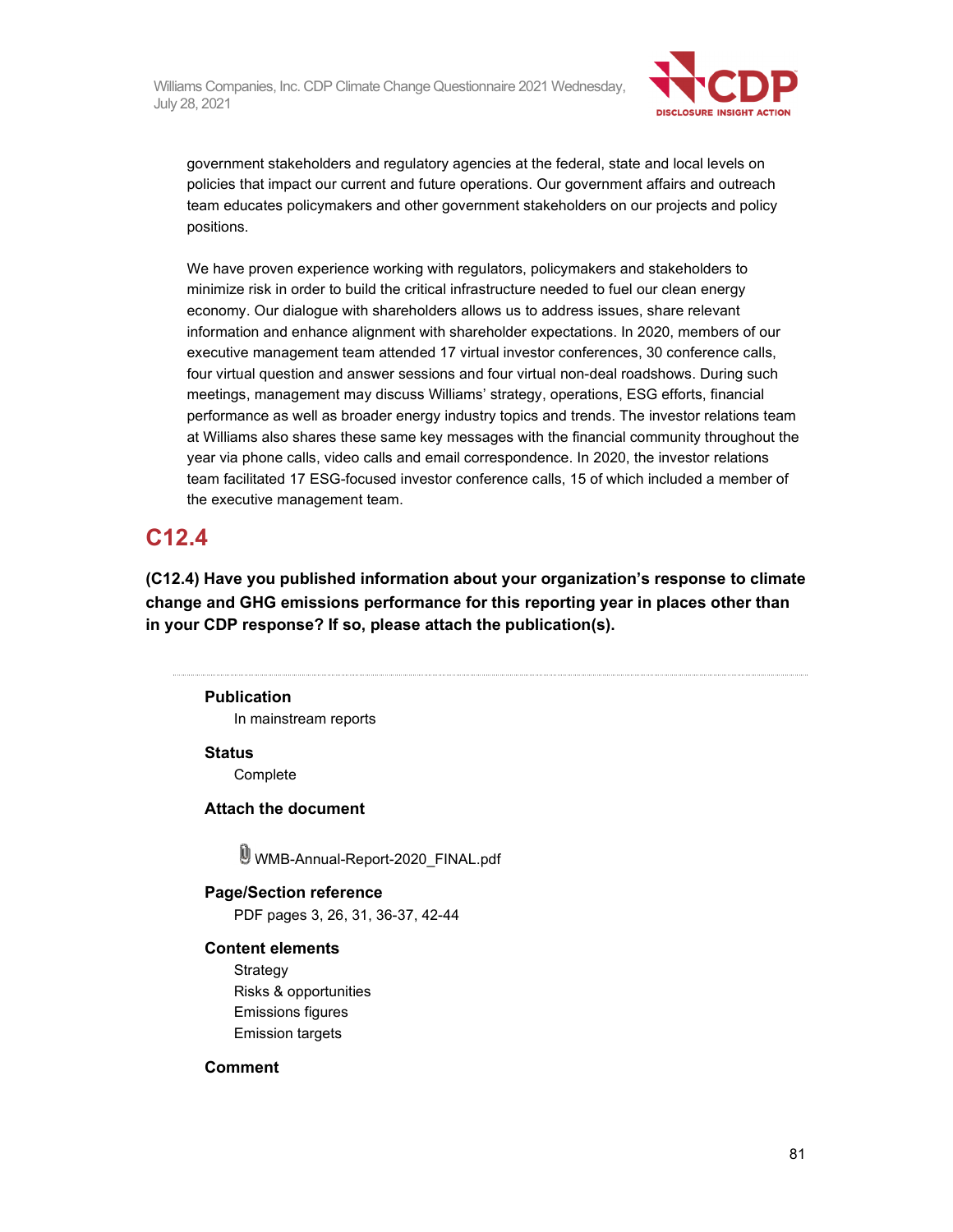government stakeholders and regulatory agencies at the federal, state and local levels on policies that impact our current and future operations. Our government affairs and outreach team educates policymakers and other government stakeholders on our projects and policy positions.

We have proven experience working with regulators, policymakers and stakeholders to minimize risk in order to build the critical infrastructure needed to fuel our clean energy economy. Our dialogue with shareholders allows us to address issues, share relevant information and enhance alignment with shareholder expectations. In 2020, members of our executive management team attended 17 virtual investor conferences, 30 conference calls, four virtual question and answer sessions and four virtual non-deal roadshows. During such meetings, management may discuss Williams' strategy, operations, ESG efforts, financial performance as well as broader energy industry topics and trends. The investor relations team at Williams also shares these same key messages with the financial community throughout the year via phone calls, video calls and email correspondence. In 2020, the investor relations team facilitated 17 ESG-focused investor conference calls, 15 of which included a member of the executive management team.

## C12.4

**(C12.4) Have you published information about your organization's response to climate change and GHG emissions performance for this reporting year in places other than in your CDP response? If so, please attach the publication(s).**

**Publication**
In mainstream reports

**Status**
Complete

**Attach the document**

WMB-Annual-Report-2020_FINAL.pdf

**Page/Section reference**
PDF pages 3, 26, 31, 36-37, 42-44

**Content elements**
Strategy
Risks & opportunities
Emissions figures
Emission targets

**Comment**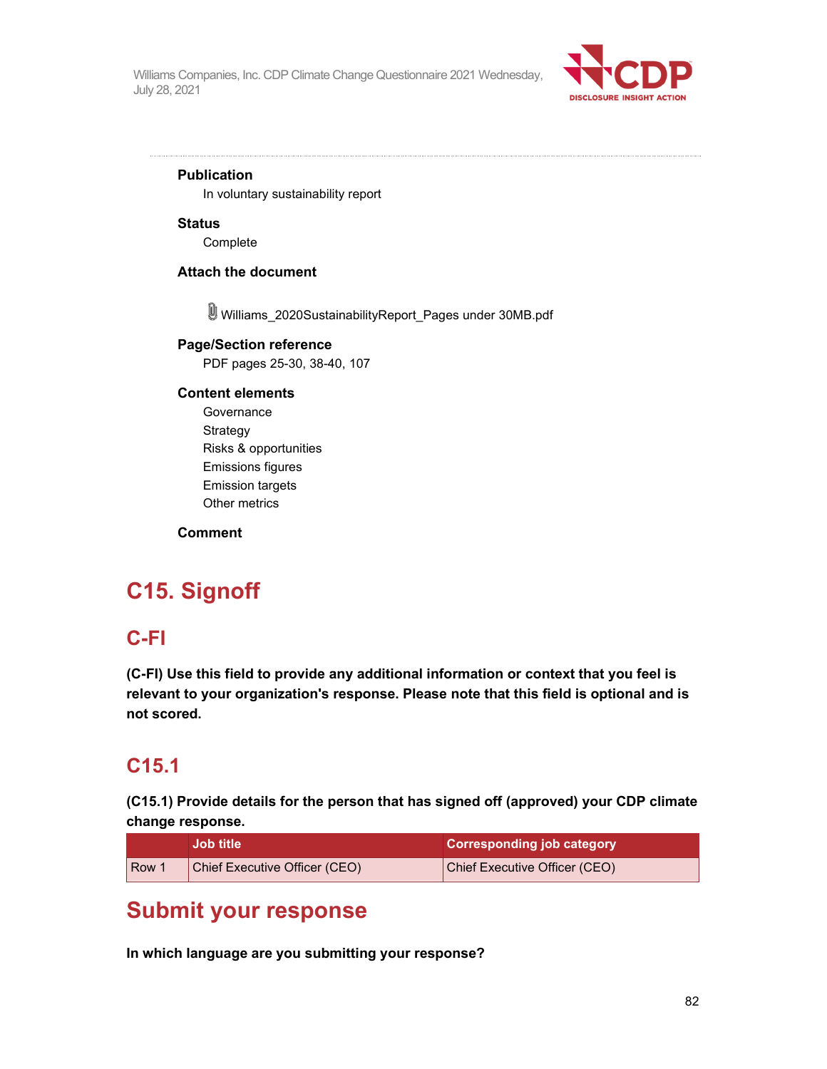**Publication**

In voluntary sustainability report

**Status**

Complete

**Attach the document**

Williams_2020SustainabilityReport_Pages under 30MB.pdf

**Page/Section reference**

PDF pages 25-30, 38-40, 107

**Content elements**

Governance
Strategy
Risks & opportunities
Emissions figures
Emission targets
Other metrics

**Comment**

# C15. Signoff

## C-FI

**(C-FI) Use this field to provide any additional information or context that you feel is relevant to your organization's response. Please note that this field is optional and is not scored.**

## C15.1

**(C15.1) Provide details for the person that has signed off (approved) your CDP climate change response.**

| | Job title | Corresponding job category |
|---|---|---|
| Row 1 | Chief Executive Officer (CEO) | Chief Executive Officer (CEO) |

# Submit your response

**In which language are you submitting your response?**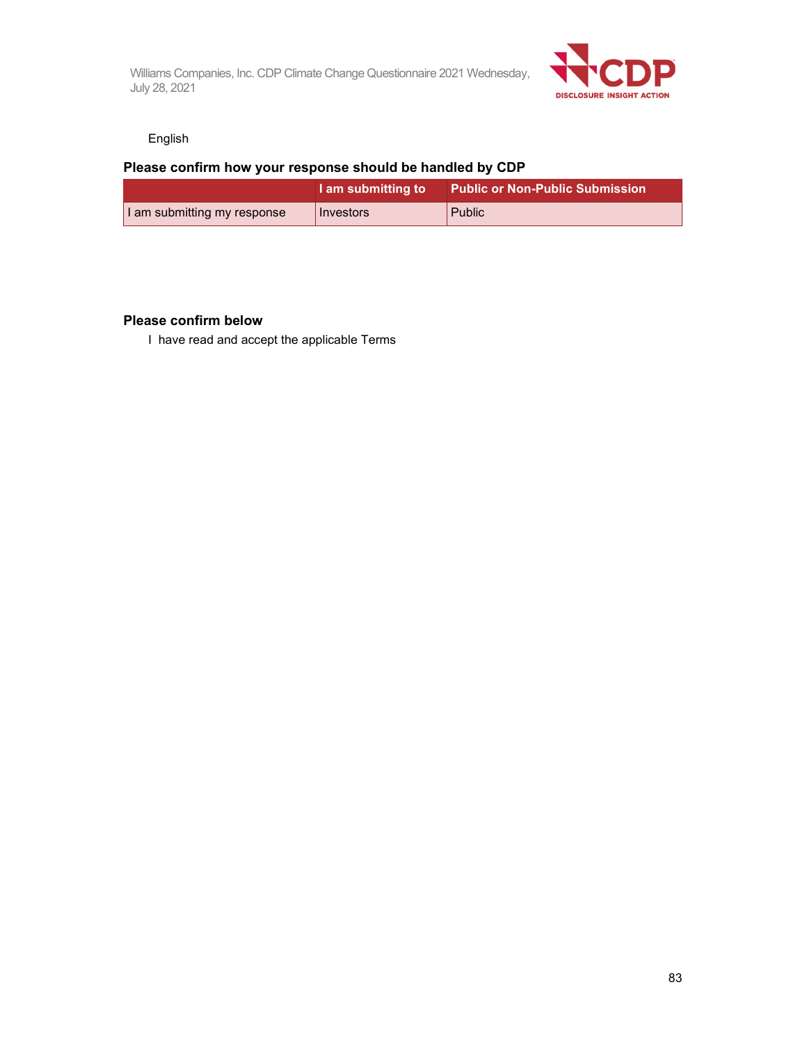English

### Please confirm how your response should be handled by CDP

| | I am submitting to | Public or Non-Public Submission |
| --- | --- | --- |
| I am submitting my response | Investors | Public |

### Please confirm below

I have read and accept the applicable Terms